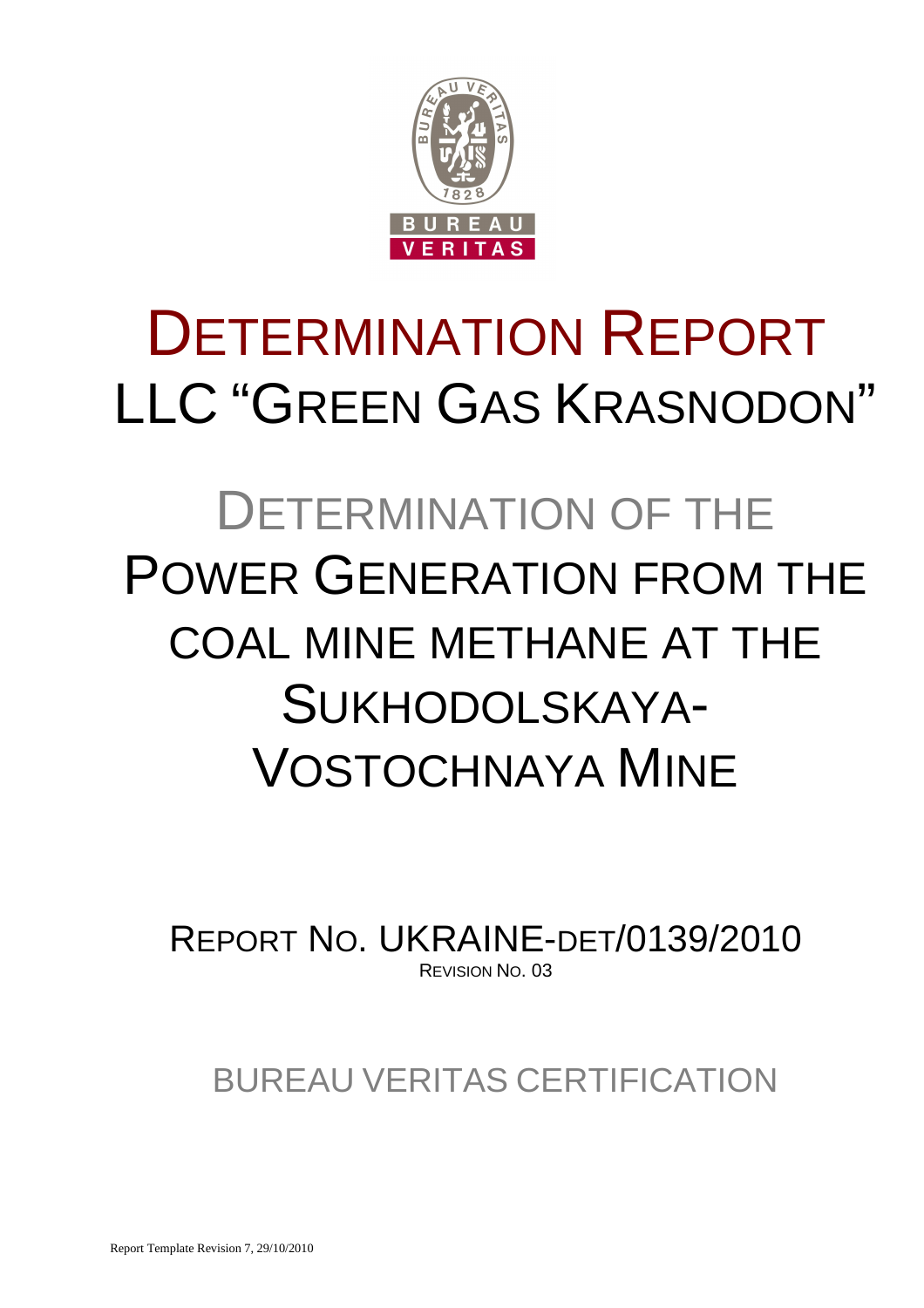# DETERMINATION REPORT

# LLC "GREEN GAS KRASNODON"

## DETERMINATION OF THE POWER GENERATION FROM THE COAL MINE METHANE AT THE SUKHODOLSKAYA-VOSTOCHNAYA MINE

REPORT NO. UKRAINE-DET/0139/2010

REVISION NO. 03

BUREAU VERITAS CERTIFICATION

Report Template Revision 7, 29/10/2010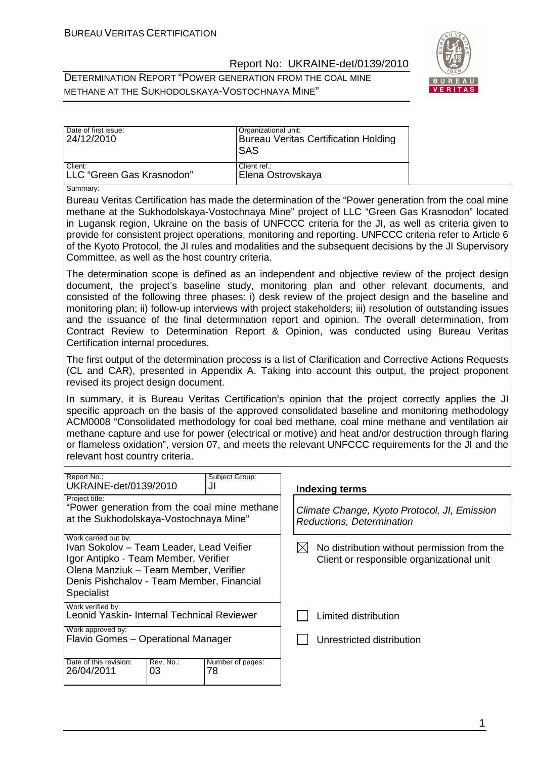| Date of first issue: 24/12/2010 | Organizational unit: Bureau Veritas Certification Holding SAS |
|---|---|
| Client: LLC "Green Gas Krasnodon" | Client ref.: Elena Ostrovskaya |

Summary:

Bureau Veritas Certification has made the determination of the "Power generation from the coal mine methane at the Sukhodolskaya-Vostochnaya Mine" project of LLC "Green Gas Krasnodon" located in Lugansk region, Ukraine on the basis of UNFCCC criteria for the JI, as well as criteria given to provide for consistent project operations, monitoring and reporting. UNFCCC criteria refer to Article 6 of the Kyoto Protocol, the JI rules and modalities and the subsequent decisions by the JI Supervisory Committee, as well as the host country criteria.

The determination scope is defined as an independent and objective review of the project design document, the project's baseline study, monitoring plan and other relevant documents, and consisted of the following three phases: i) desk review of the project design and the baseline and monitoring plan; ii) follow-up interviews with project stakeholders; iii) resolution of outstanding issues and the issuance of the final determination report and opinion. The overall determination, from Contract Review to Determination Report & Opinion, was conducted using Bureau Veritas Certification internal procedures.

The first output of the determination process is a list of Clarification and Corrective Actions Requests (CL and CAR), presented in Appendix A. Taking into account this output, the project proponent revised its project design document.

In summary, it is Bureau Veritas Certification's opinion that the project correctly applies the JI specific approach on the basis of the approved consolidated baseline and monitoring methodology ACM0008 "Consolidated methodology for coal bed methane, coal mine methane and ventilation air methane capture and use for power (electrical or motive) and heat and/or destruction through flaring or flameless oxidation", version 07, and meets the relevant UNFCCC requirements for the JI and the relevant host country criteria.

| Report No.: UKRAINE-det/0139/2010 | Subject Group: JI | **Indexing terms** |
|---|---|---|
| Project title: "Power generation from the coal mine methane at the Sukhodolskaya-Vostochnaya Mine" | | *Climate Change, Kyoto Protocol, JI, Emission Reductions, Determination* |
| Work carried out by: Ivan Sokolov – Team Leader, Lead Veifier; Igor Antipko - Team Member, Verifier; Olena Manziuk – Team Member, Verifier; Denis Pishchalov - Team Member, Financial Specialist | | ☒ No distribution without permission from the Client or responsible organizational unit |
| Work verified by: Leonid Yaskin- Internal Technical Reviewer | | ☐ Limited distribution |
| Work approved by: Flavio Gomes – Operational Manager | | ☐ Unrestricted distribution |
| Date of this revision: 26/04/2011 · Rev. No.: 03 | Number of pages: 78 | |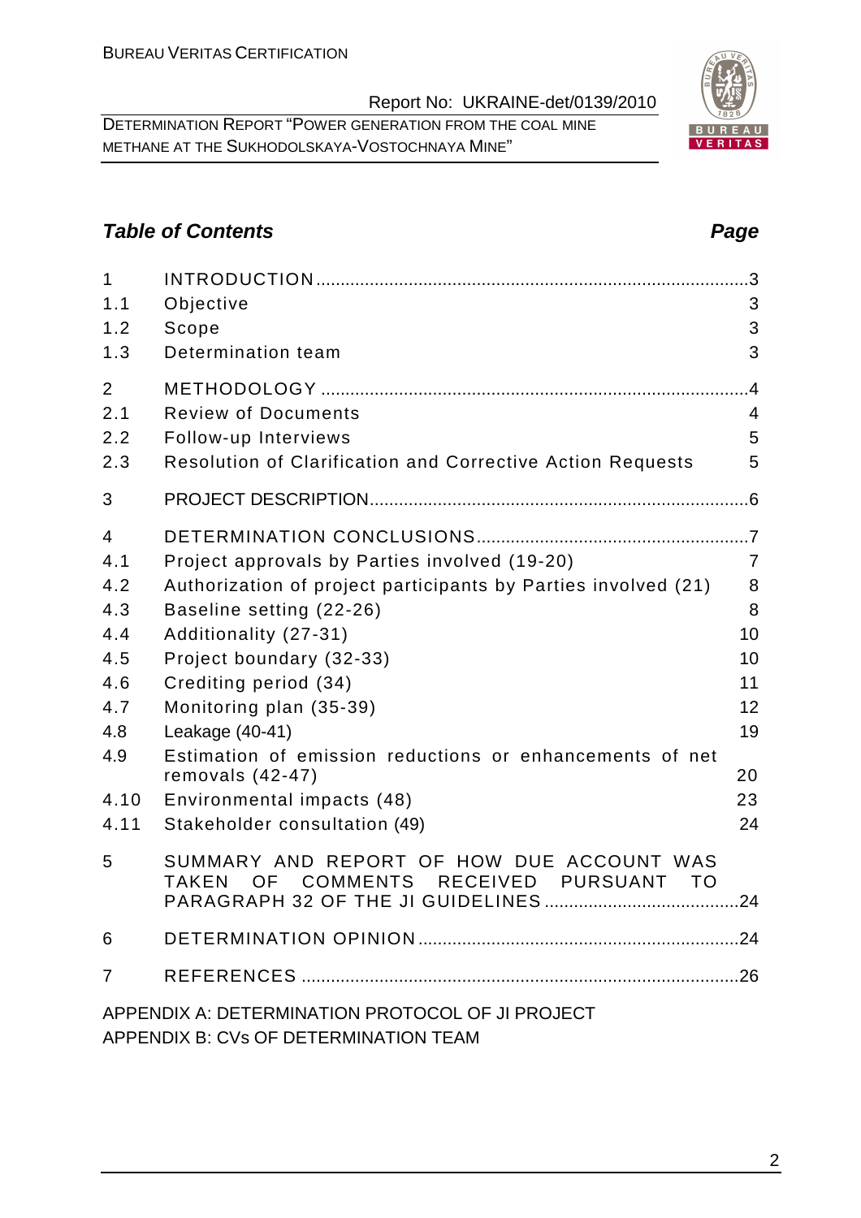## Table of Contents

| | | Page |
|---|---|---|
| 1 | INTRODUCTION | 3 |
| 1.1 | Objective | 3 |
| 1.2 | Scope | 3 |
| 1.3 | Determination team | 3 |
| 2 | METHODOLOGY | 4 |
| 2.1 | Review of Documents | 4 |
| 2.2 | Follow-up Interviews | 5 |
| 2.3 | Resolution of Clarification and Corrective Action Requests | 5 |
| 3 | PROJECT DESCRIPTION | 6 |
| 4 | DETERMINATION CONCLUSIONS | 7 |
| 4.1 | Project approvals by Parties involved (19-20) | 7 |
| 4.2 | Authorization of project participants by Parties involved (21) | 8 |
| 4.3 | Baseline setting (22-26) | 8 |
| 4.4 | Additionality (27-31) | 10 |
| 4.5 | Project boundary (32-33) | 10 |
| 4.6 | Crediting period (34) | 11 |
| 4.7 | Monitoring plan (35-39) | 12 |
| 4.8 | Leakage (40-41) | 19 |
| 4.9 | Estimation of emission reductions or enhancements of net removals (42-47) | 20 |
| 4.10 | Environmental impacts (48) | 23 |
| 4.11 | Stakeholder consultation (49) | 24 |
| 5 | SUMMARY AND REPORT OF HOW DUE ACCOUNT WAS TAKEN OF COMMENTS RECEIVED PURSUANT TO PARAGRAPH 32 OF THE JI GUIDELINES | 24 |
| 6 | DETERMINATION OPINION | 24 |
| 7 | REFERENCES | 26 |

APPENDIX A: DETERMINATION PROTOCOL OF JI PROJECT

APPENDIX B: CVs OF DETERMINATION TEAM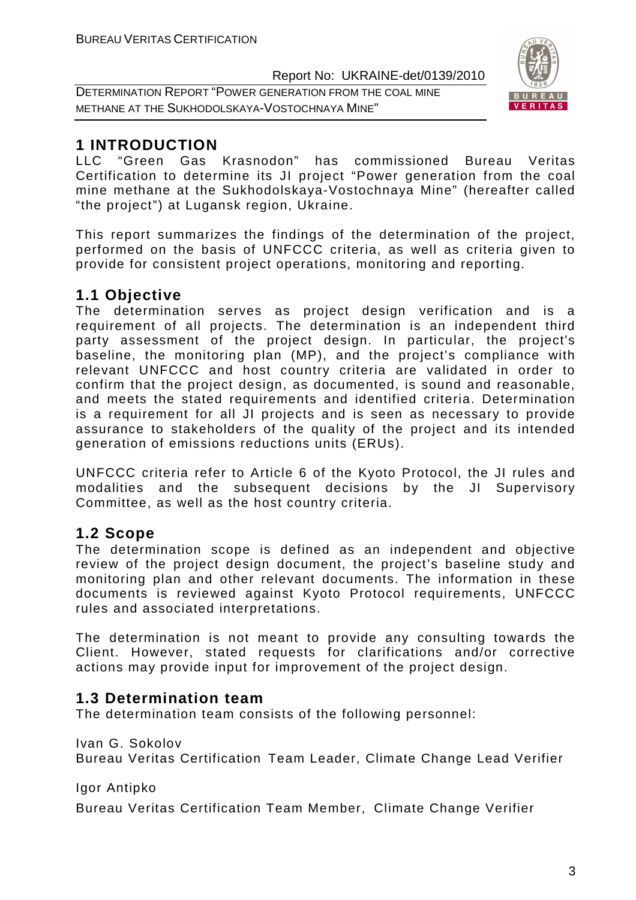# 1 INTRODUCTION

LLC "Green Gas Krasnodon" has commissioned Bureau Veritas Certification to determine its JI project "Power generation from the coal mine methane at the Sukhodolskaya-Vostochnaya Mine" (hereafter called "the project") at Lugansk region, Ukraine.

This report summarizes the findings of the determination of the project, performed on the basis of UNFCCC criteria, as well as criteria given to provide for consistent project operations, monitoring and reporting.

## 1.1 Objective

The determination serves as project design verification and is a requirement of all projects. The determination is an independent third party assessment of the project design. In particular, the project's baseline, the monitoring plan (MP), and the project's compliance with relevant UNFCCC and host country criteria are validated in order to confirm that the project design, as documented, is sound and reasonable, and meets the stated requirements and identified criteria. Determination is a requirement for all JI projects and is seen as necessary to provide assurance to stakeholders of the quality of the project and its intended generation of emissions reductions units (ERUs).

UNFCCC criteria refer to Article 6 of the Kyoto Protocol, the JI rules and modalities and the subsequent decisions by the JI Supervisory Committee, as well as the host country criteria.

## 1.2 Scope

The determination scope is defined as an independent and objective review of the project design document, the project's baseline study and monitoring plan and other relevant documents. The information in these documents is reviewed against Kyoto Protocol requirements, UNFCCC rules and associated interpretations.

The determination is not meant to provide any consulting towards the Client. However, stated requests for clarifications and/or corrective actions may provide input for improvement of the project design.

## 1.3 Determination team

The determination team consists of the following personnel:

Ivan G. Sokolov
Bureau Veritas Certification Team Leader, Climate Change Lead Verifier

Igor Antipko
Bureau Veritas Certification Team Member, Climate Change Verifier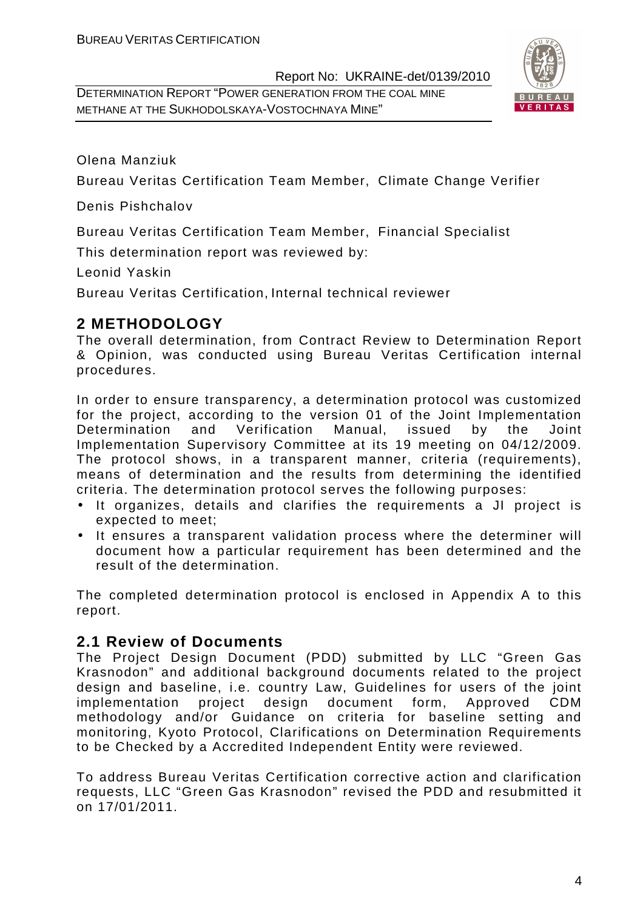Olena Manziuk

Bureau Veritas Certification Team Member, Climate Change Verifier

Denis Pishchalov

Bureau Veritas Certification Team Member, Financial Specialist

This determination report was reviewed by:

Leonid Yaskin

Bureau Veritas Certification, Internal technical reviewer

## 2 METHODOLOGY

The overall determination, from Contract Review to Determination Report & Opinion, was conducted using Bureau Veritas Certification internal procedures.

In order to ensure transparency, a determination protocol was customized for the project, according to the version 01 of the Joint Implementation Determination and Verification Manual, issued by the Joint Implementation Supervisory Committee at its 19 meeting on 04/12/2009. The protocol shows, in a transparent manner, criteria (requirements), means of determination and the results from determining the identified criteria. The determination protocol serves the following purposes:

- It organizes, details and clarifies the requirements a JI project is expected to meet;
- It ensures a transparent validation process where the determiner will document how a particular requirement has been determined and the result of the determination.

The completed determination protocol is enclosed in Appendix A to this report.

### 2.1 Review of Documents

The Project Design Document (PDD) submitted by LLC "Green Gas Krasnodon" and additional background documents related to the project design and baseline, i.e. country Law, Guidelines for users of the joint implementation project design document form, Approved CDM methodology and/or Guidance on criteria for baseline setting and monitoring, Kyoto Protocol, Clarifications on Determination Requirements to be Checked by a Accredited Independent Entity were reviewed.

To address Bureau Veritas Certification corrective action and clarification requests, LLC "Green Gas Krasnodon" revised the PDD and resubmitted it on 17/01/2011.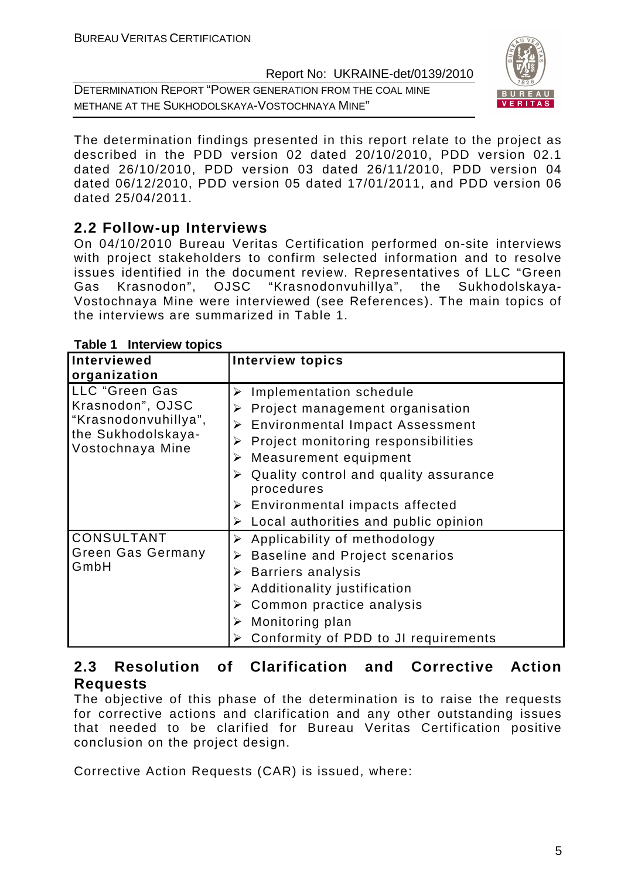The determination findings presented in this report relate to the project as described in the PDD version 02 dated 20/10/2010, PDD version 02.1 dated 26/10/2010, PDD version 03 dated 26/11/2010, PDD version 04 dated 06/12/2010, PDD version 05 dated 17/01/2011, and PDD version 06 dated 25/04/2011.

## 2.2 Follow-up Interviews

On 04/10/2010 Bureau Veritas Certification performed on-site interviews with project stakeholders to confirm selected information and to resolve issues identified in the document review. Representatives of LLC "Green Gas Krasnodon", OJSC "Krasnodonvuhillya", the Sukhodolskaya-Vostochnaya Mine were interviewed (see References). The main topics of the interviews are summarized in Table 1.

**Table 1 Interview topics**

| Interviewed organization | Interview topics |
|---|---|
| LLC "Green Gas Krasnodon", OJSC "Krasnodonvuhillya", the Sukhodolskaya-Vostochnaya Mine | ➢ Implementation schedule<br>➢ Project management organisation<br>➢ Environmental Impact Assessment<br>➢ Project monitoring responsibilities<br>➢ Measurement equipment<br>➢ Quality control and quality assurance procedures<br>➢ Environmental impacts affected<br>➢ Local authorities and public opinion |
| CONSULTANT Green Gas Germany GmbH | ➢ Applicability of methodology<br>➢ Baseline and Project scenarios<br>➢ Barriers analysis<br>➢ Additionality justification<br>➢ Common practice analysis<br>➢ Monitoring plan<br>➢ Conformity of PDD to JI requirements |

## 2.3 Resolution of Clarification and Corrective Action Requests

The objective of this phase of the determination is to raise the requests for corrective actions and clarification and any other outstanding issues that needed to be clarified for Bureau Veritas Certification positive conclusion on the project design.

Corrective Action Requests (CAR) is issued, where: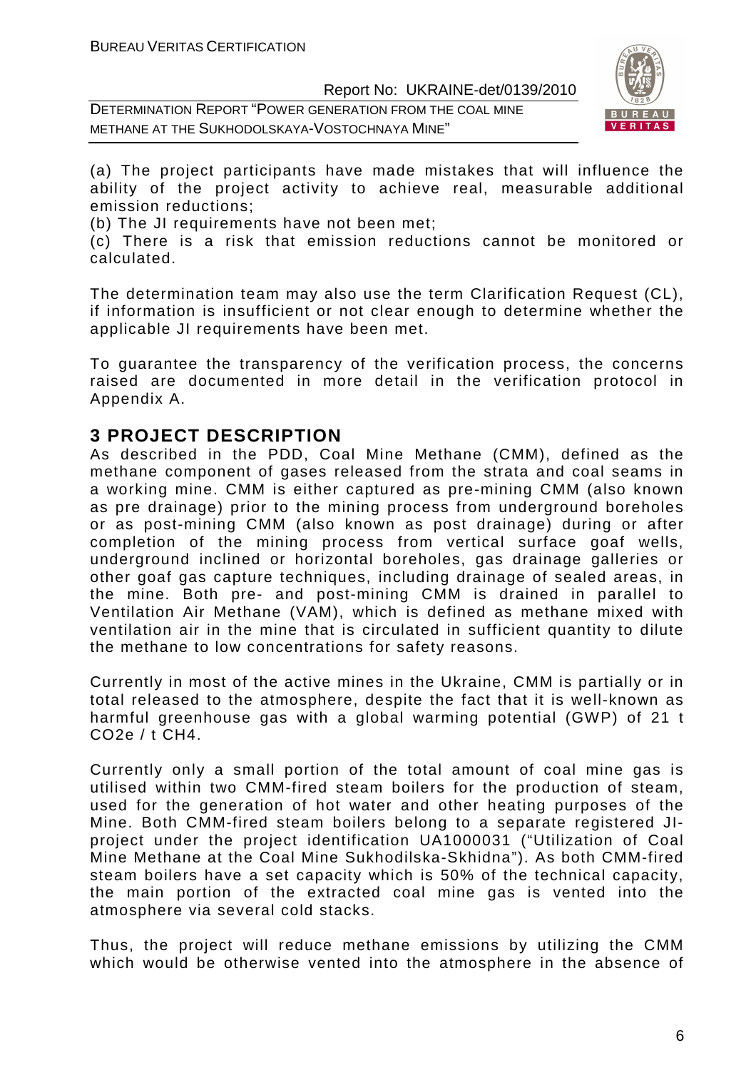(a) The project participants have made mistakes that will influence the ability of the project activity to achieve real, measurable additional emission reductions;

(b) The JI requirements have not been met;

(c) There is a risk that emission reductions cannot be monitored or calculated.

The determination team may also use the term Clarification Request (CL), if information is insufficient or not clear enough to determine whether the applicable JI requirements have been met.

To guarantee the transparency of the verification process, the concerns raised are documented in more detail in the verification protocol in Appendix A.

## 3 PROJECT DESCRIPTION

As described in the PDD, Coal Mine Methane (CMM), defined as the methane component of gases released from the strata and coal seams in a working mine. CMM is either captured as pre-mining CMM (also known as pre drainage) prior to the mining process from underground boreholes or as post-mining CMM (also known as post drainage) during or after completion of the mining process from vertical surface goaf wells, underground inclined or horizontal boreholes, gas drainage galleries or other goaf gas capture techniques, including drainage of sealed areas, in the mine. Both pre- and post-mining CMM is drained in parallel to Ventilation Air Methane (VAM), which is defined as methane mixed with ventilation air in the mine that is circulated in sufficient quantity to dilute the methane to low concentrations for safety reasons.

Currently in most of the active mines in the Ukraine, CMM is partially or in total released to the atmosphere, despite the fact that it is well-known as harmful greenhouse gas with a global warming potential (GWP) of 21 t $CO_2e$ / t $CH_4$.

Currently only a small portion of the total amount of coal mine gas is utilised within two CMM-fired steam boilers for the production of steam, used for the generation of hot water and other heating purposes of the Mine. Both CMM-fired steam boilers belong to a separate registered JI-project under the project identification UA1000031 ("Utilization of Coal Mine Methane at the Coal Mine Sukhodilska-Skhidna"). As both CMM-fired steam boilers have a set capacity which is 50% of the technical capacity, the main portion of the extracted coal mine gas is vented into the atmosphere via several cold stacks.

Thus, the project will reduce methane emissions by utilizing the CMM which would be otherwise vented into the atmosphere in the absence of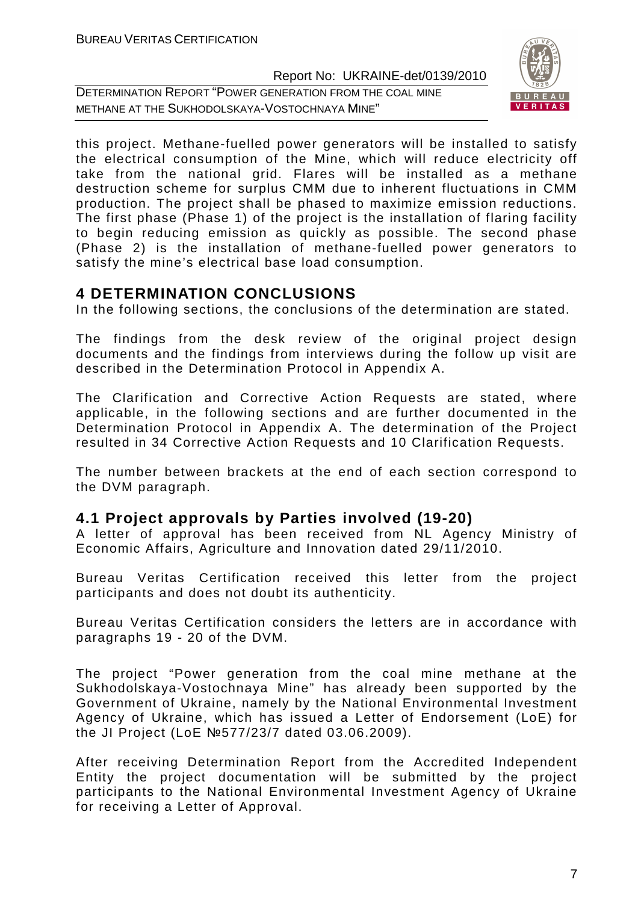this project. Methane-fuelled power generators will be installed to satisfy the electrical consumption of the Mine, which will reduce electricity off take from the national grid. Flares will be installed as a methane destruction scheme for surplus CMM due to inherent fluctuations in CMM production. The project shall be phased to maximize emission reductions. The first phase (Phase 1) of the project is the installation of flaring facility to begin reducing emission as quickly as possible. The second phase (Phase 2) is the installation of methane-fuelled power generators to satisfy the mine's electrical base load consumption.

## 4 DETERMINATION CONCLUSIONS

In the following sections, the conclusions of the determination are stated.

The findings from the desk review of the original project design documents and the findings from interviews during the follow up visit are described in the Determination Protocol in Appendix A.

The Clarification and Corrective Action Requests are stated, where applicable, in the following sections and are further documented in the Determination Protocol in Appendix A. The determination of the Project resulted in 34 Corrective Action Requests and 10 Clarification Requests.

The number between brackets at the end of each section correspond to the DVM paragraph.

### 4.1 Project approvals by Parties involved (19-20)

A letter of approval has been received from NL Agency Ministry of Economic Affairs, Agriculture and Innovation dated 29/11/2010.

Bureau Veritas Certification received this letter from the project participants and does not doubt its authenticity.

Bureau Veritas Certification considers the letters are in accordance with paragraphs 19 - 20 of the DVM.

The project "Power generation from the coal mine methane at the Sukhodolskaya-Vostochnaya Mine" has already been supported by the Government of Ukraine, namely by the National Environmental Investment Agency of Ukraine, which has issued a Letter of Endorsement (LoE) for the JI Project (LoE №577/23/7 dated 03.06.2009).

After receiving Determination Report from the Accredited Independent Entity the project documentation will be submitted by the project participants to the National Environmental Investment Agency of Ukraine for receiving a Letter of Approval.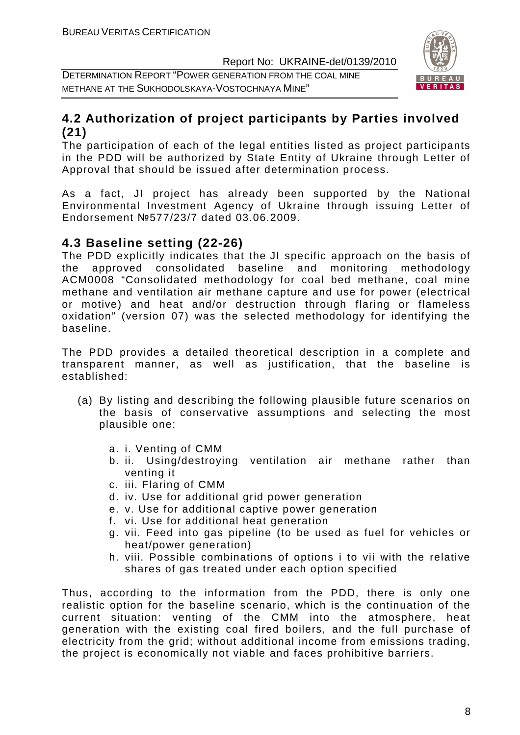## 4.2 Authorization of project participants by Parties involved (21)

The participation of each of the legal entities listed as project participants in the PDD will be authorized by State Entity of Ukraine through Letter of Approval that should be issued after determination process.

As a fact, JI project has already been supported by the National Environmental Investment Agency of Ukraine through issuing Letter of Endorsement №577/23/7 dated 03.06.2009.

## 4.3 Baseline setting (22-26)

The PDD explicitly indicates that the JI specific approach on the basis of the approved consolidated baseline and monitoring methodology ACM0008 "Consolidated methodology for coal bed methane, coal mine methane and ventilation air methane capture and use for power (electrical or motive) and heat and/or destruction through flaring or flameless oxidation" (version 07) was the selected methodology for identifying the baseline.

The PDD provides a detailed theoretical description in a complete and transparent manner, as well as justification, that the baseline is established:

(a) By listing and describing the following plausible future scenarios on the basis of conservative assumptions and selecting the most plausible one:

   a. i. Venting of CMM
   b. ii. Using/destroying ventilation air methane rather than venting it
   c. iii. Flaring of CMM
   d. iv. Use for additional grid power generation
   e. v. Use for additional captive power generation
   f. vi. Use for additional heat generation
   g. vii. Feed into gas pipeline (to be used as fuel for vehicles or heat/power generation)
   h. viii. Possible combinations of options i to vii with the relative shares of gas treated under each option specified

Thus, according to the information from the PDD, there is only one realistic option for the baseline scenario, which is the continuation of the current situation: venting of the CMM into the atmosphere, heat generation with the existing coal fired boilers, and the full purchase of electricity from the grid; without additional income from emissions trading, the project is economically not viable and faces prohibitive barriers.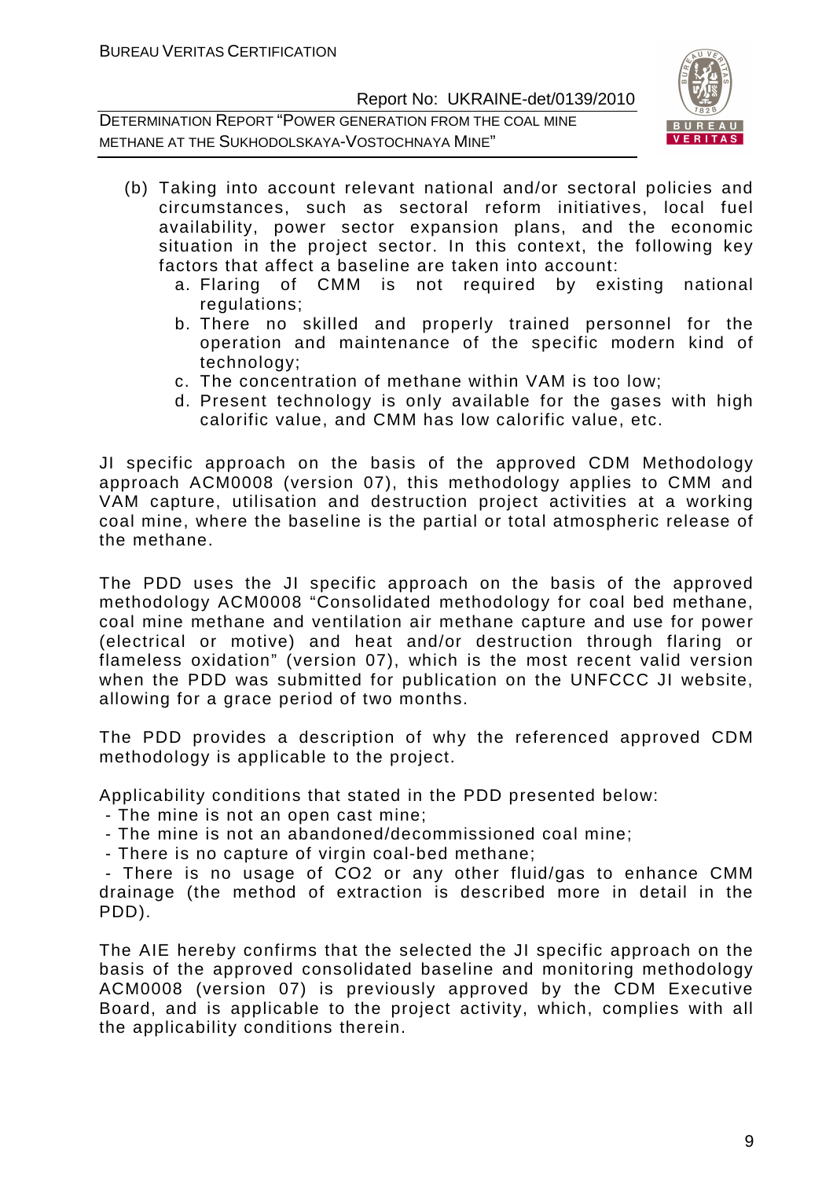(b) Taking into account relevant national and/or sectoral policies and circumstances, such as sectoral reform initiatives, local fuel availability, power sector expansion plans, and the economic situation in the project sector. In this context, the following key factors that affect a baseline are taken into account:

   a. Flaring of CMM is not required by existing national regulations;
   b. There no skilled and properly trained personnel for the operation and maintenance of the specific modern kind of technology;
   c. The concentration of methane within VAM is too low;
   d. Present technology is only available for the gases with high calorific value, and CMM has low calorific value, etc.

JI specific approach on the basis of the approved CDM Methodology approach ACM0008 (version 07), this methodology applies to CMM and VAM capture, utilisation and destruction project activities at a working coal mine, where the baseline is the partial or total atmospheric release of the methane.

The PDD uses the JI specific approach on the basis of the approved methodology ACM0008 "Consolidated methodology for coal bed methane, coal mine methane and ventilation air methane capture and use for power (electrical or motive) and heat and/or destruction through flaring or flameless oxidation" (version 07), which is the most recent valid version when the PDD was submitted for publication on the UNFCCC JI website, allowing for a grace period of two months.

The PDD provides a description of why the referenced approved CDM methodology is applicable to the project.

Applicability conditions that stated in the PDD presented below:

- The mine is not an open cast mine;
- The mine is not an abandoned/decommissioned coal mine;
- There is no capture of virgin coal-bed methane;
- There is no usage of $CO_2$ or any other fluid/gas to enhance CMM drainage (the method of extraction is described more in detail in the PDD).

The AIE hereby confirms that the selected the JI specific approach on the basis of the approved consolidated baseline and monitoring methodology ACM0008 (version 07) is previously approved by the CDM Executive Board, and is applicable to the project activity, which, complies with all the applicability conditions therein.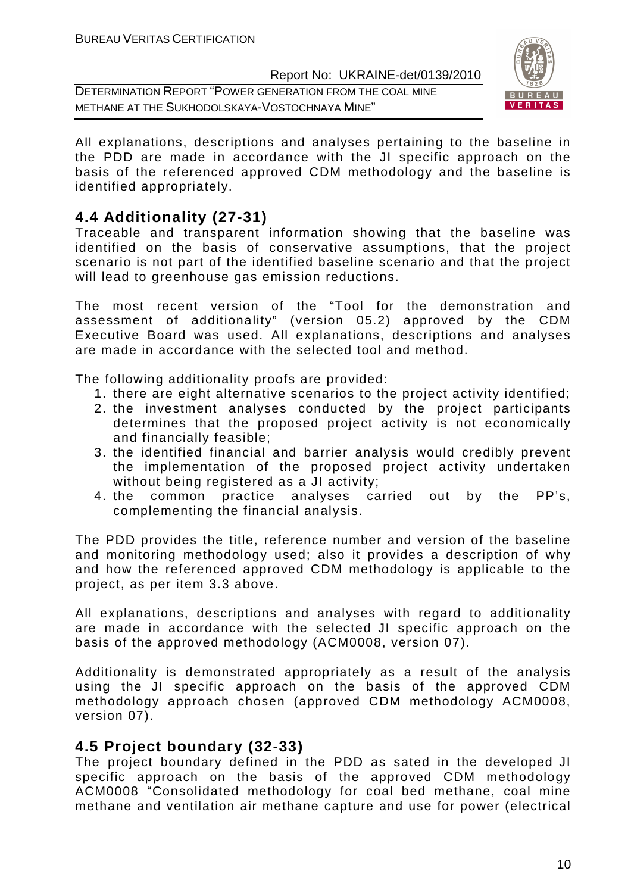All explanations, descriptions and analyses pertaining to the baseline in the PDD are made in accordance with the JI specific approach on the basis of the referenced approved CDM methodology and the baseline is identified appropriately.

## 4.4 Additionality (27-31)

Traceable and transparent information showing that the baseline was identified on the basis of conservative assumptions, that the project scenario is not part of the identified baseline scenario and that the project will lead to greenhouse gas emission reductions.

The most recent version of the "Tool for the demonstration and assessment of additionality" (version 05.2) approved by the CDM Executive Board was used. All explanations, descriptions and analyses are made in accordance with the selected tool and method.

The following additionality proofs are provided:

1. there are eight alternative scenarios to the project activity identified;
2. the investment analyses conducted by the project participants determines that the proposed project activity is not economically and financially feasible;
3. the identified financial and barrier analysis would credibly prevent the implementation of the proposed project activity undertaken without being registered as a JI activity;
4. the common practice analyses carried out by the PP's, complementing the financial analysis.

The PDD provides the title, reference number and version of the baseline and monitoring methodology used; also it provides a description of why and how the referenced approved CDM methodology is applicable to the project, as per item 3.3 above.

All explanations, descriptions and analyses with regard to additionality are made in accordance with the selected JI specific approach on the basis of the approved methodology (ACM0008, version 07).

Additionality is demonstrated appropriately as a result of the analysis using the JI specific approach on the basis of the approved CDM methodology approach chosen (approved CDM methodology ACM0008, version 07).

## 4.5 Project boundary (32-33)

The project boundary defined in the PDD as sated in the developed JI specific approach on the basis of the approved CDM methodology ACM0008 "Consolidated methodology for coal bed methane, coal mine methane and ventilation air methane capture and use for power (electrical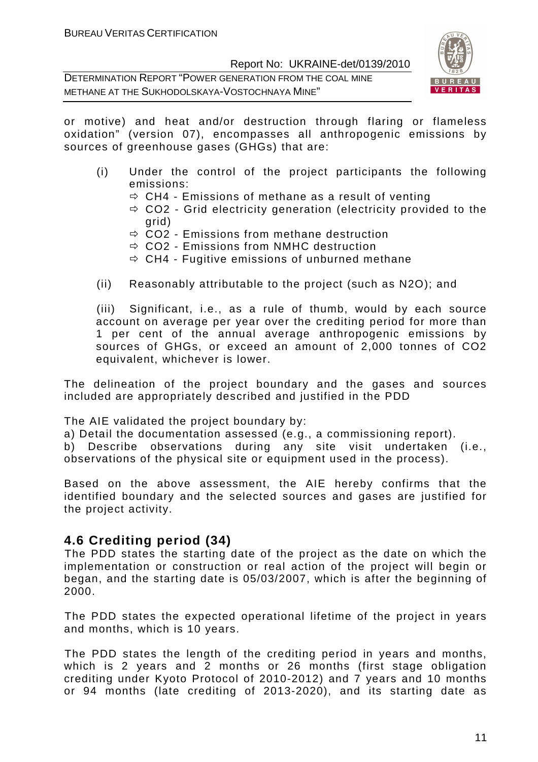or motive) and heat and/or destruction through flaring or flameless oxidation" (version 07), encompasses all anthropogenic emissions by sources of greenhouse gases (GHGs) that are:

(i) Under the control of the project participants the following emissions:
- ⇨ $CH_4$ - Emissions of methane as a result of venting
- ⇨ $CO_2$ - Grid electricity generation (electricity provided to the grid)
- ⇨ $CO_2$ - Emissions from methane destruction
- ⇨ $CO_2$ - Emissions from NMHC destruction
- ⇨ $CH_4$ - Fugitive emissions of unburned methane

(ii) Reasonably attributable to the project (such as $N_2O$); and

(iii) Significant, i.e., as a rule of thumb, would by each source account on average per year over the crediting period for more than 1 per cent of the annual average anthropogenic emissions by sources of GHGs, or exceed an amount of 2,000 tonnes of $CO_2$ equivalent, whichever is lower.

The delineation of the project boundary and the gases and sources included are appropriately described and justified in the PDD

The AIE validated the project boundary by:
a) Detail the documentation assessed (e.g., a commissioning report).
b) Describe observations during any site visit undertaken (i.e., observations of the physical site or equipment used in the process).

Based on the above assessment, the AIE hereby confirms that the identified boundary and the selected sources and gases are justified for the project activity.

## 4.6 Crediting period (34)

The PDD states the starting date of the project as the date on which the implementation or construction or real action of the project will begin or began, and the starting date is 05/03/2007, which is after the beginning of 2000.

The PDD states the expected operational lifetime of the project in years and months, which is 10 years.

The PDD states the length of the crediting period in years and months, which is 2 years and 2 months or 26 months (first stage obligation crediting under Kyoto Protocol of 2010-2012) and 7 years and 10 months or 94 months (late crediting of 2013-2020), and its starting date as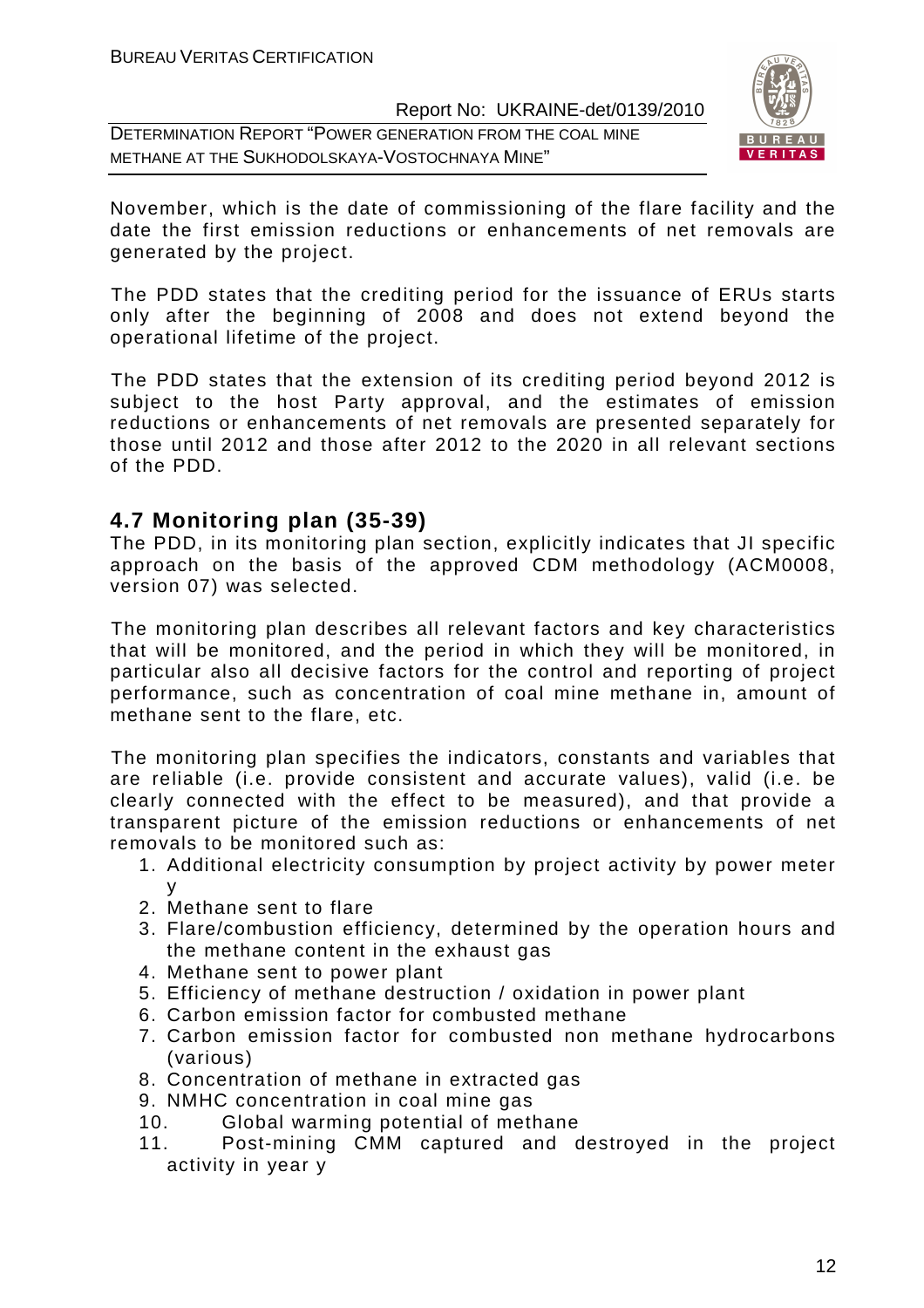November, which is the date of commissioning of the flare facility and the date the first emission reductions or enhancements of net removals are generated by the project.

The PDD states that the crediting period for the issuance of ERUs starts only after the beginning of 2008 and does not extend beyond the operational lifetime of the project.

The PDD states that the extension of its crediting period beyond 2012 is subject to the host Party approval, and the estimates of emission reductions or enhancements of net removals are presented separately for those until 2012 and those after 2012 to the 2020 in all relevant sections of the PDD.

## 4.7 Monitoring plan (35-39)

The PDD, in its monitoring plan section, explicitly indicates that JI specific approach on the basis of the approved CDM methodology (ACM0008, version 07) was selected.

The monitoring plan describes all relevant factors and key characteristics that will be monitored, and the period in which they will be monitored, in particular also all decisive factors for the control and reporting of project performance, such as concentration of coal mine methane in, amount of methane sent to the flare, etc.

The monitoring plan specifies the indicators, constants and variables that are reliable (i.e. provide consistent and accurate values), valid (i.e. be clearly connected with the effect to be measured), and that provide a transparent picture of the emission reductions or enhancements of net removals to be monitored such as:

1. Additional electricity consumption by project activity by power meter y
2. Methane sent to flare
3. Flare/combustion efficiency, determined by the operation hours and the methane content in the exhaust gas
4. Methane sent to power plant
5. Efficiency of methane destruction / oxidation in power plant
6. Carbon emission factor for combusted methane
7. Carbon emission factor for combusted non methane hydrocarbons (various)
8. Concentration of methane in extracted gas
9. NMHC concentration in coal mine gas
10. Global warming potential of methane
11. Post-mining CMM captured and destroyed in the project activity in year y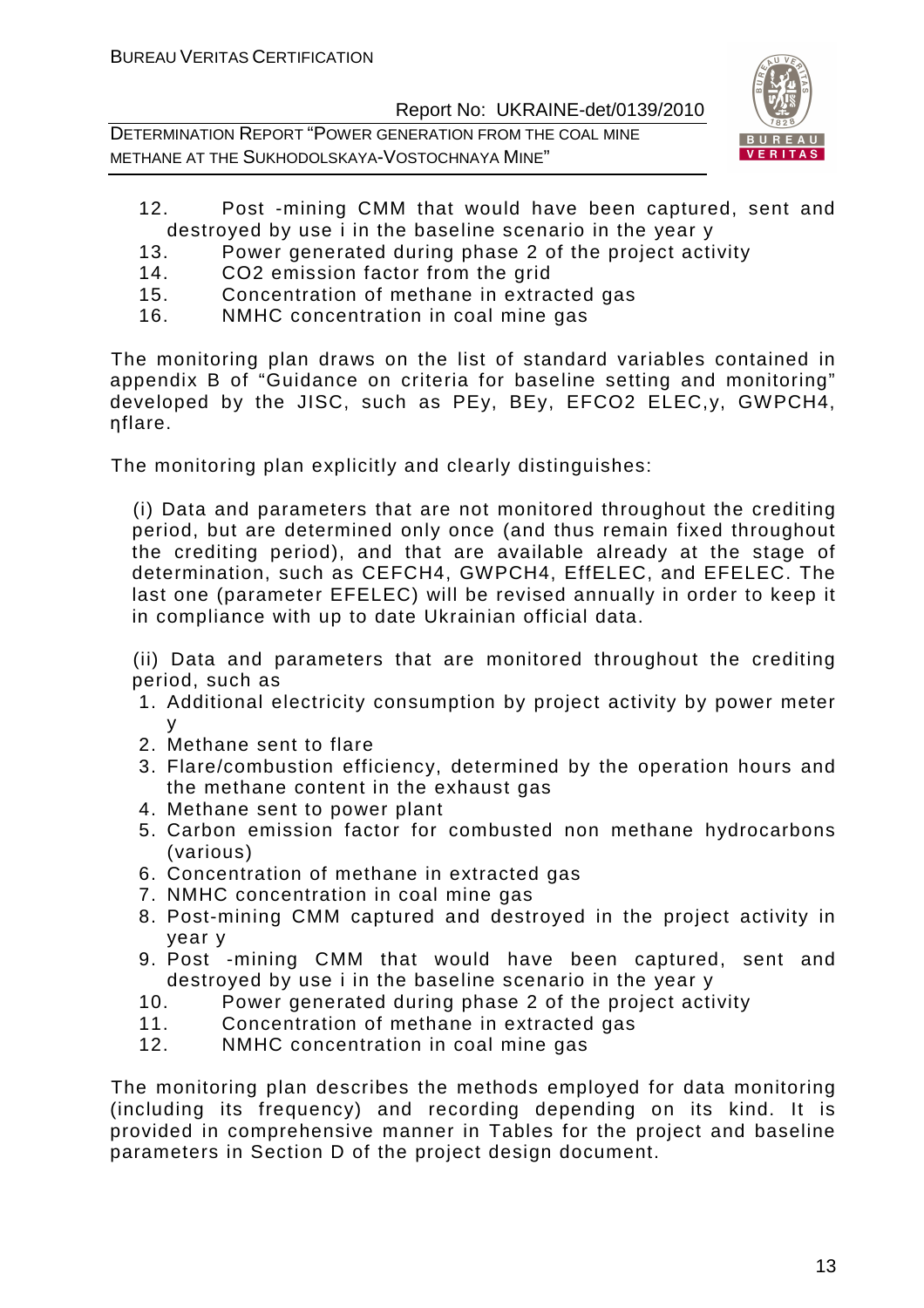12. Post -mining CMM that would have been captured, sent and destroyed by use i in the baseline scenario in the year y
13. Power generated during phase 2 of the project activity
14. CO2 emission factor from the grid
15. Concentration of methane in extracted gas
16. NMHC concentration in coal mine gas

The monitoring plan draws on the list of standard variables contained in appendix B of "Guidance on criteria for baseline setting and monitoring" developed by the JISC, such as PEy, BEy, EFCO2 ELEC,y, GWPCH4, ηflare.

The monitoring plan explicitly and clearly distinguishes:

(i) Data and parameters that are not monitored throughout the crediting period, but are determined only once (and thus remain fixed throughout the crediting period), and that are available already at the stage of determination, such as CEFCH4, GWPCH4, EffELEC, and EFELEC. The last one (parameter EFELEC) will be revised annually in order to keep it in compliance with up to date Ukrainian official data.

(ii) Data and parameters that are monitored throughout the crediting period, such as

1. Additional electricity consumption by project activity by power meter y
2. Methane sent to flare
3. Flare/combustion efficiency, determined by the operation hours and the methane content in the exhaust gas
4. Methane sent to power plant
5. Carbon emission factor for combusted non methane hydrocarbons (various)
6. Concentration of methane in extracted gas
7. NMHC concentration in coal mine gas
8. Post-mining CMM captured and destroyed in the project activity in year y
9. Post -mining CMM that would have been captured, sent and destroyed by use i in the baseline scenario in the year y
10. Power generated during phase 2 of the project activity
11. Concentration of methane in extracted gas
12. NMHC concentration in coal mine gas

The monitoring plan describes the methods employed for data monitoring (including its frequency) and recording depending on its kind. It is provided in comprehensive manner in Tables for the project and baseline parameters in Section D of the project design document.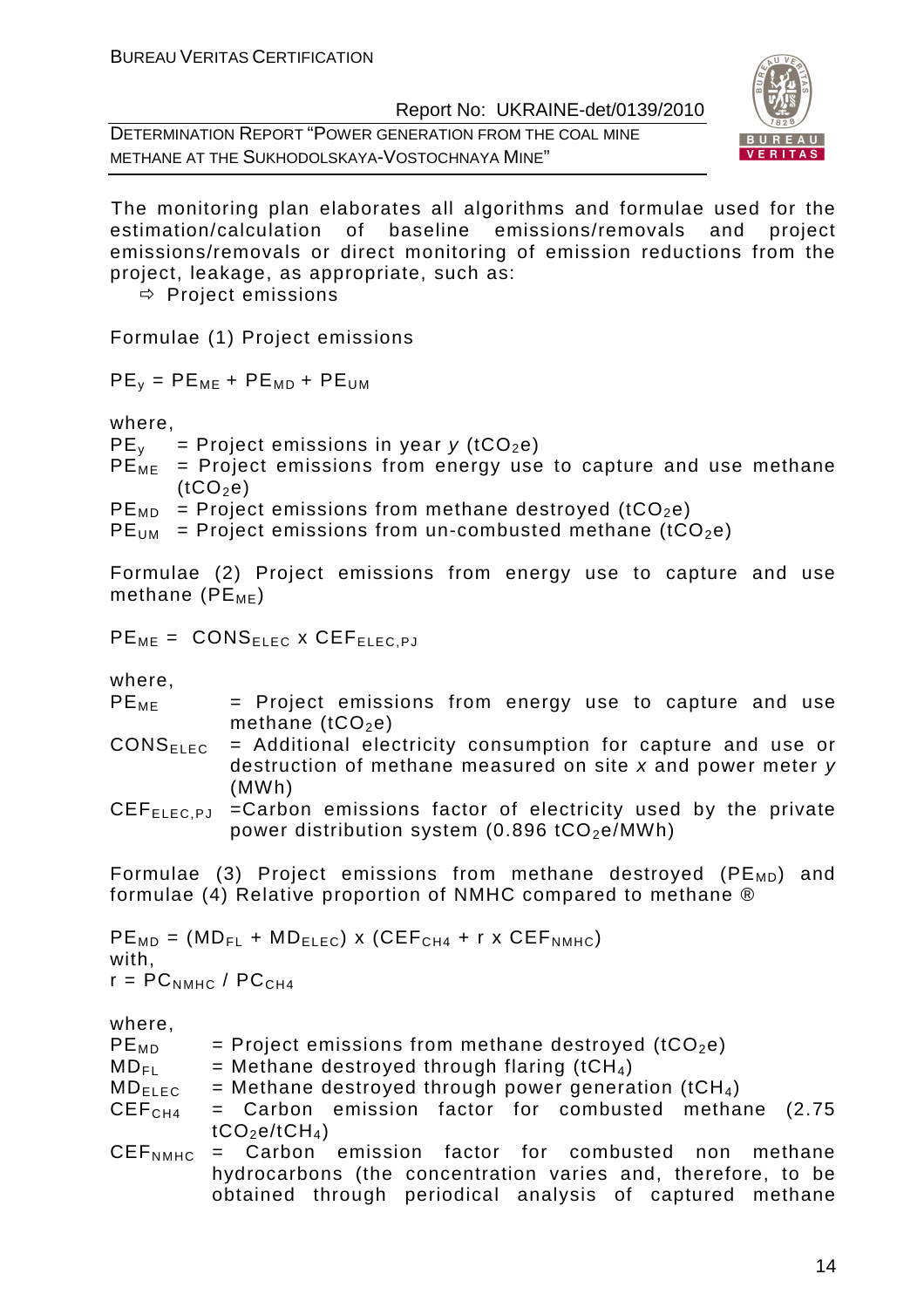The monitoring plan elaborates all algorithms and formulae used for the estimation/calculation of baseline emissions/removals and project emissions/removals or direct monitoring of emission reductions from the project, leakage, as appropriate, such as:

⇨ Project emissions

Formulae (1) Project emissions

$$PE_y = PE_{ME} + PE_{MD} + PE_{UM}$$

where,

$PE_y$ = Project emissions in year *y* ($tCO_2e$)

$PE_{ME}$ = Project emissions from energy use to capture and use methane ($tCO_2e$)

$PE_{MD}$ = Project emissions from methane destroyed ($tCO_2e$)

$PE_{UM}$ = Project emissions from un-combusted methane ($tCO_2e$)

Formulae (2) Project emissions from energy use to capture and use methane ($PE_{ME}$)

$$PE_{ME} = CONS_{ELEC} \times CEF_{ELEC,PJ}$$

where,

$PE_{ME}$ = Project emissions from energy use to capture and use methane ($tCO_2e$)

$CONS_{ELEC}$ = Additional electricity consumption for capture and use or destruction of methane measured on site *x* and power meter *y* (MWh)

$CEF_{ELEC,PJ}$ =Carbon emissions factor of electricity used by the private power distribution system (0.896 $tCO_2e$/MWh)

Formulae (3) Project emissions from methane destroyed ($PE_{MD}$) and formulae (4) Relative proportion of NMHC compared to methane ®

$$PE_{MD} = (MD_{FL} + MD_{ELEC}) \times (CEF_{CH4} + r \times CEF_{NMHC})$$

with,

$$r = PC_{NMHC} / PC_{CH4}$$

where,

$PE_{MD}$ = Project emissions from methane destroyed ($tCO_2e$)

$MD_{FL}$ = Methane destroyed through flaring ($tCH_4$)

$MD_{ELEC}$ = Methane destroyed through power generation ($tCH_4$)

$CEF_{CH4}$ = Carbon emission factor for combusted methane (2.75 $tCO_2e/tCH_4$)

$CEF_{NMHC}$ = Carbon emission factor for combusted non methane hydrocarbons (the concentration varies and, therefore, to be obtained through periodical analysis of captured methane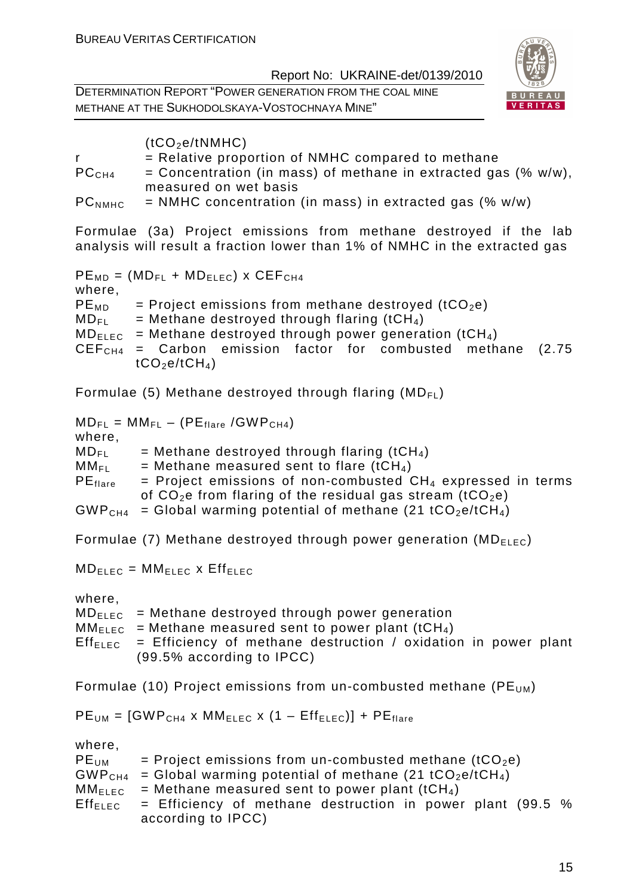($tCO_2e/tNMHC$)

$r$ = Relative proportion of NMHC compared to methane

$PC_{CH4}$ = Concentration (in mass) of methane in extracted gas (% w/w), measured on wet basis

$PC_{NMHC}$ = NMHC concentration (in mass) in extracted gas (% w/w)

Formulae (3a) Project emissions from methane destroyed if the lab analysis will result a fraction lower than 1% of NMHC in the extracted gas

$$PE_{MD} = (MD_{FL} + MD_{ELEC}) \times CEF_{CH4}$$

where,

$PE_{MD}$ = Project emissions from methane destroyed ($tCO_2e$)

$MD_{FL}$ = Methane destroyed through flaring ($tCH_4$)

$MD_{ELEC}$ = Methane destroyed through power generation ($tCH_4$)

$CEF_{CH4}$ = Carbon emission factor for combusted methane (2.75 $tCO_2e/tCH_4$)

Formulae (5) Methane destroyed through flaring ($MD_{FL}$)

$$MD_{FL} = MM_{FL} - (PE_{flare} / GWP_{CH4})$$

where,

$MD_{FL}$ = Methane destroyed through flaring ($tCH_4$)

$MM_{FL}$ = Methane measured sent to flare ($tCH_4$)

$PE_{flare}$ = Project emissions of non-combusted $CH_4$ expressed in terms of $CO_2e$ from flaring of the residual gas stream ($tCO_2e$)

$GWP_{CH4}$ = Global warming potential of methane (21 $tCO_2e/tCH_4$)

Formulae (7) Methane destroyed through power generation ($MD_{ELEC}$)

$$MD_{ELEC} = MM_{ELEC} \times Eff_{ELEC}$$

where,

$MD_{ELEC}$ = Methane destroyed through power generation

$MM_{ELEC}$ = Methane measured sent to power plant ($tCH_4$)

$Eff_{ELEC}$ = Efficiency of methane destruction / oxidation in power plant (99.5% according to IPCC)

Formulae (10) Project emissions from un-combusted methane ($PE_{UM}$)

$$PE_{UM} = [GWP_{CH4} \times MM_{ELEC} \times (1 - Eff_{ELEC})] + PE_{flare}$$

where,

$PE_{UM}$ = Project emissions from un-combusted methane ($tCO_2e$)

$GWP_{CH4}$ = Global warming potential of methane (21 $tCO_2e/tCH_4$)

$MM_{ELEC}$ = Methane measured sent to power plant ($tCH_4$)

$Eff_{ELEC}$ = Efficiency of methane destruction in power plant (99.5 % according to IPCC)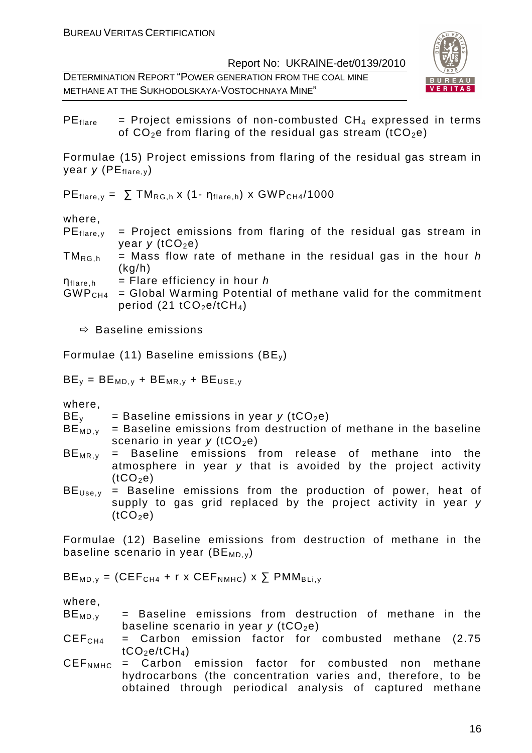$PE_{flare}$ = Project emissions of non-combusted $CH_4$ expressed in terms of $CO_2$e from flaring of the residual gas stream ($tCO_2e$)

Formulae (15) Project emissions from flaring of the residual gas stream in year *y* ($PE_{flare,y}$)

$$PE_{flare,y} = \sum TM_{RG,h} \times (1 - \eta_{flare,h}) \times GWP_{CH4}/1000$$

where,

$PE_{flare,y}$ = Project emissions from flaring of the residual gas stream in year *y* ($tCO_2e$)

$TM_{RG,h}$ = Mass flow rate of methane in the residual gas in the hour *h* (kg/h)

$\eta_{flare,h}$ = Flare efficiency in hour *h*

$GWP_{CH4}$ = Global Warming Potential of methane valid for the commitment period (21 $tCO_2e/tCH_4$)

⇨ Baseline emissions

Formulae (11) Baseline emissions ($BE_y$)

$$BE_y = BE_{MD,y} + BE_{MR,y} + BE_{USE,y}$$

where,

$BE_y$ = Baseline emissions in year *y* ($tCO_2e$)

$BE_{MD,y}$ = Baseline emissions from destruction of methane in the baseline scenario in year *y* ($tCO_2e$)

$BE_{MR,y}$ = Baseline emissions from release of methane into the atmosphere in year *y* that is avoided by the project activity ($tCO_2e$)

$BE_{Use,y}$ = Baseline emissions from the production of power, heat of supply to gas grid replaced by the project activity in year *y* ($tCO_2e$)

Formulae (12) Baseline emissions from destruction of methane in the baseline scenario in year ($BE_{MD,y}$)

$$BE_{MD,y} = (CEF_{CH4} + r \times CEF_{NMHC}) \times \sum PMM_{BLi,y}$$

where,

$BE_{MD,y}$ = Baseline emissions from destruction of methane in the baseline scenario in year *y* ($tCO_2e$)

$CEF_{CH4}$ = Carbon emission factor for combusted methane (2.75 $tCO_2e/tCH_4$)

$CEF_{NMHC}$ = Carbon emission factor for combusted non methane hydrocarbons (the concentration varies and, therefore, to be obtained through periodical analysis of captured methane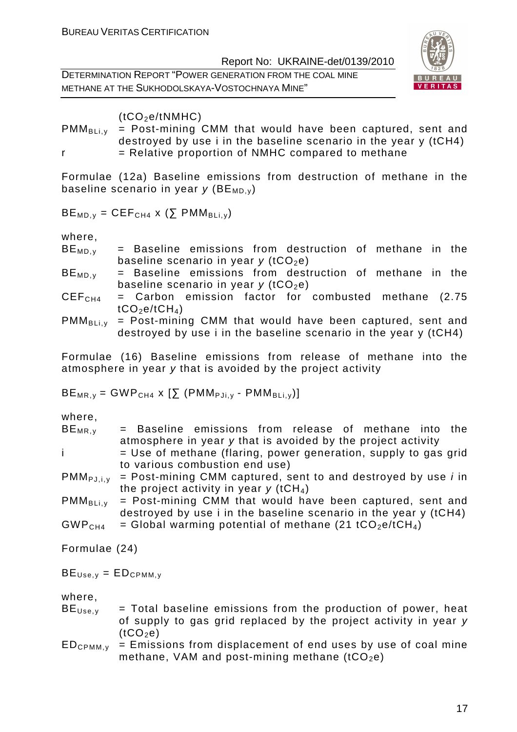($tCO_2e/tNMHC$)

$PMM_{BLi,y}$ = Post-mining CMM that would have been captured, sent and destroyed by use i in the baseline scenario in the year y (tCH4)

r = Relative proportion of NMHC compared to methane

Formulae (12a) Baseline emissions from destruction of methane in the baseline scenario in year *y* ($BE_{MD,y}$)

$$BE_{MD,y} = CEF_{CH4} \text{ x } (\sum PMM_{BLi,y})$$

where,

$BE_{MD,y}$ = Baseline emissions from destruction of methane in the baseline scenario in year *y* ($tCO_2e$)

$BE_{MD,y}$ = Baseline emissions from destruction of methane in the baseline scenario in year *y* ($tCO_2e$)

$CEF_{CH4}$ = Carbon emission factor for combusted methane (2.75 $tCO_2e/tCH_4$)

$PMM_{BLi,y}$ = Post-mining CMM that would have been captured, sent and destroyed by use i in the baseline scenario in the year y (tCH4)

Formulae (16) Baseline emissions from release of methane into the atmosphere in year *y* that is avoided by the project activity

$$BE_{MR,y} = GWP_{CH4} \text{ x } [\sum (PMM_{PJi,y} - PMM_{BLi,y})]$$

where,

$BE_{MR,y}$ = Baseline emissions from release of methane into the atmosphere in year *y* that is avoided by the project activity

i = Use of methane (flaring, power generation, supply to gas grid to various combustion end use)

$PMM_{PJ,i,y}$ = Post-mining CMM captured, sent to and destroyed by use *i* in the project activity in year *y* ($tCH_4$)

$PMM_{BLi,y}$ = Post-mining CMM that would have been captured, sent and destroyed by use i in the baseline scenario in the year y (tCH4)

$GWP_{CH4}$ = Global warming potential of methane (21 $tCO_2e/tCH_4$)

Formulae (24)

$$BE_{Use,y} = ED_{CPMM,y}$$

where,

$BE_{Use,y}$ = Total baseline emissions from the production of power, heat of supply to gas grid replaced by the project activity in year *y* ($tCO_2e$)

$ED_{CPMM,y}$ = Emissions from displacement of end uses by use of coal mine methane, VAM and post-mining methane ($tCO_2e$)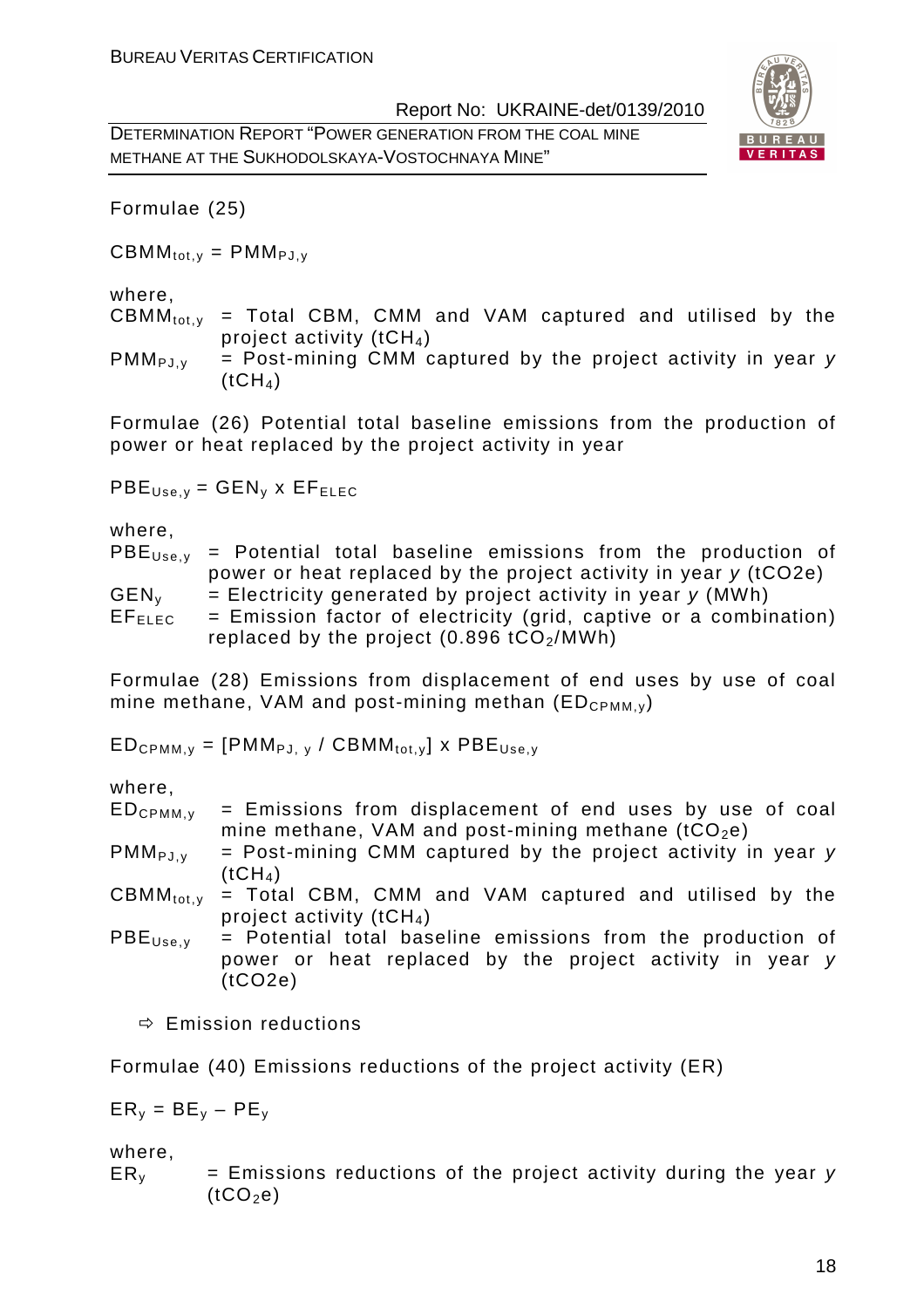Formulae (25)

$$CBMM_{tot,y} = PMM_{PJ,y}$$

where,

$CBMM_{tot,y}$ = Total CBM, CMM and VAM captured and utilised by the project activity ($tCH_4$)

$PMM_{PJ,y}$ = Post-mining CMM captured by the project activity in year *y* ($tCH_4$)

Formulae (26) Potential total baseline emissions from the production of power or heat replaced by the project activity in year

$$PBE_{Use,y} = GEN_y \times EF_{ELEC}$$

where,

$PBE_{Use,y}$ = Potential total baseline emissions from the production of power or heat replaced by the project activity in year *y* (tCO2e)

$GEN_y$ = Electricity generated by project activity in year *y* (MWh)

$EF_{ELEC}$ = Emission factor of electricity (grid, captive or a combination) replaced by the project (0.896 $tCO_2$/MWh)

Formulae (28) Emissions from displacement of end uses by use of coal mine methane, VAM and post-mining methan ($ED_{CPMM,y}$)

$$ED_{CPMM,y} = [PMM_{PJ,y} / CBMM_{tot,y}] \times PBE_{Use,y}$$

where,

$ED_{CPMM,y}$ = Emissions from displacement of end uses by use of coal mine methane, VAM and post-mining methane ($tCO_2e$)

$PMM_{PJ,y}$ = Post-mining CMM captured by the project activity in year *y* ($tCH_4$)

$CBMM_{tot,y}$ = Total CBM, CMM and VAM captured and utilised by the project activity ($tCH_4$)

$PBE_{Use,y}$ = Potential total baseline emissions from the production of power or heat replaced by the project activity in year *y* (tCO2e)

⇨ Emission reductions

Formulae (40) Emissions reductions of the project activity (ER)

$$ER_y = BE_y - PE_y$$

where,

$ER_y$ = Emissions reductions of the project activity during the year *y* ($tCO_2e$)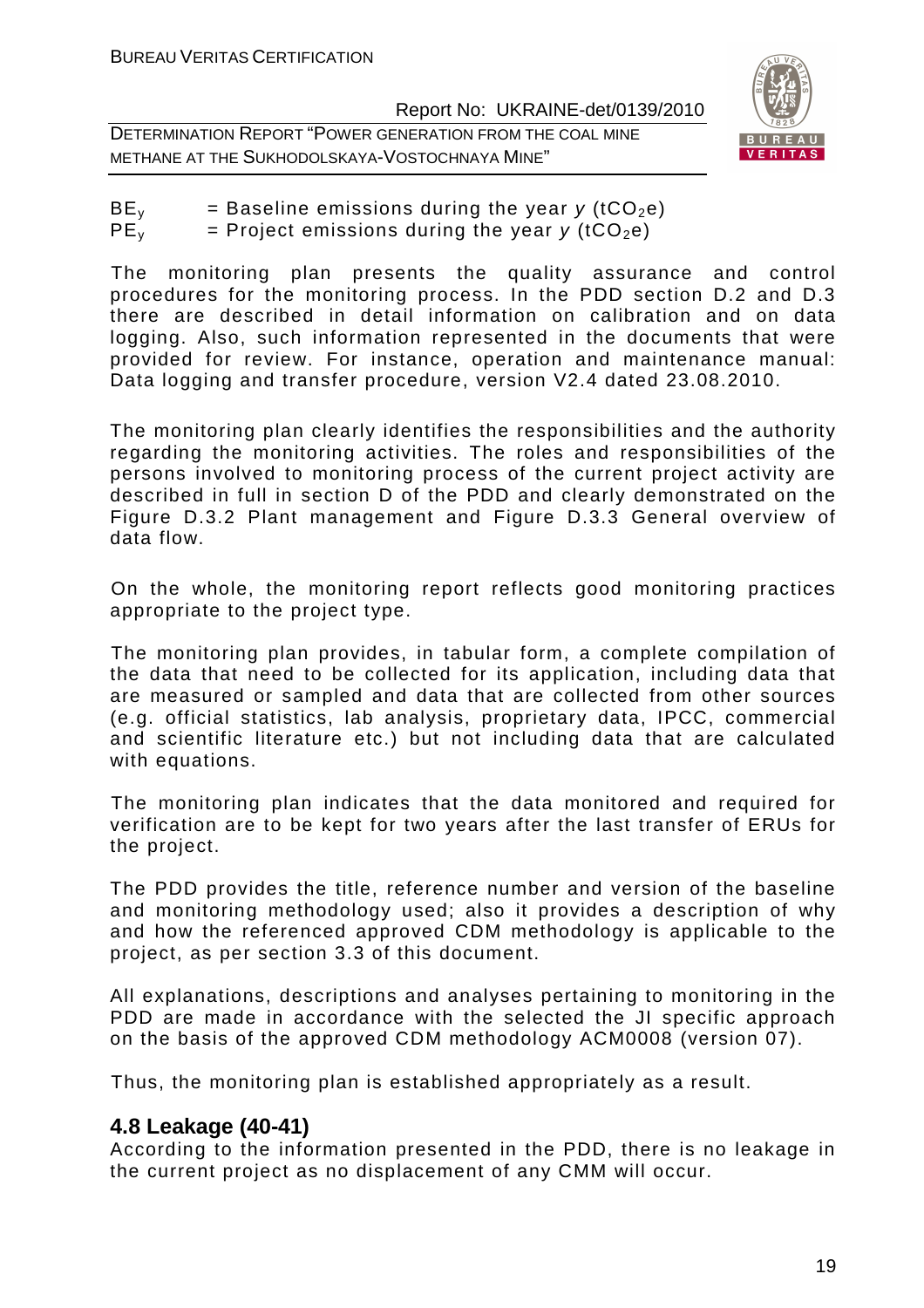$BE_y$ = Baseline emissions during the year *y* ($tCO_2e$)
$PE_y$ = Project emissions during the year *y* ($tCO_2e$)

The monitoring plan presents the quality assurance and control procedures for the monitoring process. In the PDD section D.2 and D.3 there are described in detail information on calibration and on data logging. Also, such information represented in the documents that were provided for review. For instance, operation and maintenance manual: Data logging and transfer procedure, version V2.4 dated 23.08.2010.

The monitoring plan clearly identifies the responsibilities and the authority regarding the monitoring activities. The roles and responsibilities of the persons involved to monitoring process of the current project activity are described in full in section D of the PDD and clearly demonstrated on the Figure D.3.2 Plant management and Figure D.3.3 General overview of data flow.

On the whole, the monitoring report reflects good monitoring practices appropriate to the project type.

The monitoring plan provides, in tabular form, a complete compilation of the data that need to be collected for its application, including data that are measured or sampled and data that are collected from other sources (e.g. official statistics, lab analysis, proprietary data, IPCC, commercial and scientific literature etc.) but not including data that are calculated with equations.

The monitoring plan indicates that the data monitored and required for verification are to be kept for two years after the last transfer of ERUs for the project.

The PDD provides the title, reference number and version of the baseline and monitoring methodology used; also it provides a description of why and how the referenced approved CDM methodology is applicable to the project, as per section 3.3 of this document.

All explanations, descriptions and analyses pertaining to monitoring in the PDD are made in accordance with the selected the JI specific approach on the basis of the approved CDM methodology ACM0008 (version 07).

Thus, the monitoring plan is established appropriately as a result.

## 4.8 Leakage (40-41)

According to the information presented in the PDD, there is no leakage in the current project as no displacement of any CMM will occur.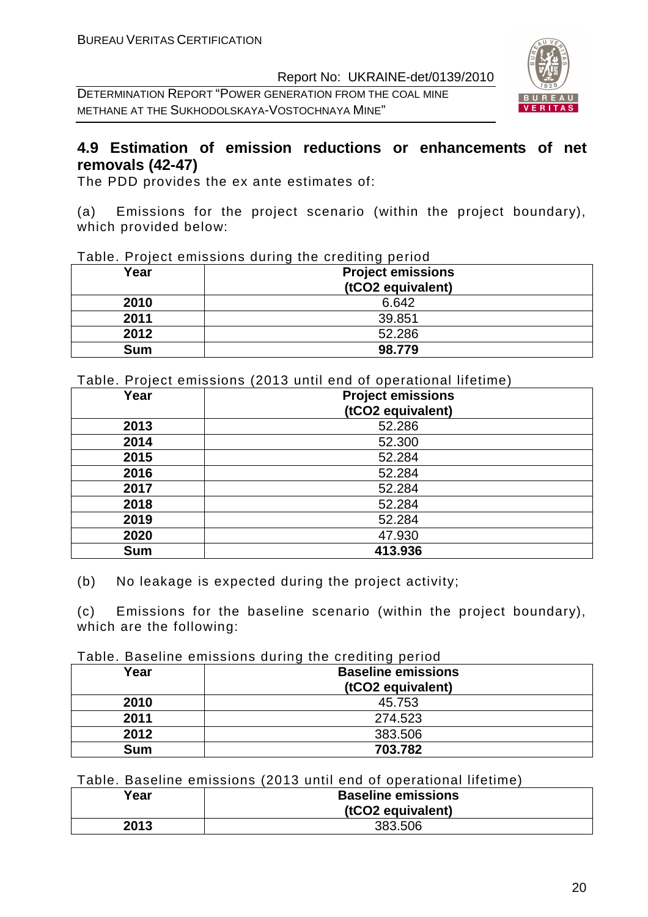## 4.9 Estimation of emission reductions or enhancements of net removals (42-47)

The PDD provides the ex ante estimates of:

(a) Emissions for the project scenario (within the project boundary), which provided below:

Table. Project emissions during the crediting period

| Year | Project emissions (tCO2 equivalent) |
|---|---|
| 2010 | 6.642 |
| 2011 | 39.851 |
| 2012 | 52.286 |
| **Sum** | **98.779** |

Table. Project emissions (2013 until end of operational lifetime)

| Year | Project emissions (tCO2 equivalent) |
|---|---|
| 2013 | 52.286 |
| 2014 | 52.300 |
| 2015 | 52.284 |
| 2016 | 52.284 |
| 2017 | 52.284 |
| 2018 | 52.284 |
| 2019 | 52.284 |
| 2020 | 47.930 |
| **Sum** | **413.936** |

(b) No leakage is expected during the project activity;

(c) Emissions for the baseline scenario (within the project boundary), which are the following:

Table. Baseline emissions during the crediting period

| Year | Baseline emissions (tCO2 equivalent) |
|---|---|
| 2010 | 45.753 |
| 2011 | 274.523 |
| 2012 | 383.506 |
| **Sum** | **703.782** |

Table. Baseline emissions (2013 until end of operational lifetime)

| Year | Baseline emissions (tCO2 equivalent) |
|---|---|
| 2013 | 383.506 |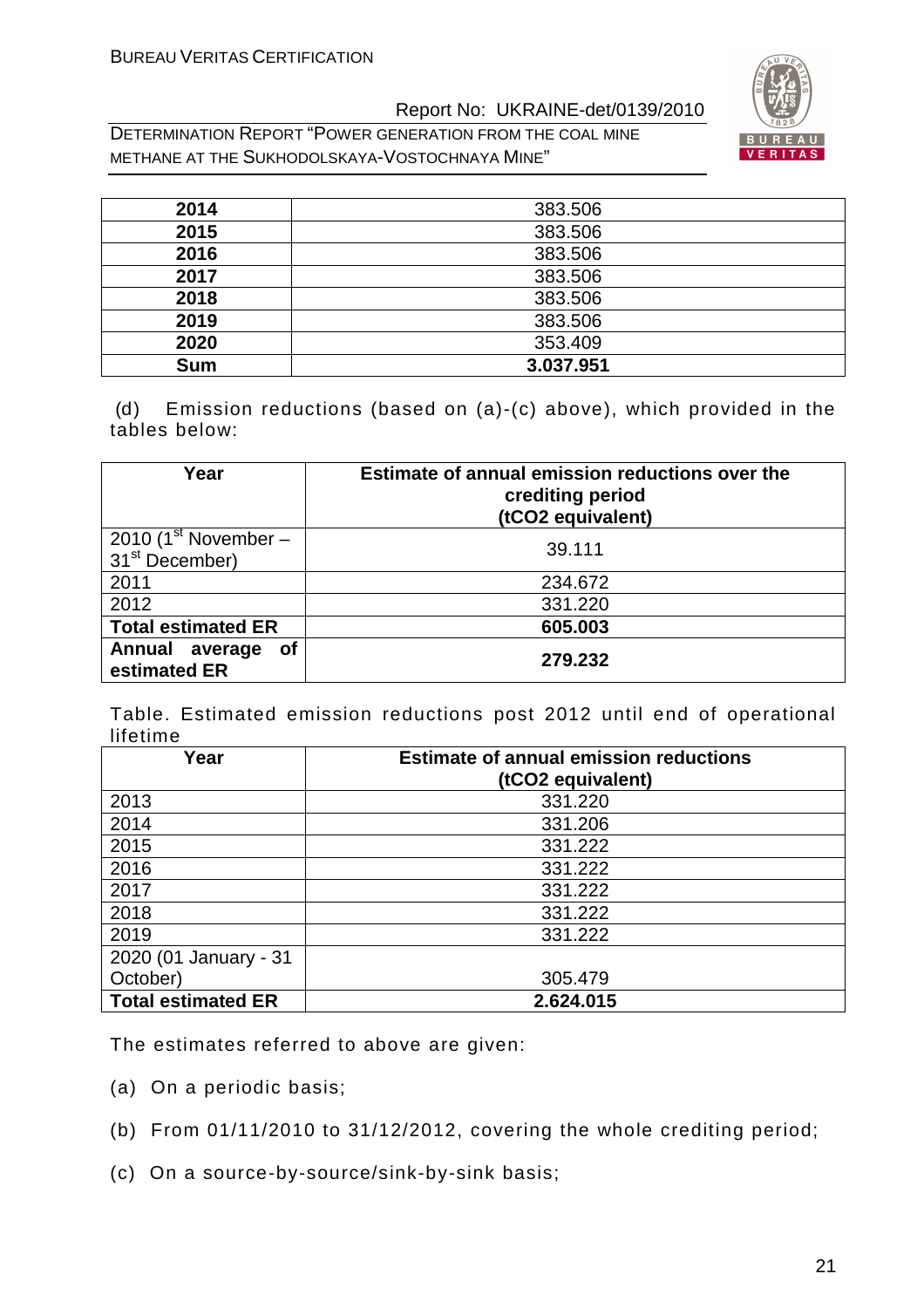| 2014 | 383.506 |
|---|---|
| 2015 | 383.506 |
| 2016 | 383.506 |
| 2017 | 383.506 |
| 2018 | 383.506 |
| 2019 | 383.506 |
| 2020 | 353.409 |
| **Sum** | **3.037.951** |

(d) Emission reductions (based on (a)-(c) above), which provided in the tables below:

| Year | Estimate of annual emission reductions over the crediting period (tCO2 equivalent) |
|---|---|
| 2010 (1st November – 31st December) | 39.111 |
| 2011 | 234.672 |
| 2012 | 331.220 |
| **Total estimated ER** | **605.003** |
| **Annual average of estimated ER** | **279.232** |

Table. Estimated emission reductions post 2012 until end of operational lifetime

| Year | Estimate of annual emission reductions (tCO2 equivalent) |
|---|---|
| 2013 | 331.220 |
| 2014 | 331.206 |
| 2015 | 331.222 |
| 2016 | 331.222 |
| 2017 | 331.222 |
| 2018 | 331.222 |
| 2019 | 331.222 |
| 2020 (01 January - 31 October) | 305.479 |
| **Total estimated ER** | **2.624.015** |

The estimates referred to above are given:

(a) On a periodic basis;

(b) From 01/11/2010 to 31/12/2012, covering the whole crediting period;

(c) On a source-by-source/sink-by-sink basis;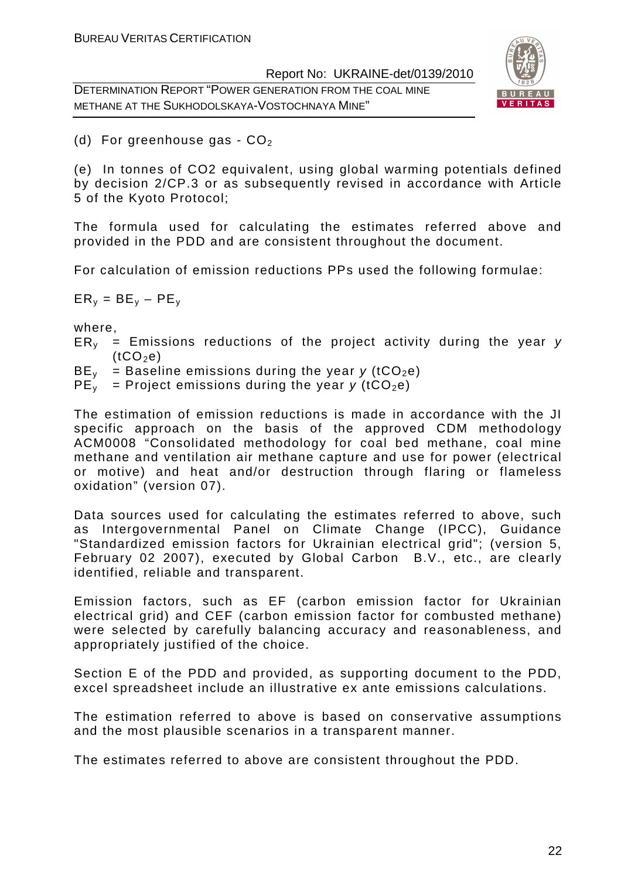(d) For greenhouse gas - $CO_2$

(e) In tonnes of CO2 equivalent, using global warming potentials defined by decision 2/CP.3 or as subsequently revised in accordance with Article 5 of the Kyoto Protocol;

The formula used for calculating the estimates referred above and provided in the PDD and are consistent throughout the document.

For calculation of emission reductions PPs used the following formulae:

$ER_y = BE_y – PE_y$

where,

- $ER_y$ = Emissions reductions of the project activity during the year *y* ($tCO_2e$)
- $BE_y$ = Baseline emissions during the year *y* ($tCO_2e$)
- $PE_y$ = Project emissions during the year *y* ($tCO_2e$)

The estimation of emission reductions is made in accordance with the JI specific approach on the basis of the approved CDM methodology ACM0008 "Consolidated methodology for coal bed methane, coal mine methane and ventilation air methane capture and use for power (electrical or motive) and heat and/or destruction through flaring or flameless oxidation" (version 07).

Data sources used for calculating the estimates referred to above, such as Intergovernmental Panel on Climate Change (IPCC), Guidance "Standardized emission factors for Ukrainian electrical grid"; (version 5, February 02 2007), executed by Global Carbon B.V., etc., are clearly identified, reliable and transparent.

Emission factors, such as EF (carbon emission factor for Ukrainian electrical grid) and CEF (carbon emission factor for combusted methane) were selected by carefully balancing accuracy and reasonableness, and appropriately justified of the choice.

Section E of the PDD and provided, as supporting document to the PDD, excel spreadsheet include an illustrative ex ante emissions calculations.

The estimation referred to above is based on conservative assumptions and the most plausible scenarios in a transparent manner.

The estimates referred to above are consistent throughout the PDD.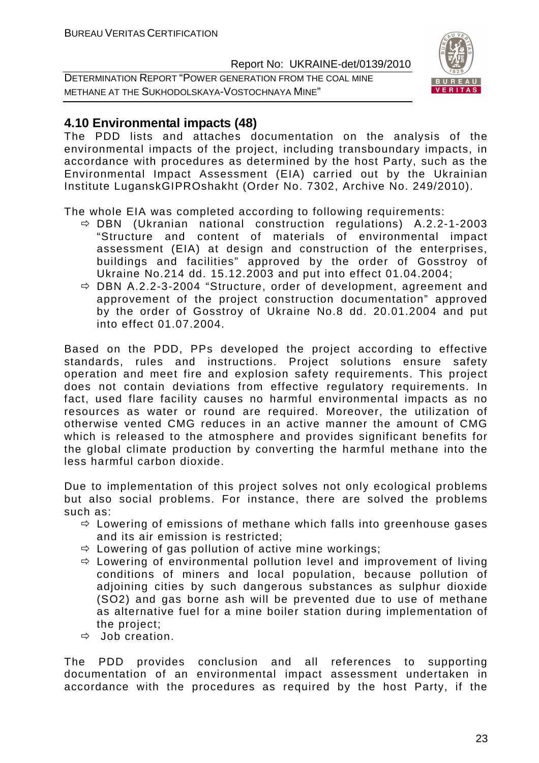## 4.10 Environmental impacts (48)

The PDD lists and attaches documentation on the analysis of the environmental impacts of the project, including transboundary impacts, in accordance with procedures as determined by the host Party, such as the Environmental Impact Assessment (EIA) carried out by the Ukrainian Institute LuganskGIPROshakht (Order No. 7302, Archive No. 249/2010).

The whole EIA was completed according to following requirements:

- ⇨ DBN (Ukranian national construction regulations) A.2.2-1-2003 "Structure and content of materials of environmental impact assessment (EIA) at design and construction of the enterprises, buildings and facilities" approved by the order of Gosstroy of Ukraine No.214 dd. 15.12.2003 and put into effect 01.04.2004;
- ⇨ DBN A.2.2-3-2004 "Structure, order of development, agreement and approvement of the project construction documentation" approved by the order of Gosstroy of Ukraine No.8 dd. 20.01.2004 and put into effect 01.07.2004.

Based on the PDD, PPs developed the project according to effective standards, rules and instructions. Project solutions ensure safety operation and meet fire and explosion safety requirements. This project does not contain deviations from effective regulatory requirements. In fact, used flare facility causes no harmful environmental impacts as no resources as water or round are required. Moreover, the utilization of otherwise vented CMG reduces in an active manner the amount of CMG which is released to the atmosphere and provides significant benefits for the global climate production by converting the harmful methane into the less harmful carbon dioxide.

Due to implementation of this project solves not only ecological problems but also social problems. For instance, there are solved the problems such as:

- ⇨ Lowering of emissions of methane which falls into greenhouse gases and its air emission is restricted;
- ⇨ Lowering of gas pollution of active mine workings;
- ⇨ Lowering of environmental pollution level and improvement of living conditions of miners and local population, because pollution of adjoining cities by such dangerous substances as sulphur dioxide ($SO_2$) and gas borne ash will be prevented due to use of methane as alternative fuel for a mine boiler station during implementation of the project;
- ⇨ Job creation.

The PDD provides conclusion and all references to supporting documentation of an environmental impact assessment undertaken in accordance with the procedures as required by the host Party, if the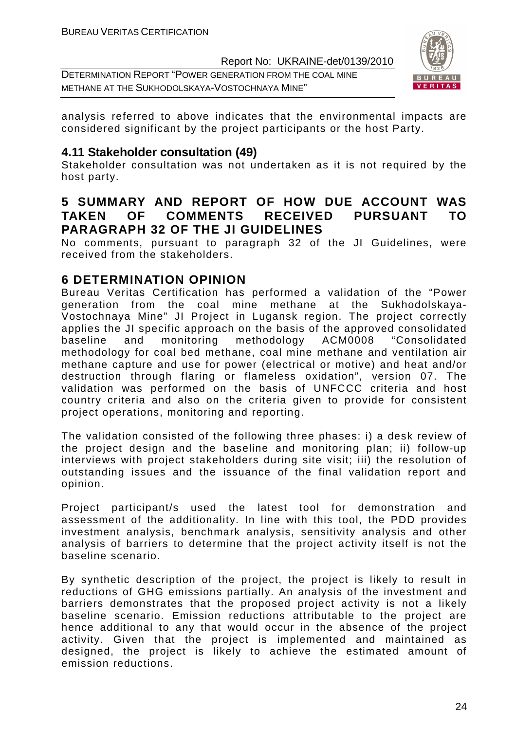analysis referred to above indicates that the environmental impacts are considered significant by the project participants or the host Party.

### 4.11 Stakeholder consultation (49)

Stakeholder consultation was not undertaken as it is not required by the host party.

## 5 SUMMARY AND REPORT OF HOW DUE ACCOUNT WAS TAKEN OF COMMENTS RECEIVED PURSUANT TO PARAGRAPH 32 OF THE JI GUIDELINES

No comments, pursuant to paragraph 32 of the JI Guidelines, were received from the stakeholders.

## 6 DETERMINATION OPINION

Bureau Veritas Certification has performed a validation of the "Power generation from the coal mine methane at the Sukhodolskaya-Vostochnaya Mine" JI Project in Lugansk region. The project correctly applies the JI specific approach on the basis of the approved consolidated baseline and monitoring methodology ACM0008 "Consolidated methodology for coal bed methane, coal mine methane and ventilation air methane capture and use for power (electrical or motive) and heat and/or destruction through flaring or flameless oxidation", version 07. The validation was performed on the basis of UNFCCC criteria and host country criteria and also on the criteria given to provide for consistent project operations, monitoring and reporting.

The validation consisted of the following three phases: i) a desk review of the project design and the baseline and monitoring plan; ii) follow-up interviews with project stakeholders during site visit; iii) the resolution of outstanding issues and the issuance of the final validation report and opinion.

Project participant/s used the latest tool for demonstration and assessment of the additionality. In line with this tool, the PDD provides investment analysis, benchmark analysis, sensitivity analysis and other analysis of barriers to determine that the project activity itself is not the baseline scenario.

By synthetic description of the project, the project is likely to result in reductions of GHG emissions partially. An analysis of the investment and barriers demonstrates that the proposed project activity is not a likely baseline scenario. Emission reductions attributable to the project are hence additional to any that would occur in the absence of the project activity. Given that the project is implemented and maintained as designed, the project is likely to achieve the estimated amount of emission reductions.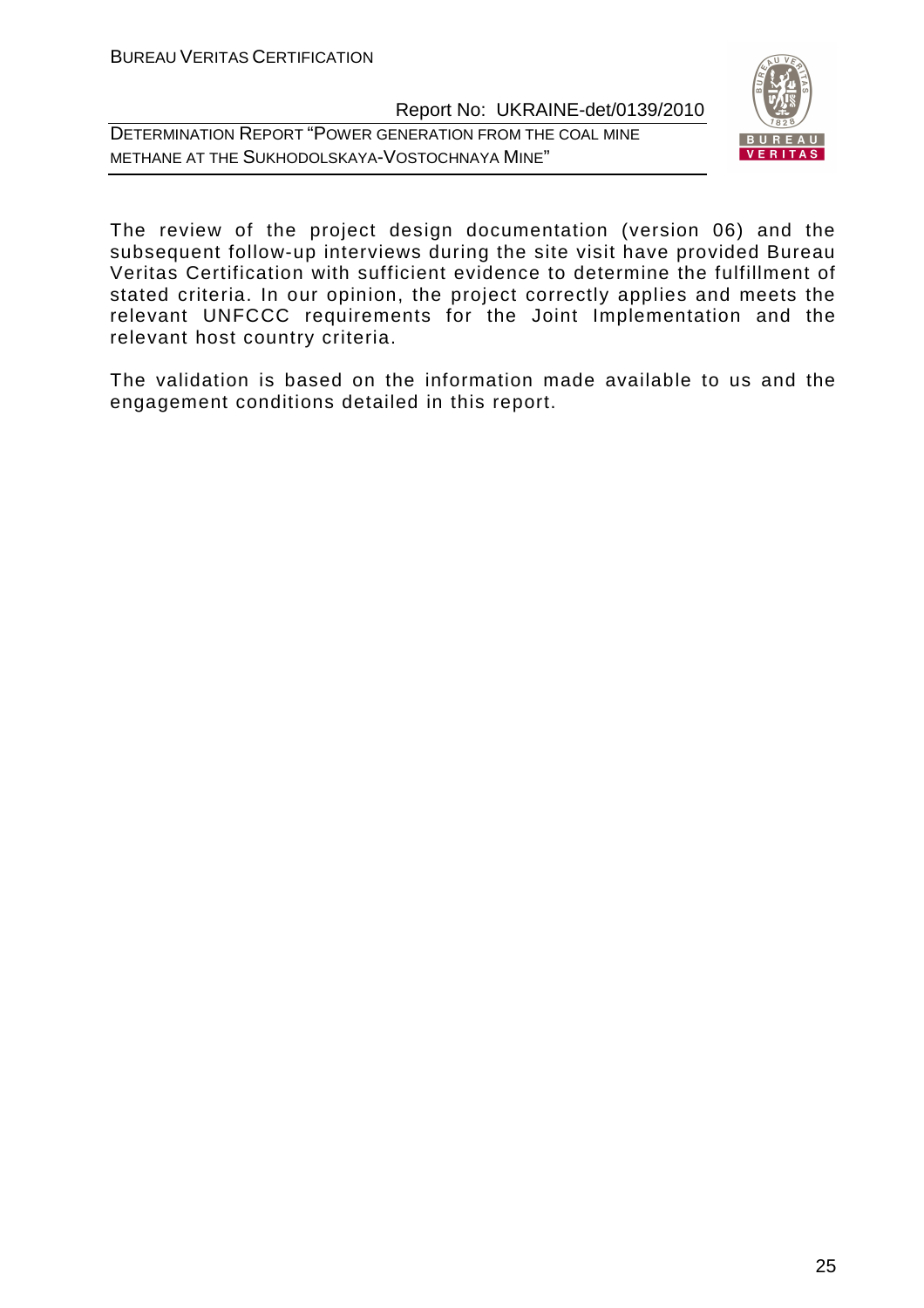The review of the project design documentation (version 06) and the subsequent follow-up interviews during the site visit have provided Bureau Veritas Certification with sufficient evidence to determine the fulfillment of stated criteria. In our opinion, the project correctly applies and meets the relevant UNFCCC requirements for the Joint Implementation and the relevant host country criteria.

The validation is based on the information made available to us and the engagement conditions detailed in this report.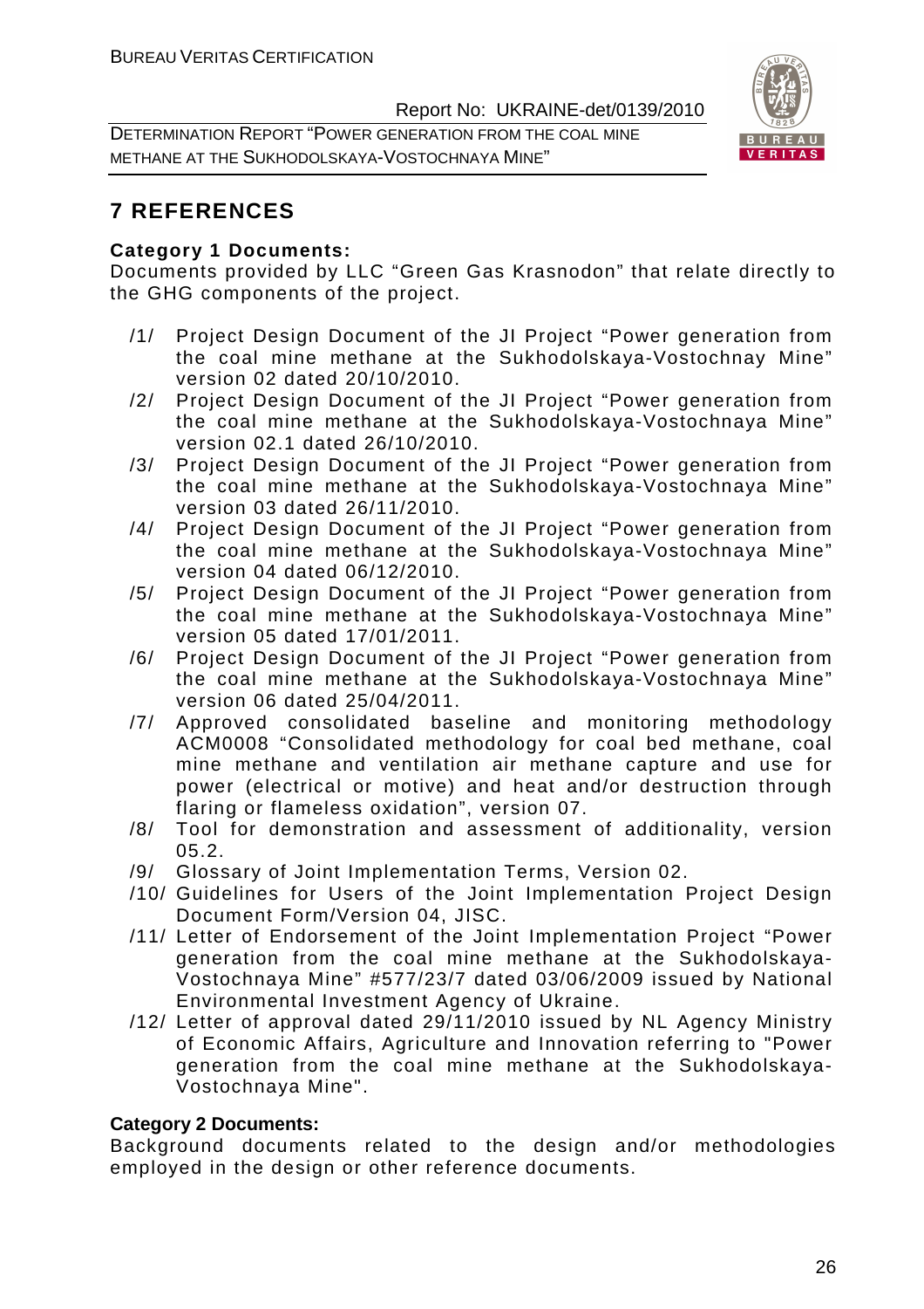# 7 REFERENCES

**Category 1 Documents:**

Documents provided by LLC "Green Gas Krasnodon" that relate directly to the GHG components of the project.

/1/ Project Design Document of the JI Project "Power generation from the coal mine methane at the Sukhodolskaya-Vostochnay Mine" version 02 dated 20/10/2010.

/2/ Project Design Document of the JI Project "Power generation from the coal mine methane at the Sukhodolskaya-Vostochnaya Mine" version 02.1 dated 26/10/2010.

/3/ Project Design Document of the JI Project "Power generation from the coal mine methane at the Sukhodolskaya-Vostochnaya Mine" version 03 dated 26/11/2010.

/4/ Project Design Document of the JI Project "Power generation from the coal mine methane at the Sukhodolskaya-Vostochnaya Mine" version 04 dated 06/12/2010.

/5/ Project Design Document of the JI Project "Power generation from the coal mine methane at the Sukhodolskaya-Vostochnaya Mine" version 05 dated 17/01/2011.

/6/ Project Design Document of the JI Project "Power generation from the coal mine methane at the Sukhodolskaya-Vostochnaya Mine" version 06 dated 25/04/2011.

/7/ Approved consolidated baseline and monitoring methodology ACM0008 "Consolidated methodology for coal bed methane, coal mine methane and ventilation air methane capture and use for power (electrical or motive) and heat and/or destruction through flaring or flameless oxidation", version 07.

/8/ Tool for demonstration and assessment of additionality, version 05.2.

/9/ Glossary of Joint Implementation Terms, Version 02.

/10/ Guidelines for Users of the Joint Implementation Project Design Document Form/Version 04, JISC.

/11/ Letter of Endorsement of the Joint Implementation Project "Power generation from the coal mine methane at the Sukhodolskaya-Vostochnaya Mine" #577/23/7 dated 03/06/2009 issued by National Environmental Investment Agency of Ukraine.

/12/ Letter of approval dated 29/11/2010 issued by NL Agency Ministry of Economic Affairs, Agriculture and Innovation referring to "Power generation from the coal mine methane at the Sukhodolskaya-Vostochnaya Mine".

**Category 2 Documents:**

Background documents related to the design and/or methodologies employed in the design or other reference documents.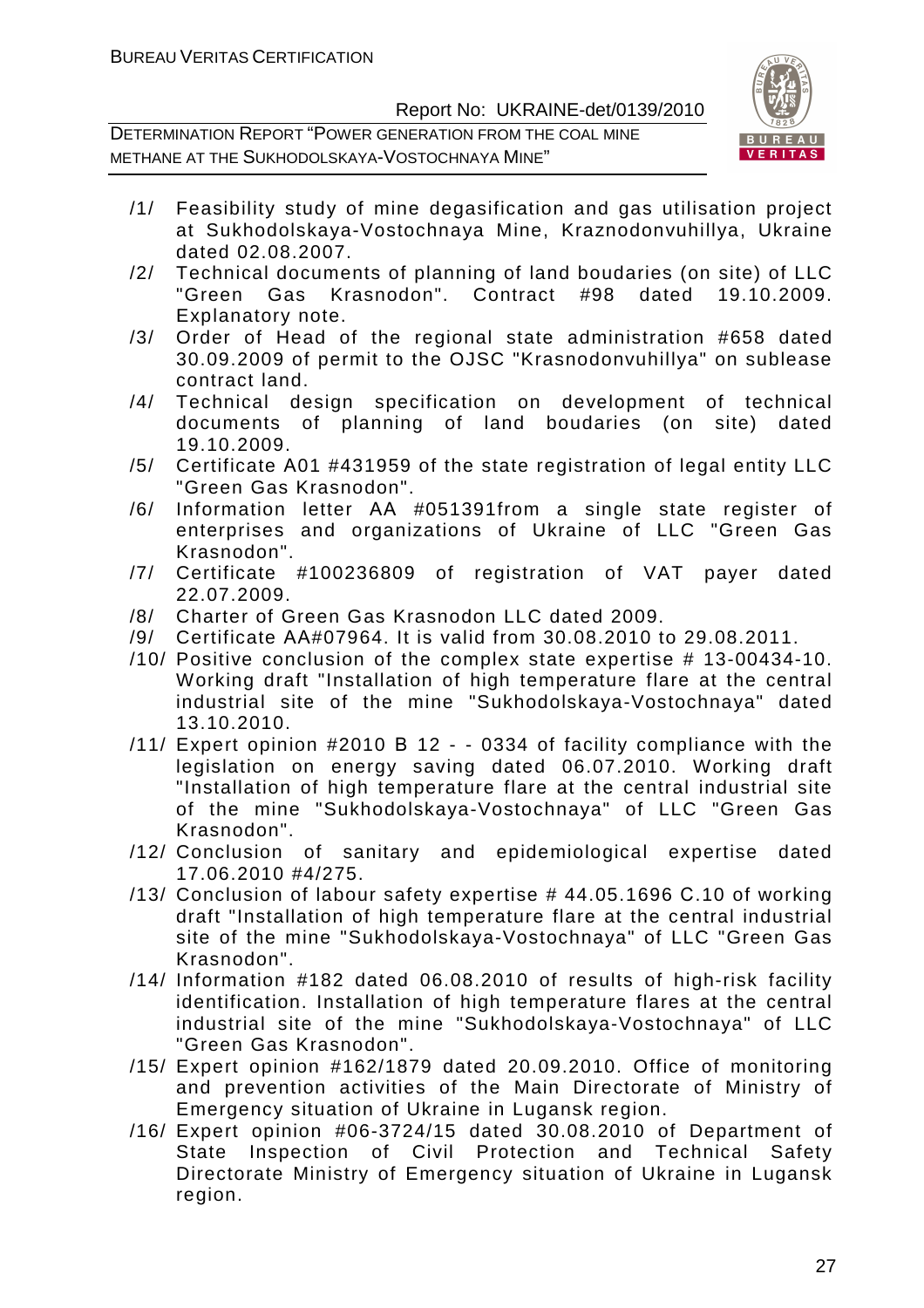/1/ Feasibility study of mine degasification and gas utilisation project at Sukhodolskaya-Vostochnaya Mine, Kraznodonvuhillya, Ukraine dated 02.08.2007.

/2/ Technical documents of planning of land boudaries (on site) of LLC "Green Gas Krasnodon". Contract #98 dated 19.10.2009. Explanatory note.

/3/ Order of Head of the regional state administration #658 dated 30.09.2009 of permit to the OJSC "Krasnodonvuhillya" on sublease contract land.

/4/ Technical design specification on development of technical documents of planning of land boudaries (on site) dated 19.10.2009.

/5/ Certificate A01 #431959 of the state registration of legal entity LLC "Green Gas Krasnodon".

/6/ Information letter AA #051391from a single state register of enterprises and organizations of Ukraine of LLC "Green Gas Krasnodon".

/7/ Certificate #100236809 of registration of VAT payer dated 22.07.2009.

/8/ Charter of Green Gas Krasnodon LLC dated 2009.

/9/ Certificate AA#07964. It is valid from 30.08.2010 to 29.08.2011.

/10/ Positive conclusion of the complex state expertise # 13-00434-10. Working draft "Installation of high temperature flare at the central industrial site of the mine "Sukhodolskaya-Vostochnaya" dated 13.10.2010.

/11/ Expert opinion #2010 B 12 - - 0334 of facility compliance with the legislation on energy saving dated 06.07.2010. Working draft "Installation of high temperature flare at the central industrial site of the mine "Sukhodolskaya-Vostochnaya" of LLC "Green Gas Krasnodon".

/12/ Conclusion of sanitary and epidemiological expertise dated 17.06.2010 #4/275.

/13/ Conclusion of labour safety expertise # 44.05.1696 C.10 of working draft "Installation of high temperature flare at the central industrial site of the mine "Sukhodolskaya-Vostochnaya" of LLC "Green Gas Krasnodon".

/14/ Information #182 dated 06.08.2010 of results of high-risk facility identification. Installation of high temperature flares at the central industrial site of the mine "Sukhodolskaya-Vostochnaya" of LLC "Green Gas Krasnodon".

/15/ Expert opinion #162/1879 dated 20.09.2010. Office of monitoring and prevention activities of the Main Directorate of Ministry of Emergency situation of Ukraine in Lugansk region.

/16/ Expert opinion #06-3724/15 dated 30.08.2010 of Department of State Inspection of Civil Protection and Technical Safety Directorate Ministry of Emergency situation of Ukraine in Lugansk region.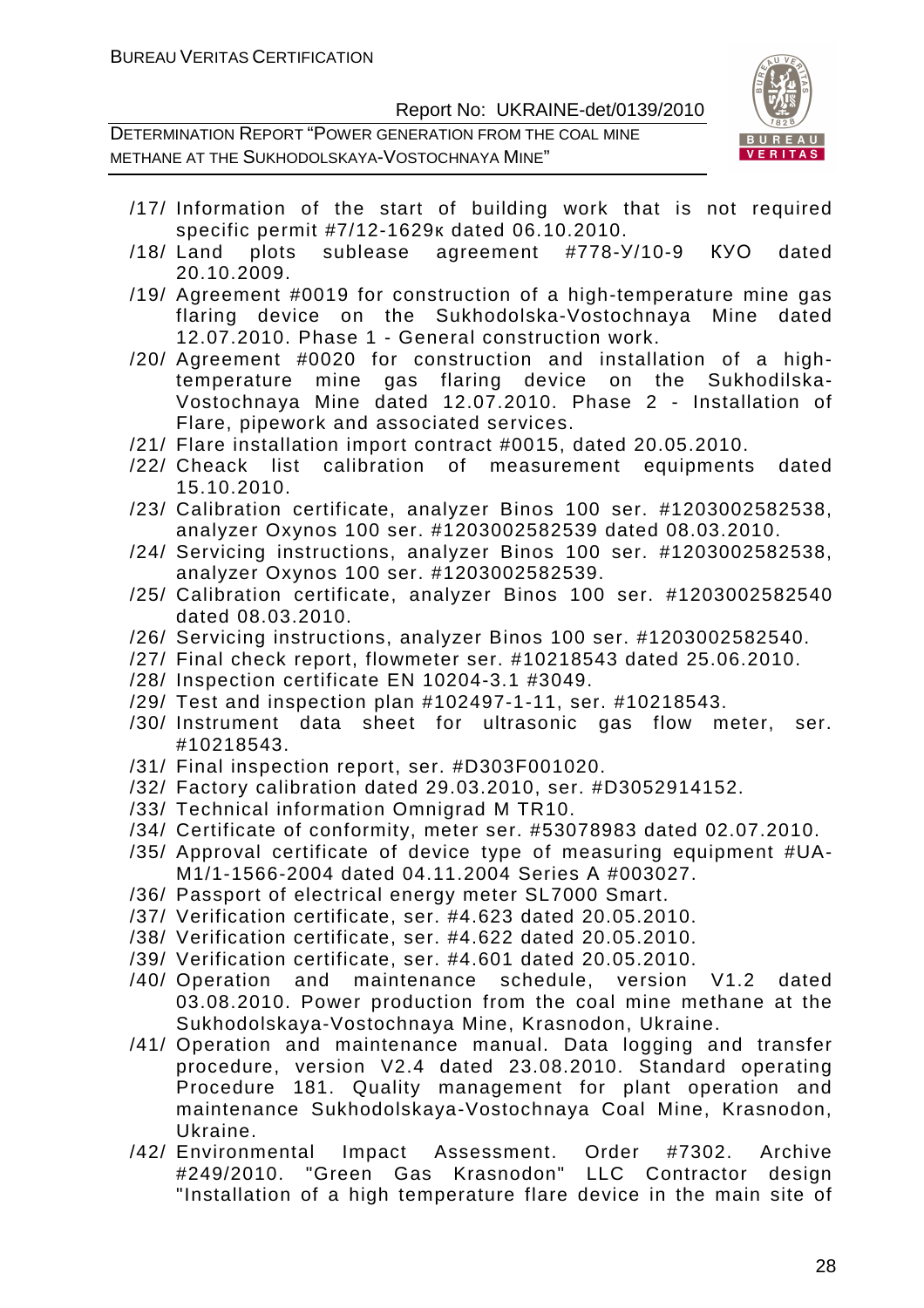/17/ Information of the start of building work that is not required specific permit #7/12-1629к dated 06.10.2010.

/18/ Land plots sublease agreement #778-У/10-9 КУО dated 20.10.2009.

/19/ Agreement #0019 for construction of a high-temperature mine gas flaring device on the Sukhodolska-Vostochnaya Mine dated 12.07.2010. Phase 1 - General construction work.

/20/ Agreement #0020 for construction and installation of a high-temperature mine gas flaring device on the Sukhodilska-Vostochnaya Mine dated 12.07.2010. Phase 2 - Installation of Flare, pipework and associated services.

/21/ Flare installation import contract #0015, dated 20.05.2010.

/22/ Cheack list calibration of measurement equipments dated 15.10.2010.

/23/ Calibration certificate, analyzer Binos 100 ser. #1203002582538, analyzer Oxynos 100 ser. #1203002582539 dated 08.03.2010.

/24/ Servicing instructions, analyzer Binos 100 ser. #1203002582538, analyzer Oxynos 100 ser. #1203002582539.

/25/ Calibration certificate, analyzer Binos 100 ser. #1203002582540 dated 08.03.2010.

/26/ Servicing instructions, analyzer Binos 100 ser. #1203002582540.

/27/ Final check report, flowmeter ser. #10218543 dated 25.06.2010.

/28/ Inspection certificate EN 10204-3.1 #3049.

/29/ Test and inspection plan #102497-1-11, ser. #10218543.

/30/ Instrument data sheet for ultrasonic gas flow meter, ser. #10218543.

/31/ Final inspection report, ser. #D303F001020.

/32/ Factory calibration dated 29.03.2010, ser. #D3052914152.

/33/ Technical information Omnigrad M TR10.

/34/ Certificate of conformity, meter ser. #53078983 dated 02.07.2010.

/35/ Approval certificate of device type of measuring equipment #UA-M1/1-1566-2004 dated 04.11.2004 Series A #003027.

/36/ Passport of electrical energy meter SL7000 Smart.

/37/ Verification certificate, ser. #4.623 dated 20.05.2010.

/38/ Verification certificate, ser. #4.622 dated 20.05.2010.

/39/ Verification certificate, ser. #4.601 dated 20.05.2010.

/40/ Operation and maintenance schedule, version V1.2 dated 03.08.2010. Power production from the coal mine methane at the Sukhodolskaya-Vostochnaya Mine, Krasnodon, Ukraine.

/41/ Operation and maintenance manual. Data logging and transfer procedure, version V2.4 dated 23.08.2010. Standard operating Procedure 181. Quality management for plant operation and maintenance Sukhodolskaya-Vostochnaya Coal Mine, Krasnodon, Ukraine.

/42/ Environmental Impact Assessment. Order #7302. Archive #249/2010. "Green Gas Krasnodon" LLC Contractor design "Installation of a high temperature flare device in the main site of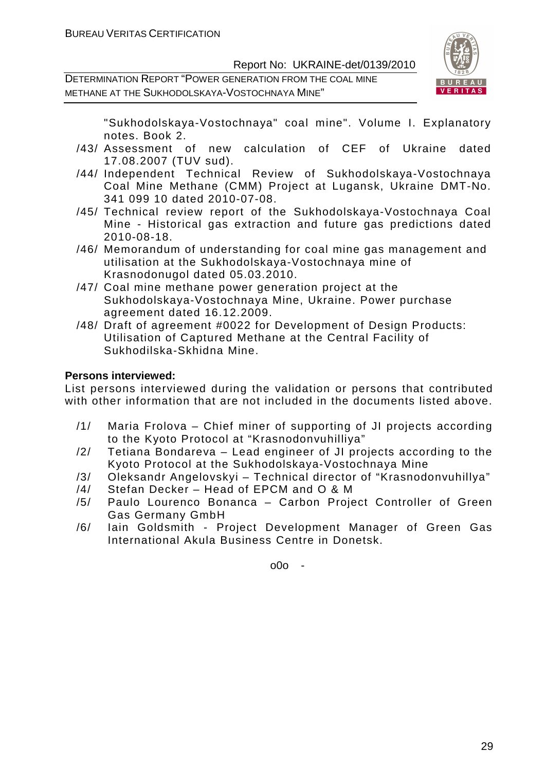"Sukhodolskaya-Vostochnaya" coal mine". Volume I. Explanatory notes. Book 2.

/43/ Assessment of new calculation of CEF of Ukraine dated 17.08.2007 (TUV sud).

/44/ Independent Technical Review of Sukhodolskaya-Vostochnaya Coal Mine Methane (CMM) Project at Lugansk, Ukraine DMT-No. 341 099 10 dated 2010-07-08.

/45/ Technical review report of the Sukhodolskaya-Vostochnaya Coal Mine - Historical gas extraction and future gas predictions dated 2010-08-18.

/46/ Memorandum of understanding for coal mine gas management and utilisation at the Sukhodolskaya-Vostochnaya mine of Krasnodonugol dated 05.03.2010.

/47/ Coal mine methane power generation project at the Sukhodolskaya-Vostochnaya Mine, Ukraine. Power purchase agreement dated 16.12.2009.

/48/ Draft of agreement #0022 for Development of Design Products: Utilisation of Captured Methane at the Central Facility of Sukhodilska-Skhidna Mine.

**Persons interviewed:**

List persons interviewed during the validation or persons that contributed with other information that are not included in the documents listed above.

/1/ Maria Frolova – Chief miner of supporting of JI projects according to the Kyoto Protocol at "Krasnodonvuhilliya"

/2/ Tetiana Bondareva – Lead engineer of JI projects according to the Kyoto Protocol at the Sukhodolskaya-Vostochnaya Mine

/3/ Oleksandr Angelovskyi – Technical director of "Krasnodonvuhillya"

/4/ Stefan Decker – Head of EPCM and O & M

/5/ Paulo Lourenco Bonanca – Carbon Project Controller of Green Gas Germany GmbH

/6/ Iain Goldsmith - Project Development Manager of Green Gas International Akula Business Centre in Donetsk.

o0o -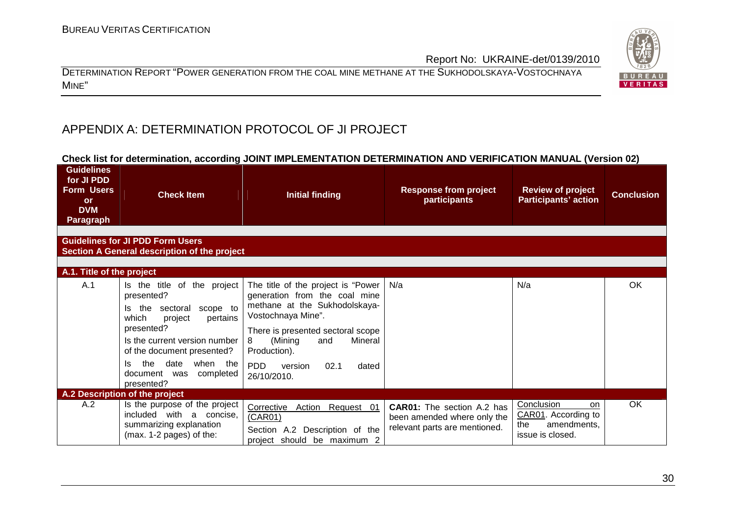## APPENDIX A: DETERMINATION PROTOCOL OF JI PROJECT

**Check list for determination, according JOINT IMPLEMENTATION DETERMINATION AND VERIFICATION MANUAL (Version 02)**

| Guidelines for JI PDD Form Users or DVM Paragraph | Check Item | Initial finding | Response from project participants | Review of project Participants' action | Conclusion |
|---|---|---|---|---|---|
| **Guidelines for JI PDD Form Users** **Section A General description of the project** | | | | | |
| **A.1. Title of the project** | | | | | |
| A.1 | Is the title of the project presented? Is the sectoral scope to which project pertains presented? Is the current version number of the document presented? Is the date when the document was completed presented? | The title of the project is "Power generation from the coal mine methane at the Sukhodolskaya-Vostochnaya Mine". There is presented sectoral scope 8 (Mining and Mineral Production). PDD version 02.1 dated 26/10/2010. | N/a | N/a | OK |
| **A.2 Description of the project** | | | | | |
| A.2 | Is the purpose of the project included with a concise, summarizing explanation (max. 1-2 pages) of the: | Corrective Action Request 01 (CAR01) Section A.2 Description of the project should be maximum 2 | **CAR01:** The section A.2 has been amended where only the relevant parts are mentioned. | Conclusion on CAR01. According to the amendments, issue is closed. | OK |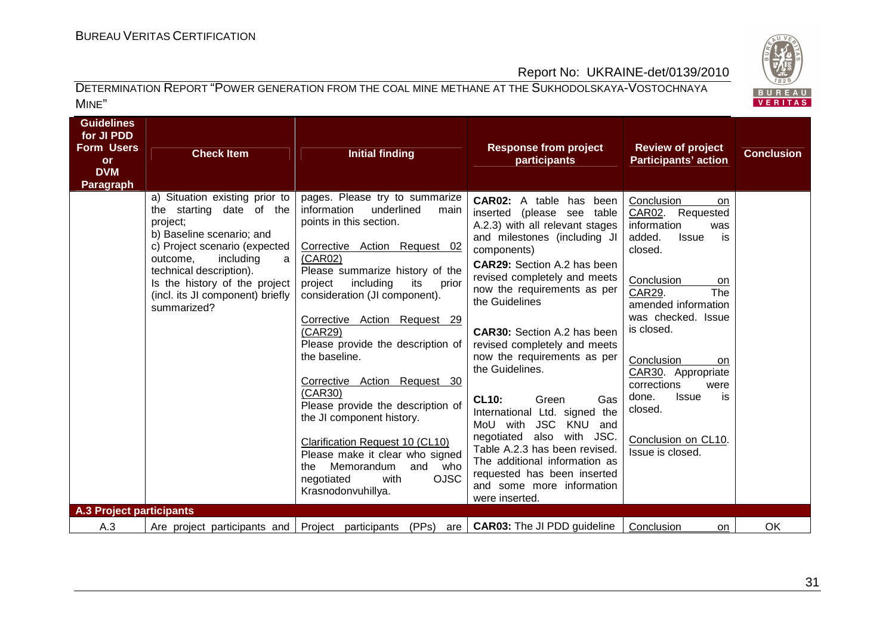| Guidelines for JI PDD Form Users or DVM Paragraph | Check Item | Initial finding | Response from project participants | Review of project Participants' action | Conclusion |
|---|---|---|---|---|---|
| | a) Situation existing prior to the starting date of the project;<br>b) Baseline scenario; and<br>c) Project scenario (expected outcome, including a technical description).<br>Is the history of the project (incl. its JI component) briefly summarized? | pages. Please try to summarize information underlined main points in this section.<br><br>Corrective Action Request 02 (CAR02)<br>Please summarize history of the project including its prior consideration (JI component).<br><br>Corrective Action Request 29 (CAR29)<br>Please provide the description of the baseline.<br><br>Corrective Action Request 30 (CAR30)<br>Please provide the description of the JI component history.<br><br>Clarification Request 10 (CL10)<br>Please make it clear who signed the Memorandum and who negotiated with OJSC Krasnodonvuhillya. | **CAR02:** A table has been inserted (please see table A.2.3) with all relevant stages and milestones (including JI components)<br>**CAR29:** Section A.2 has been revised completely and meets now the requirements as per the Guidelines<br><br>**CAR30:** Section A.2 has been revised completely and meets now the requirements as per the Guidelines.<br><br>**CL10:** Green Gas International Ltd. signed the MoU with JSC KNU and negotiated also with JSC. Table A.2.3 has been revised. The additional information as requested has been inserted and some more information were inserted. | Conclusion on CAR02. Requested information was added. Issue is closed.<br><br>Conclusion on CAR29. The amended information was checked. Issue is closed.<br><br>Conclusion on CAR30. Appropriate corrections were done. Issue is closed.<br><br>Conclusion on CL10. Issue is closed. | |
| **A.3 Project participants** | | | | | |
| A.3 | Are project participants and | Project participants (PPs) are | **CAR03:** The JI PDD guideline | Conclusion on | OK |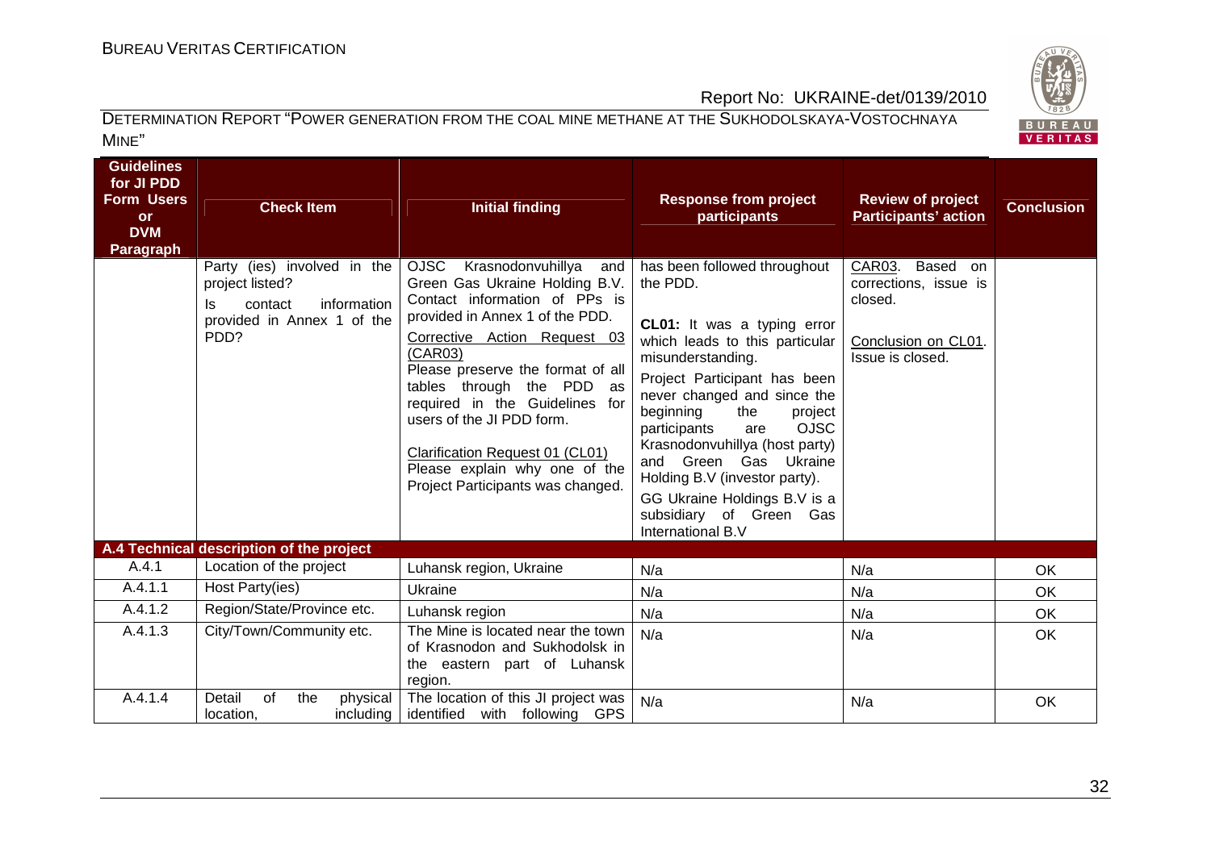| Guidelines for JI PDD Form Users or DVM Paragraph | Check Item | Initial finding | Response from project participants | Review of project Participants' action | Conclusion |
|---|---|---|---|---|---|
| | Party (ies) involved in the project listed?<br>Is contact information provided in Annex 1 of the PDD? | OJSC Krasnodonvuhillya and Green Gas Ukraine Holding B.V. Contact information of PPs is provided in Annex 1 of the PDD.<br><br>Corrective Action Request 03 (CAR03)<br>Please preserve the format of all tables through the PDD as required in the Guidelines for users of the JI PDD form.<br><br>Clarification Request 01 (CL01)<br>Please explain why one of the Project Participants was changed. | has been followed throughout the PDD.<br><br>**CL01:** It was a typing error which leads to this particular misunderstanding.<br>Project Participant has been never changed and since the beginning the project participants are OJSC Krasnodonvuhillya (host party) and Green Gas Ukraine Holding B.V (investor party).<br>GG Ukraine Holdings B.V is a subsidiary of Green Gas International B.V | CAR03. Based on corrections, issue is closed.<br><br>Conclusion on CL01. Issue is closed. | |
| **A.4 Technical description of the project** | | | | | |
| A.4.1 | Location of the project | Luhansk region, Ukraine | N/a | N/a | OK |
| A.4.1.1 | Host Party(ies) | Ukraine | N/a | N/a | OK |
| A.4.1.2 | Region/State/Province etc. | Luhansk region | N/a | N/a | OK |
| A.4.1.3 | City/Town/Community etc. | The Mine is located near the town of Krasnodon and Sukhodolsk in the eastern part of Luhansk region. | N/a | N/a | OK |
| A.4.1.4 | Detail of the physical location, including | The location of this JI project was identified with following GPS | N/a | N/a | OK |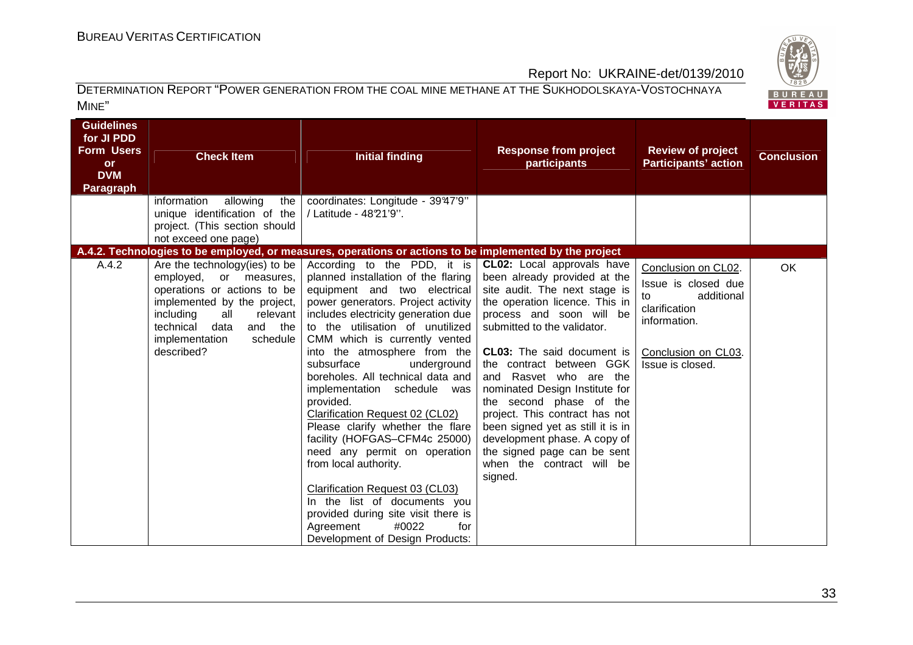| Guidelines for JI PDD Form Users or DVM Paragraph | Check Item | Initial finding | Response from project participants | Review of project Participants' action | Conclusion |
|---|---|---|---|---|---|
| | information allowing the unique identification of the project. (This section should not exceed one page) | coordinates: Longitude - 39°47'9'' / Latitude - 48°21'9''. | | | |
| **A.4.2. Technologies to be employed, or measures, operations or actions to be implemented by the project** | | | | | |
| A.4.2 | Are the technology(ies) to be employed, or measures, operations or actions to be implemented by the project, including all relevant technical data and the implementation schedule described? | According to the PDD, it is planned installation of the flaring equipment and two electrical power generators. Project activity includes electricity generation due to the utilisation of unutilized CMM which is currently vented into the atmosphere from the subsurface underground boreholes. All technical data and implementation schedule was provided.<br><br>Clarification Request 02 (CL02)<br>Please clarify whether the flare facility (HOFGAS–CFM4c 25000) need any permit on operation from local authority.<br><br>Clarification Request 03 (CL03)<br>In the list of documents you provided during site visit there is Agreement #0022 for Development of Design Products: | **CL02:** Local approvals have been already provided at the site audit. The next stage is the operation licence. This in process and soon will be submitted to the validator.<br><br>**CL03:** The said document is the contract between GGK and Rasvet who are the nominated Design Institute for the second phase of the project. This contract has not been signed yet as still it is in development phase. A copy of the signed page can be sent when the contract will be signed. | Conclusion on CL02.<br>Issue is closed due to additional clarification information.<br><br>Conclusion on CL03.<br>Issue is closed. | OK |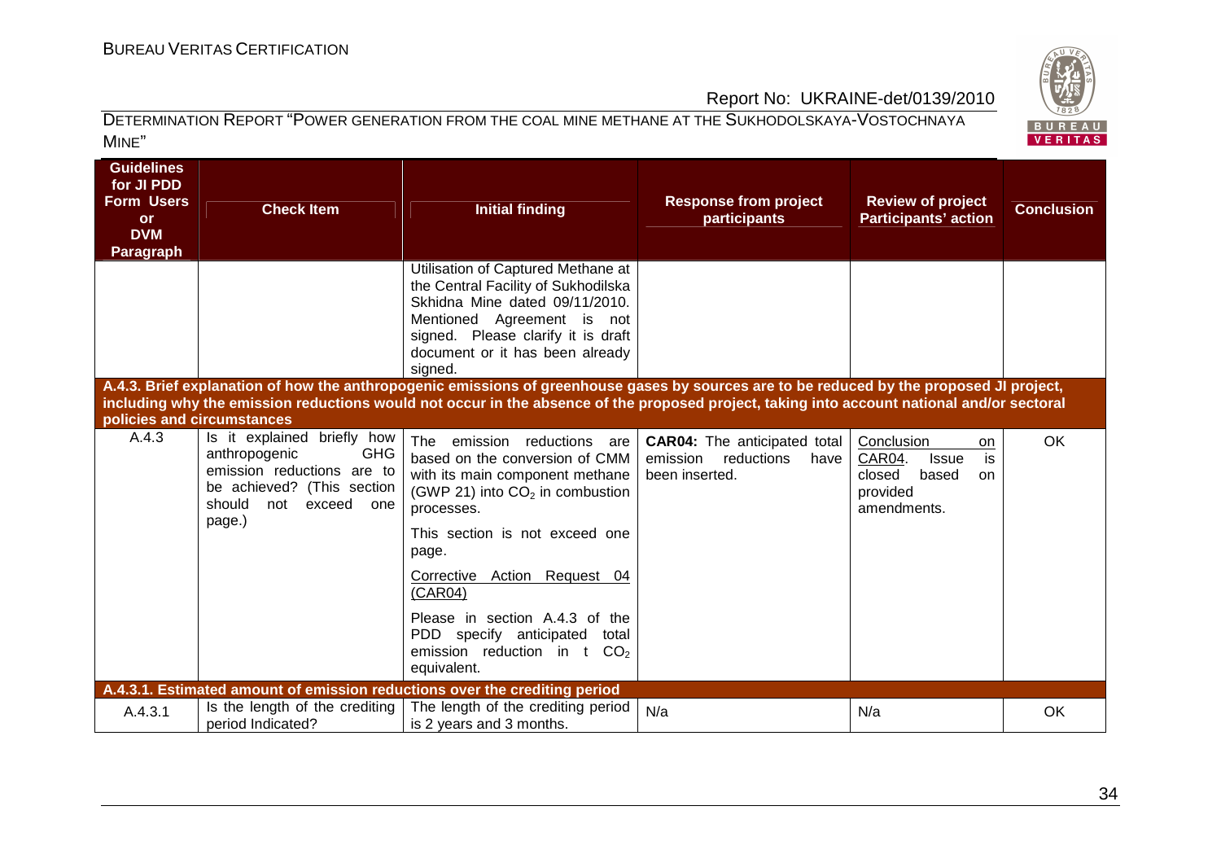| Guidelines for JI PDD Form Users or DVM Paragraph | Check Item | Initial finding | Response from project participants | Review of project Participants' action | Conclusion |
|---|---|---|---|---|---|
| | | Utilisation of Captured Methane at the Central Facility of Sukhodilska Skhidna Mine dated 09/11/2010. Mentioned Agreement is not signed. Please clarify it is draft document or it has been already signed. | | | |
| **A.4.3. Brief explanation of how the anthropogenic emissions of greenhouse gases by sources are to be reduced by the proposed JI project, including why the emission reductions would not occur in the absence of the proposed project, taking into account national and/or sectoral policies and circumstances** | | | | | |
| A.4.3 | Is it explained briefly how anthropogenic GHG emission reductions are to be achieved? (This section should not exceed one page.) | The emission reductions are based on the conversion of CMM with its main component methane (GWP 21) into $CO_2$ in combustion processes.<br><br>This section is not exceed one page.<br><br><u>Corrective Action Request 04 (CAR04)</u><br><br>Please in section A.4.3 of the PDD specify anticipated total emission reduction in t $CO_2$ equivalent. | **CAR04:** The anticipated total emission reductions have been inserted. | <u>Conclusion on CAR04</u>. Issue is closed based on provided amendments. | OK |
| **A.4.3.1. Estimated amount of emission reductions over the crediting period** | | | | | |
| A.4.3.1 | Is the length of the crediting period Indicated? | The length of the crediting period is 2 years and 3 months. | N/a | N/a | OK |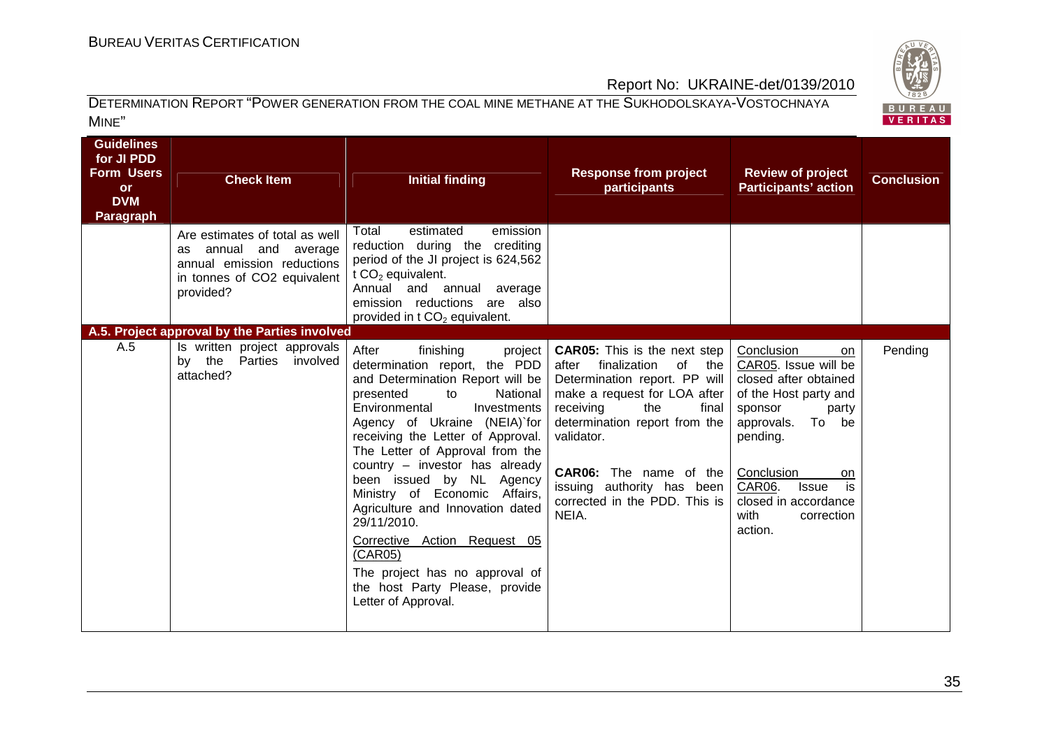| Guidelines for JI PDD Form Users or DVM Paragraph | Check Item | Initial finding | Response from project participants | Review of project Participants' action | Conclusion |
|---|---|---|---|---|---|
| | Are estimates of total as well as annual and average annual emission reductions in tonnes of CO2 equivalent provided? | Total estimated emission reduction during the crediting period of the JI project is 624,562 t $CO_2$ equivalent. Annual and annual average emission reductions are also provided in t $CO_2$ equivalent. | | | |
| **A.5. Project approval by the Parties involved** | | | | | |
| A.5 | Is written project approvals by the Parties involved attached? | After finishing project determination report, the PDD and Determination Report will be presented to National Environmental Investments Agency of Ukraine (NEIA)`for receiving the Letter of Approval. The Letter of Approval from the country – investor has already been issued by NL Agency Ministry of Economic Affairs, Agriculture and Innovation dated 29/11/2010. <br><br> Corrective Action Request 05 (CAR05) <br><br> The project has no approval of the host Party Please, provide Letter of Approval. | **CAR05:** This is the next step after finalization of the Determination report. PP will make a request for LOA after receiving the final determination report from the validator. <br><br> **CAR06:** The name of the issuing authority has been corrected in the PDD. This is NEIA. | Conclusion on CAR05. Issue will be closed after obtained of the Host party and sponsor party approvals. To be pending. <br><br> Conclusion on CAR06. Issue is closed in accordance with correction action. | Pending |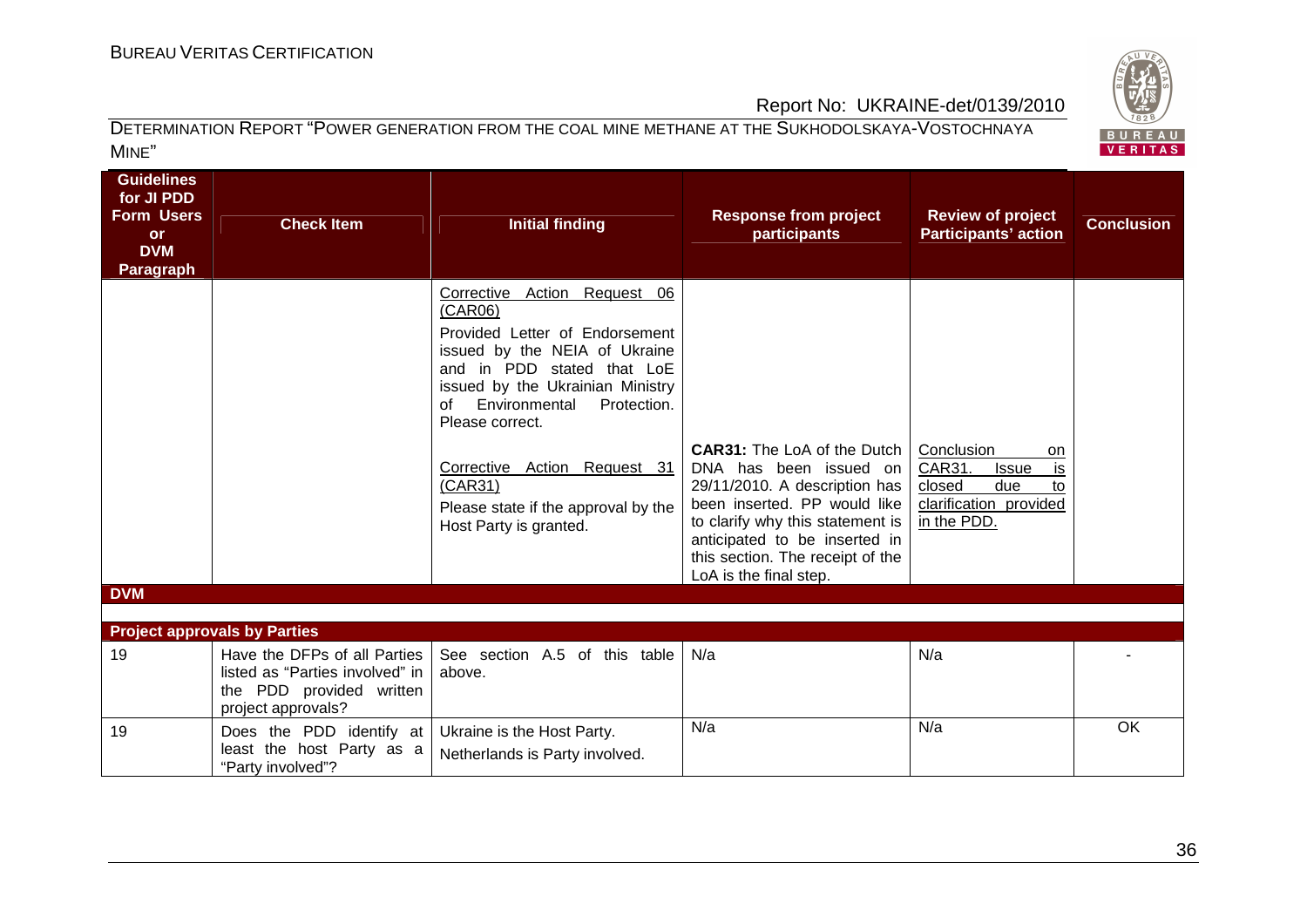| Guidelines for JI PDD Form Users or DVM Paragraph | Check Item | Initial finding | Response from project participants | Review of project Participants' action | Conclusion |
|---|---|---|---|---|---|
| | | Corrective Action Request 06 (CAR06)<br>Provided Letter of Endorsement issued by the NEIA of Ukraine and in PDD stated that LoE issued by the Ukrainian Ministry of Environmental Protection. Please correct.<br><br>Corrective Action Request 31 (CAR31)<br>Please state if the approval by the Host Party is granted. | **CAR31:** The LoA of the Dutch DNA has been issued on 29/11/2010. A description has been inserted. PP would like to clarify why this statement is anticipated to be inserted in this section. The receipt of the LoA is the final step. | Conclusion on CAR31. Issue is closed due to clarification provided in the PDD. | |
| **DVM** | | | | | |
| **Project approvals by Parties** | | | | | |
| 19 | Have the DFPs of all Parties listed as "Parties involved" in the PDD provided written project approvals? | See section A.5 of this table above. | N/a | N/a | - |
| 19 | Does the PDD identify at least the host Party as a "Party involved"? | Ukraine is the Host Party.<br>Netherlands is Party involved. | N/a | N/a | OK |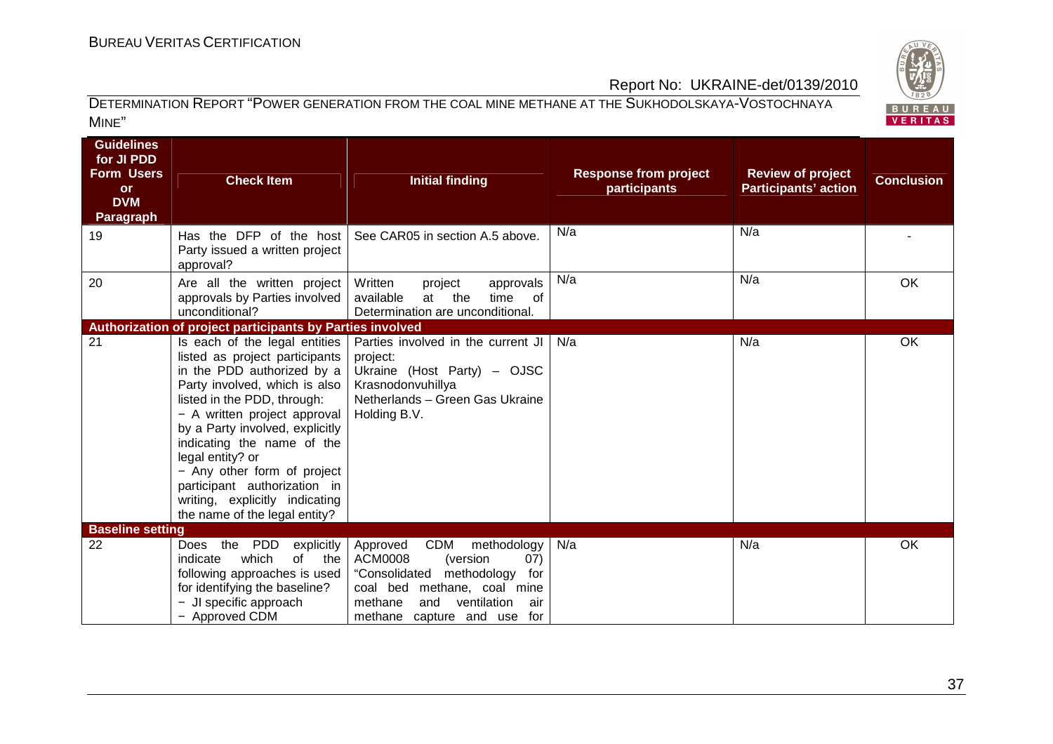| Guidelines for JI PDD Form Users or DVM Paragraph | Check Item | Initial finding | Response from project participants | Review of project Participants' action | Conclusion |
|---|---|---|---|---|---|
| 19 | Has the DFP of the host Party issued a written project approval? | See CAR05 in section A.5 above. | N/a | N/a | - |
| 20 | Are all the written project approvals by Parties involved unconditional? | Written project approvals available at the time of Determination are unconditional. | N/a | N/a | OK |
| **Authorization of project participants by Parties involved** | | | | | |
| 21 | Is each of the legal entities listed as project participants in the PDD authorized by a Party involved, which is also listed in the PDD, through:<br>− A written project approval by a Party involved, explicitly indicating the name of the legal entity? or<br>− Any other form of project participant authorization in writing, explicitly indicating the name of the legal entity? | Parties involved in the current JI project:<br>Ukraine (Host Party) – OJSC Krasnodonvuhillya<br>Netherlands – Green Gas Ukraine Holding B.V. | N/a | N/a | OK |
| **Baseline setting** | | | | | |
| 22 | Does the PDD explicitly indicate which of the following approaches is used for identifying the baseline?<br>− JI specific approach<br>− Approved CDM | Approved CDM methodology ACM0008 (version 07) "Consolidated methodology for coal bed methane, coal mine methane and ventilation air methane capture and use for | N/a | N/a | OK |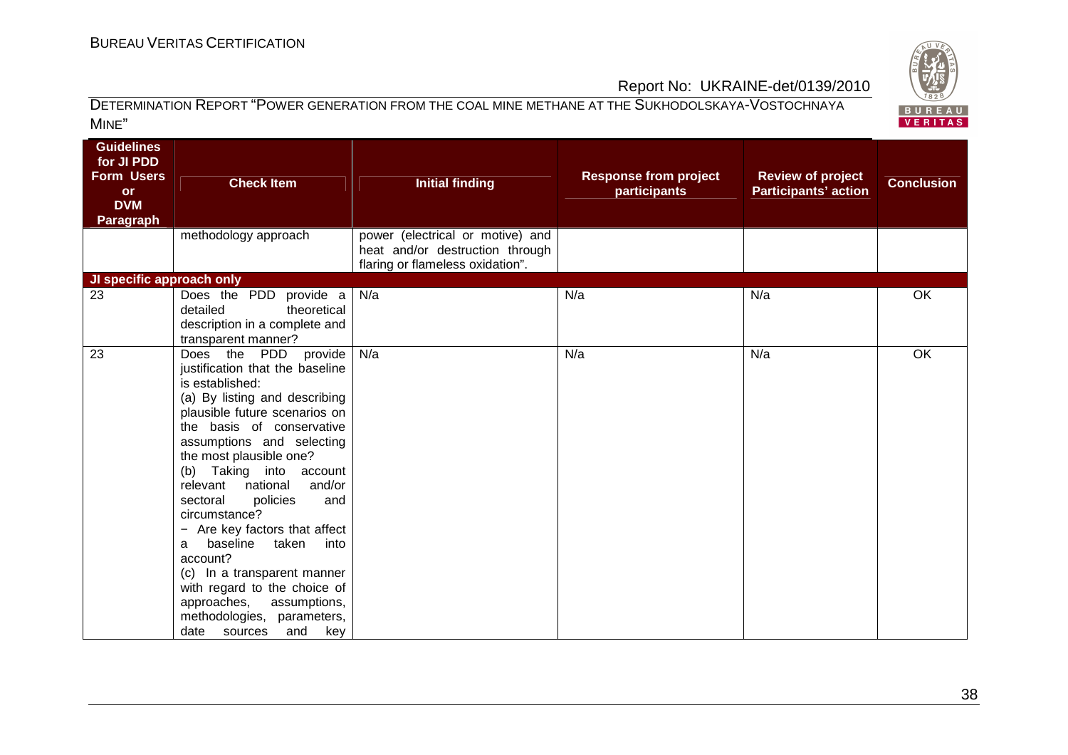| Guidelines for JI PDD Form Users or DVM Paragraph | Check Item | Initial finding | Response from project participants | Review of project Participants' action | Conclusion |
|---|---|---|---|---|---|
| | methodology approach | power (electrical or motive) and heat and/or destruction through flaring or flameless oxidation". | | | |
| **JI specific approach only** | | | | | |
| 23 | Does the PDD provide a detailed theoretical description in a complete and transparent manner? | N/a | N/a | N/a | OK |
| 23 | Does the PDD provide justification that the baseline is established:<br>(a) By listing and describing plausible future scenarios on the basis of conservative assumptions and selecting the most plausible one?<br>(b) Taking into account relevant national and/or sectoral policies and circumstance?<br>− Are key factors that affect a baseline taken into account?<br>(c) In a transparent manner with regard to the choice of approaches, assumptions, methodologies, parameters, date sources and key | N/a | N/a | N/a | OK |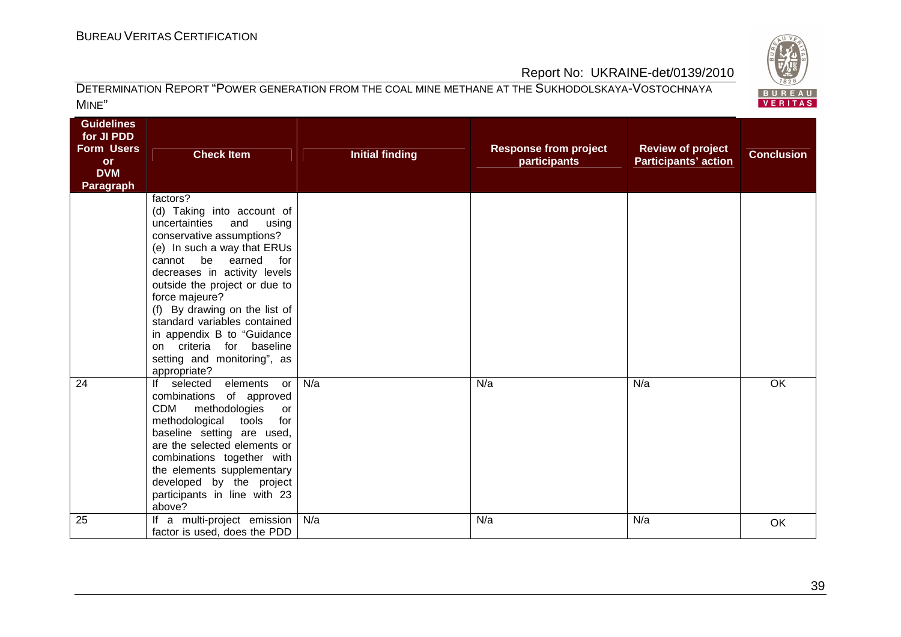| Guidelines for JI PDD Form Users or DVM Paragraph | Check Item | Initial finding | Response from project participants | Review of project Participants' action | Conclusion |
|---|---|---|---|---|---|
| | factors?<br>(d) Taking into account of uncertainties and using conservative assumptions?<br>(e) In such a way that ERUs cannot be earned for decreases in activity levels outside the project or due to force majeure?<br>(f) By drawing on the list of standard variables contained in appendix B to "Guidance on criteria for baseline setting and monitoring", as appropriate? | | | | |
| 24 | If selected elements or combinations of approved CDM methodologies or methodological tools for baseline setting are used, are the selected elements or combinations together with the elements supplementary developed by the project participants in line with 23 above? | N/a | N/a | N/a | OK |
| 25 | If a multi-project emission factor is used, does the PDD | N/a | N/a | N/a | OK |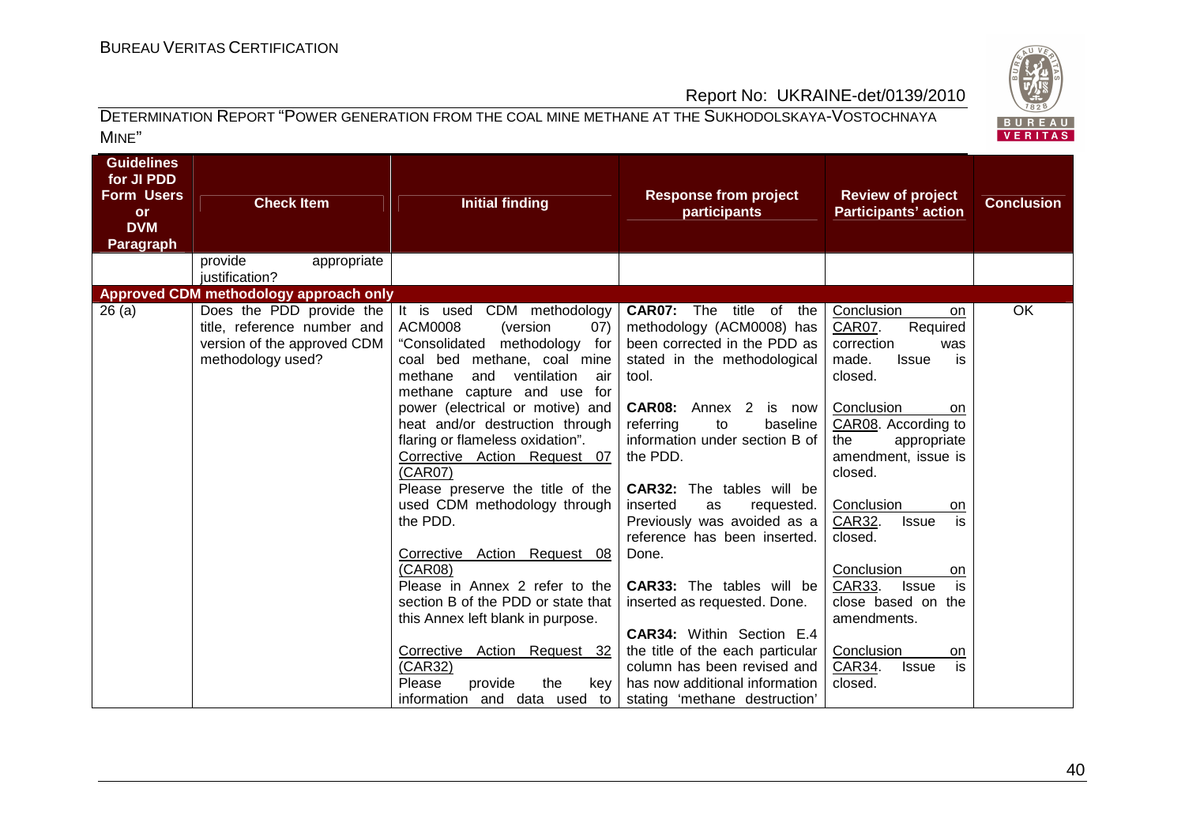| Guidelines for JI PDD Form Users or DVM Paragraph | Check Item | Initial finding | Response from project participants | Review of project Participants' action | Conclusion |
|---|---|---|---|---|---|
| | provide appropriate justification? | | | | |
| **Approved CDM methodology approach only** | | | | | |
| 26 (a) | Does the PDD provide the title, reference number and version of the approved CDM methodology used? | It is used CDM methodology ACM0008 (version 07) "Consolidated methodology for coal bed methane, coal mine methane and ventilation air methane capture and use for power (electrical or motive) and heat and/or destruction through flaring or flameless oxidation".<br><br>Corrective Action Request 07 (CAR07)<br>Please preserve the title of the used CDM methodology through the PDD.<br><br>Corrective Action Request 08 (CAR08)<br>Please in Annex 2 refer to the section B of the PDD or state that this Annex left blank in purpose.<br><br>Corrective Action Request 32 (CAR32)<br>Please provide the key information and data used to | **CAR07:** The title of the methodology (ACM0008) has been corrected in the PDD as stated in the methodological tool.<br><br>**CAR08:** Annex 2 is now referring to baseline information under section B of the PDD.<br><br>**CAR32:** The tables will be inserted as requested. Previously was avoided as a reference has been inserted. Done.<br><br>**CAR33:** The tables will be inserted as requested. Done.<br><br>**CAR34:** Within Section E.4 the title of the each particular column has been revised and has now additional information stating 'methane destruction' | Conclusion on CAR07. Required correction was made. Issue is closed.<br><br>Conclusion on CAR08. According to the appropriate amendment, issue is closed.<br><br>Conclusion on CAR32. Issue is closed.<br><br>Conclusion on CAR33. Issue is close based on the amendments.<br><br>Conclusion on CAR34. Issue is closed. | OK |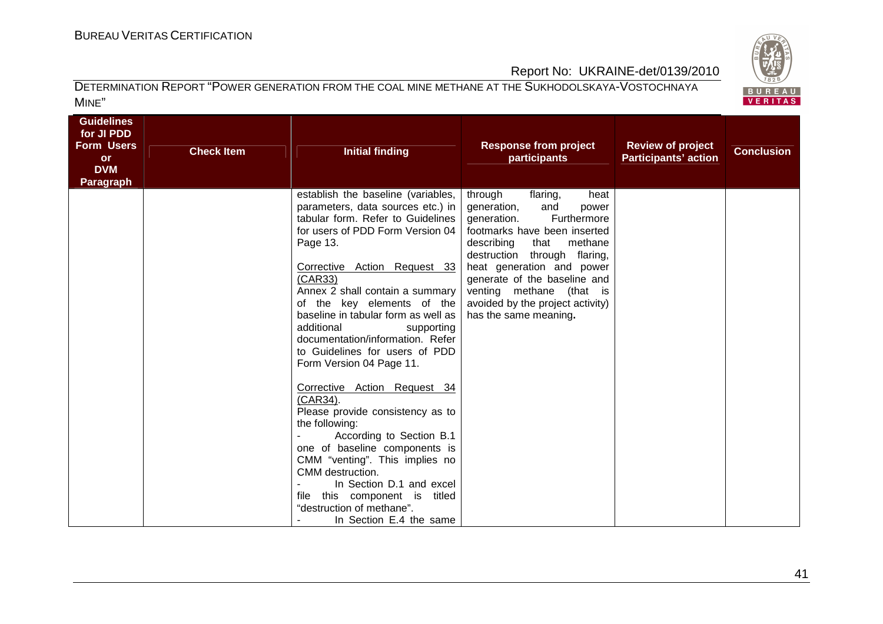| Guidelines for JI PDD Form Users or DVM Paragraph | Check Item | Initial finding | Response from project participants | Review of project Participants' action | Conclusion |
|---|---|---|---|---|---|
| | | establish the baseline (variables, parameters, data sources etc.) in tabular form. Refer to Guidelines for users of PDD Form Version 04 Page 13.<br><br><u>Corrective Action Request 33 (CAR33)</u><br>Annex 2 shall contain a summary of the key elements of the baseline in tabular form as well as additional supporting documentation/information. Refer to Guidelines for users of PDD Form Version 04 Page 11.<br><br><u>Corrective Action Request 34 (CAR34)</u>.<br>Please provide consistency as to the following:<br>- According to Section B.1 one of baseline components is CMM "venting". This implies no CMM destruction.<br>- In Section D.1 and excel file this component is titled "destruction of methane".<br>- In Section E.4 the same | through flaring, heat generation, and power generation. Furthermore footmarks have been inserted describing that methane destruction through flaring, heat generation and power generate of the baseline and venting methane (that is avoided by the project activity) has the same meaning**.** | | |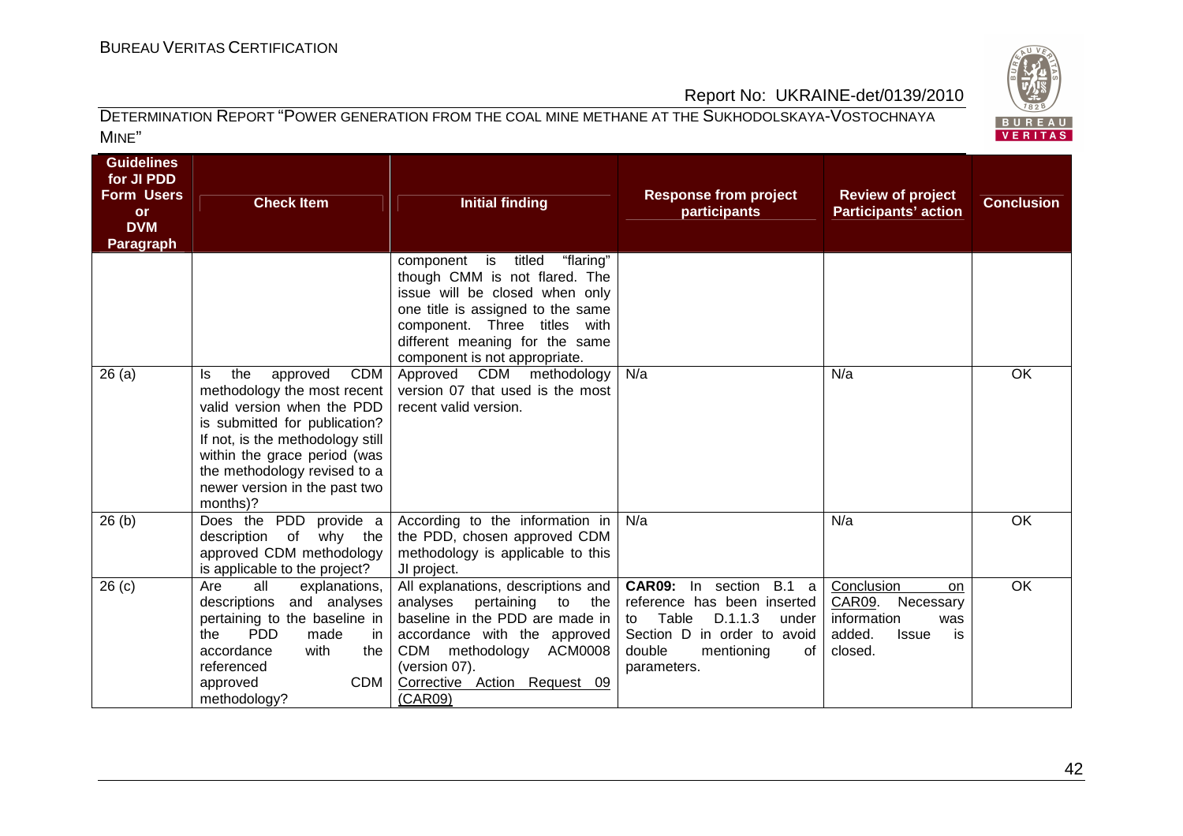| Guidelines for JI PDD Form Users or DVM Paragraph | Check Item | Initial finding | Response from project participants | Review of project Participants' action | Conclusion |
|---|---|---|---|---|---|
| | | component is titled "flaring" though CMM is not flared. The issue will be closed when only one title is assigned to the same component. Three titles with different meaning for the same component is not appropriate. | | | |
| 26 (a) | Is the approved CDM methodology the most recent valid version when the PDD is submitted for publication? If not, is the methodology still within the grace period (was the methodology revised to a newer version in the past two months)? | Approved CDM methodology version 07 that used is the most recent valid version. | N/a | N/a | OK |
| 26 (b) | Does the PDD provide a description of why the approved CDM methodology is applicable to the project? | According to the information in the PDD, chosen approved CDM methodology is applicable to this JI project. | N/a | N/a | OK |
| 26 (c) | Are all explanations, descriptions and analyses pertaining to the baseline in the PDD made in accordance with the referenced approved CDM methodology? | All explanations, descriptions and analyses pertaining to the baseline in the PDD are made in accordance with the approved CDM methodology ACM0008 (version 07). Corrective Action Request 09 (CAR09) | **CAR09:** In section B.1 a reference has been inserted to Table D.1.1.3 under Section D in order to avoid double mentioning of parameters. | Conclusion on CAR09. Necessary information was added. Issue is closed. | OK |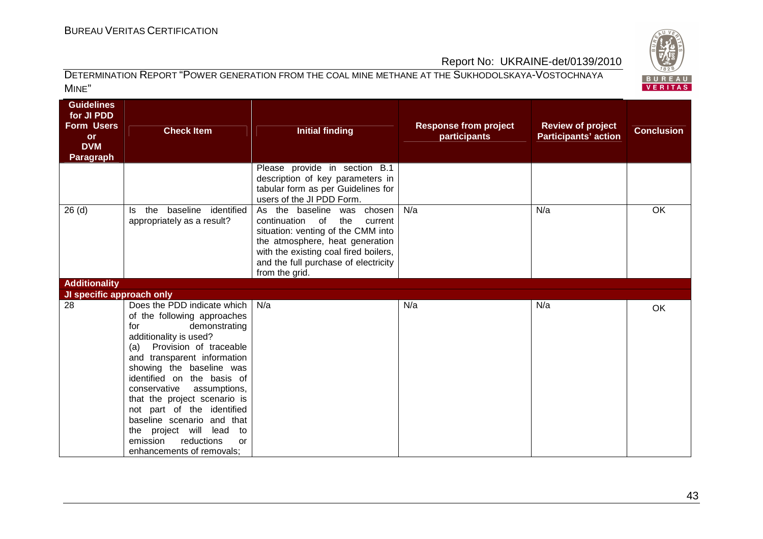| Guidelines for JI PDD Form Users or DVM Paragraph | Check Item | Initial finding | Response from project participants | Review of project Participants' action | Conclusion |
|---|---|---|---|---|---|
| | | Please provide in section B.1 description of key parameters in tabular form as per Guidelines for users of the JI PDD Form. | | | |
| 26 (d) | Is the baseline identified appropriately as a result? | As the baseline was chosen continuation of the current situation: venting of the CMM into the atmosphere, heat generation with the existing coal fired boilers, and the full purchase of electricity from the grid. | N/a | N/a | OK |
| **Additionality** | | | | | |
| **JI specific approach only** | | | | | |
| 28 | Does the PDD indicate which of the following approaches for demonstrating additionality is used?<br>(a) Provision of traceable and transparent information showing the baseline was identified on the basis of conservative assumptions, that the project scenario is not part of the identified baseline scenario and that the project will lead to emission reductions or enhancements of removals; | N/a | N/a | N/a | OK |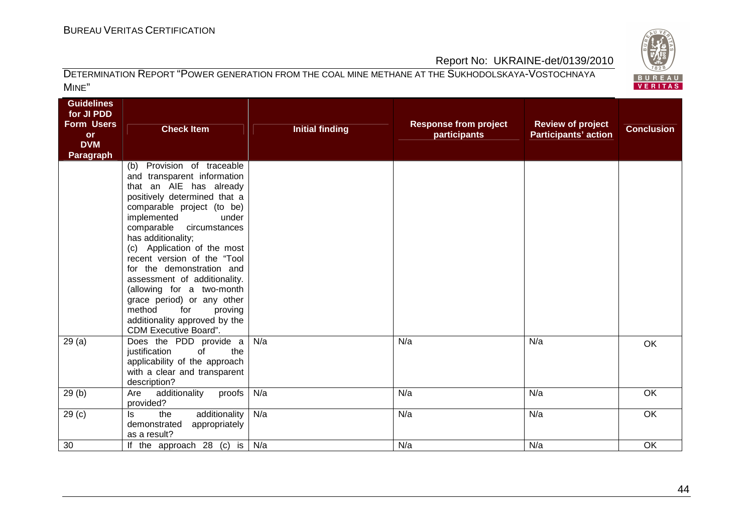| Guidelines for JI PDD Form Users or DVM Paragraph | Check Item | Initial finding | Response from project participants | Review of project Participants' action | Conclusion |
|---|---|---|---|---|---|
| | (b) Provision of traceable and transparent information that an AIE has already positively determined that a comparable project (to be) implemented under comparable circumstances has additionality;<br>(c) Application of the most recent version of the "Tool for the demonstration and assessment of additionality. (allowing for a two-month grace period) or any other method for proving additionality approved by the CDM Executive Board". | | | | |
| 29 (a) | Does the PDD provide a justification of the applicability of the approach with a clear and transparent description? | N/a | N/a | N/a | OK |
| 29 (b) | Are additionality proofs provided? | N/a | N/a | N/a | OK |
| 29 (c) | Is the additionality demonstrated appropriately as a result? | N/a | N/a | N/a | OK |
| 30 | If the approach 28 (c) is | N/a | N/a | N/a | OK |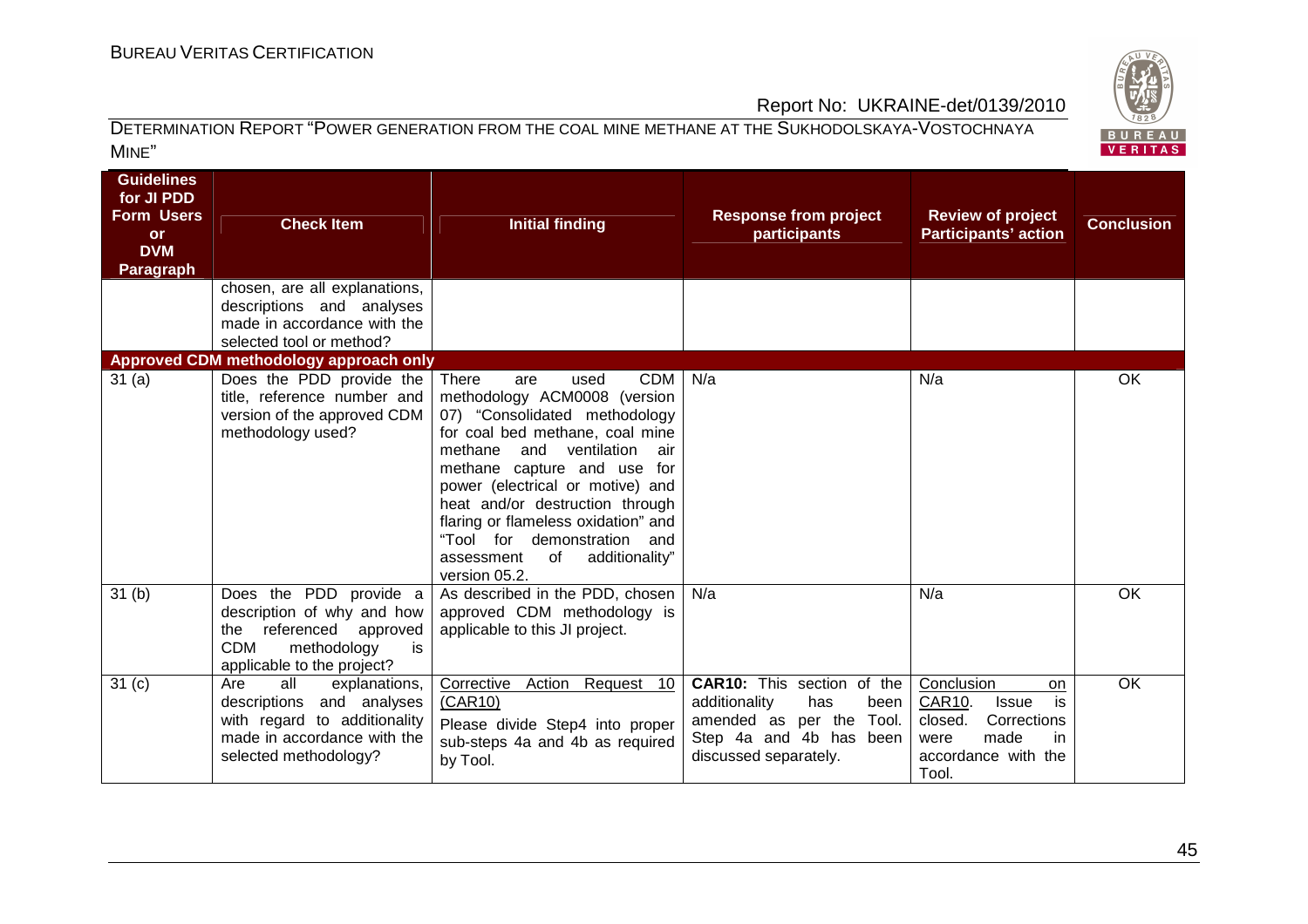| Guidelines for JI PDD Form Users or DVM Paragraph | Check Item | Initial finding | Response from project participants | Review of project Participants' action | Conclusion |
|---|---|---|---|---|---|
| | chosen, are all explanations, descriptions and analyses made in accordance with the selected tool or method? | | | | |
| **Approved CDM methodology approach only** | | | | | |
| 31 (a) | Does the PDD provide the title, reference number and version of the approved CDM methodology used? | There are used CDM methodology ACM0008 (version 07) "Consolidated methodology for coal bed methane, coal mine methane and ventilation air methane capture and use for power (electrical or motive) and heat and/or destruction through flaring or flameless oxidation" and "Tool for demonstration and assessment of additionality" version 05.2. | N/a | N/a | OK |
| 31 (b) | Does the PDD provide a description of why and how the referenced approved CDM methodology is applicable to the project? | As described in the PDD, chosen approved CDM methodology is applicable to this JI project. | N/a | N/a | OK |
| 31 (c) | Are all explanations, descriptions and analyses with regard to additionality made in accordance with the selected methodology? | Corrective Action Request 10 (CAR10)<br>Please divide Step4 into proper sub-steps 4a and 4b as required by Tool. | **CAR10:** This section of the additionality has been amended as per the Tool. Step 4a and 4b has been discussed separately. | Conclusion on CAR10. Issue is closed. Corrections were made in accordance with the Tool. | OK |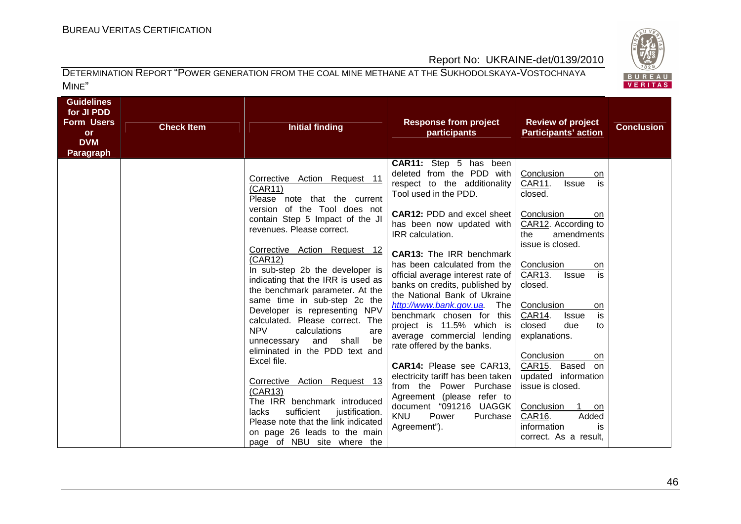| Guidelines for JI PDD Form Users or DVM Paragraph | Check Item | Initial finding | Response from project participants | Review of project Participants' action | Conclusion |
|---|---|---|---|---|---|
| | | Corrective Action Request 11 (CAR11)<br>Please note that the current version of the Tool does not contain Step 5 Impact of the JI revenues. Please correct.<br><br>Corrective Action Request 12 (CAR12)<br>In sub-step 2b the developer is indicating that the IRR is used as the benchmark parameter. At the same time in sub-step 2c the Developer is representing NPV calculated. Please correct. The NPV calculations are unnecessary and shall be eliminated in the PDD text and Excel file.<br><br>Corrective Action Request 13 (CAR13)<br>The IRR benchmark introduced lacks sufficient justification. Please note that the link indicated on page 26 leads to the main page of NBU site where the | **CAR11:** Step 5 has been deleted from the PDD with respect to the additionality Tool used in the PDD.<br><br>**CAR12:** PDD and excel sheet has been now updated with IRR calculation.<br><br>**CAR13:** The IRR benchmark has been calculated from the official average interest rate of banks on credits, published by the National Bank of Ukraine http://www.bank.gov.ua. The benchmark chosen for this project is 11.5% which is average commercial lending rate offered by the banks.<br><br>**CAR14:** Please see CAR13, electricity tariff has been taken from the Power Purchase Agreement (please refer to document "091216 UAGGK KNU Power Purchase Agreement"). | Conclusion on CAR11. Issue is closed.<br><br>Conclusion on CAR12. According to the amendments issue is closed.<br><br>Conclusion on CAR13. Issue is closed.<br><br>Conclusion on CAR14. Issue is closed due to explanations.<br><br>Conclusion on CAR15. Based on updated information issue is closed.<br><br>Conclusion 1 on CAR16. Added information is correct. As a result, | |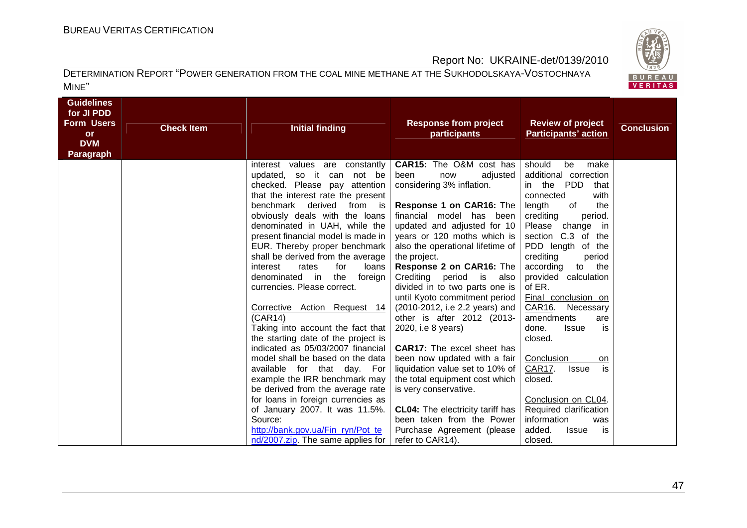| Guidelines for JI PDD Form Users or DVM Paragraph | Check Item | Initial finding | Response from project participants | Review of project Participants' action | Conclusion |
|---|---|---|---|---|---|
| | | interest values are constantly updated, so it can not be checked. Please pay attention that the interest rate the present benchmark derived from is obviously deals with the loans denominated in UAH, while the present financial model is made in EUR. Thereby proper benchmark shall be derived from the average interest rates for loans denominated in the foreign currencies. Please correct.<br><br>Corrective Action Request 14 (CAR14)<br>Taking into account the fact that the starting date of the project is indicated as 05/03/2007 financial model shall be based on the data available for that day. For example the IRR benchmark may be derived from the average rate for loans in foreign currencies as of January 2007. It was 11.5%. Source: http://bank.gov.ua/Fin_ryn/Pot_te nd/2007.zip. The same applies for | **CAR15:** The O&M cost has been now adjusted considering 3% inflation.<br><br>**Response 1 on CAR16:** The financial model has been updated and adjusted for 10 years or 120 moths which is also the operational lifetime of the project.<br>**Response 2 on CAR16:** The Crediting period is also divided in to two parts one is until Kyoto commitment period (2010-2012, i.e 2.2 years) and other is after 2012 (2013-2020, i.e 8 years)<br><br>**CAR17:** The excel sheet has been now updated with a fair liquidation value set to 10% of the total equipment cost which is very conservative.<br><br>**CL04:** The electricity tariff has been taken from the Power Purchase Agreement (please refer to CAR14). | should be make additional correction in the PDD that connected with length of the crediting period. Please change in section C.3 of the PDD length of the crediting period according to the provided calculation of ER.<br>Final conclusion on CAR16. Necessary amendments are done. Issue is closed.<br><br>Conclusion on CAR17. Issue is closed.<br><br>Conclusion on CL04. Required clarification information was added. Issue is closed. | |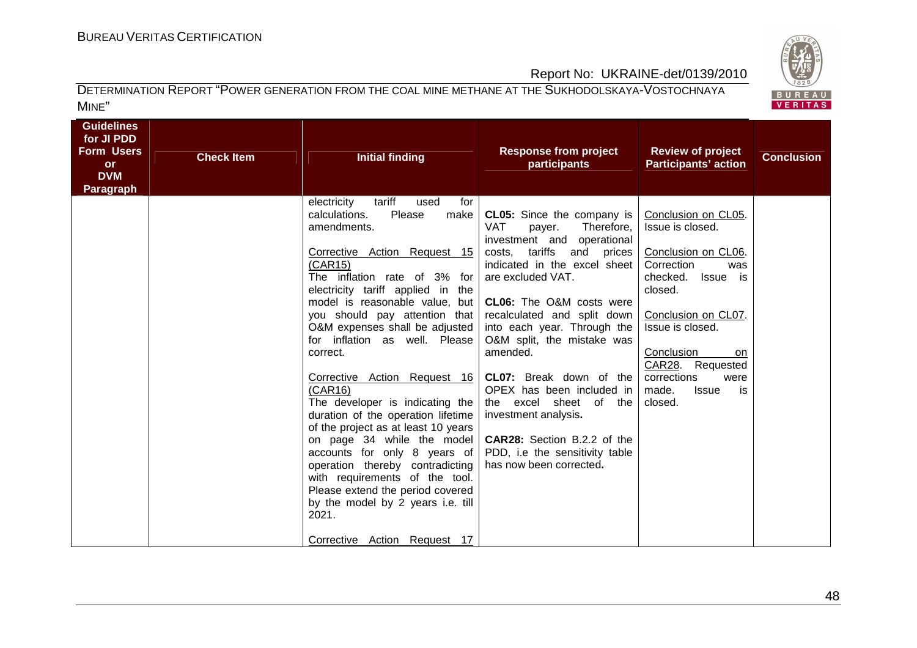| Guidelines for JI PDD Form Users or DVM Paragraph | Check Item | Initial finding | Response from project participants | Review of project Participants' action | Conclusion |
|---|---|---|---|---|---|
| | | electricity tariff used for calculations. Please make amendments.<br><br>Corrective Action Request 15 (CAR15)<br>The inflation rate of 3% for electricity tariff applied in the model is reasonable value, but you should pay attention that O&M expenses shall be adjusted for inflation as well. Please correct.<br><br>Corrective Action Request 16 (CAR16)<br>The developer is indicating the duration of the operation lifetime of the project as at least 10 years on page 34 while the model accounts for only 8 years of operation thereby contradicting with requirements of the tool. Please extend the period covered by the model by 2 years i.e. till 2021.<br><br>Corrective Action Request 17 | **CL05:** Since the company is VAT payer. Therefore, investment and operational costs, tariffs and prices indicated in the excel sheet are excluded VAT.<br><br>**CL06:** The O&M costs were recalculated and split down into each year. Through the O&M split, the mistake was amended.<br><br>**CL07:** Break down of the OPEX has been included in the excel sheet of the investment analysis.<br><br>**CAR28:** Section B.2.2 of the PDD, i.e the sensitivity table has now been corrected. | Conclusion on CL05. Issue is closed.<br><br>Conclusion on CL06. Correction was checked. Issue is closed.<br><br>Conclusion on CL07. Issue is closed.<br><br>Conclusion on CAR28. Requested corrections were made. Issue is closed. | |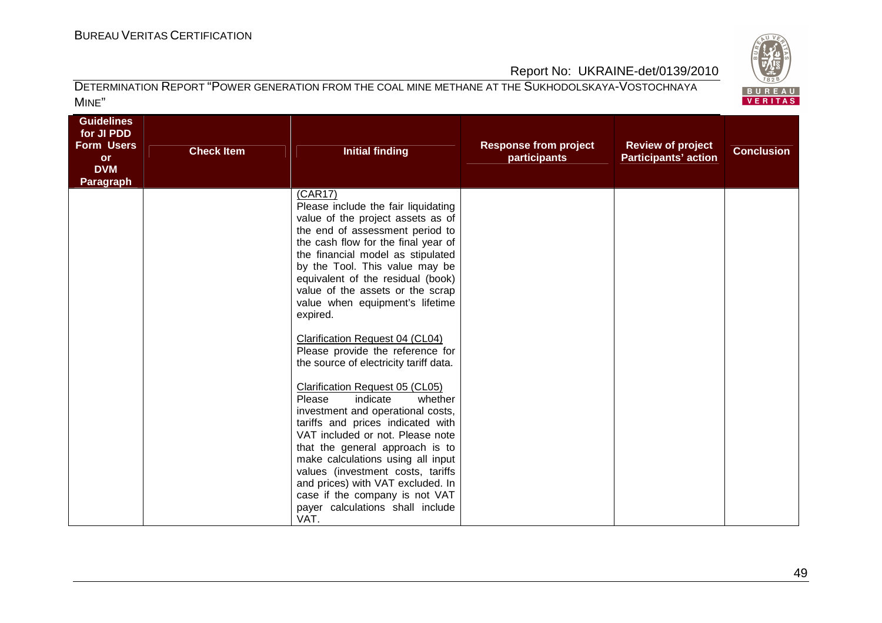| Guidelines for JI PDD Form Users or DVM Paragraph | Check Item | Initial finding | Response from project participants | Review of project Participants' action | Conclusion |
|---|---|---|---|---|---|
| | | (CAR17)<br>Please include the fair liquidating value of the project assets as of the end of assessment period to the cash flow for the final year of the financial model as stipulated by the Tool. This value may be equivalent of the residual (book) value of the assets or the scrap value when equipment's lifetime expired.<br><br>Clarification Request 04 (CL04)<br>Please provide the reference for the source of electricity tariff data.<br><br>Clarification Request 05 (CL05)<br>Please indicate whether investment and operational costs, tariffs and prices indicated with VAT included or not. Please note that the general approach is to make calculations using all input values (investment costs, tariffs and prices) with VAT excluded. In case if the company is not VAT payer calculations shall include VAT. | | | |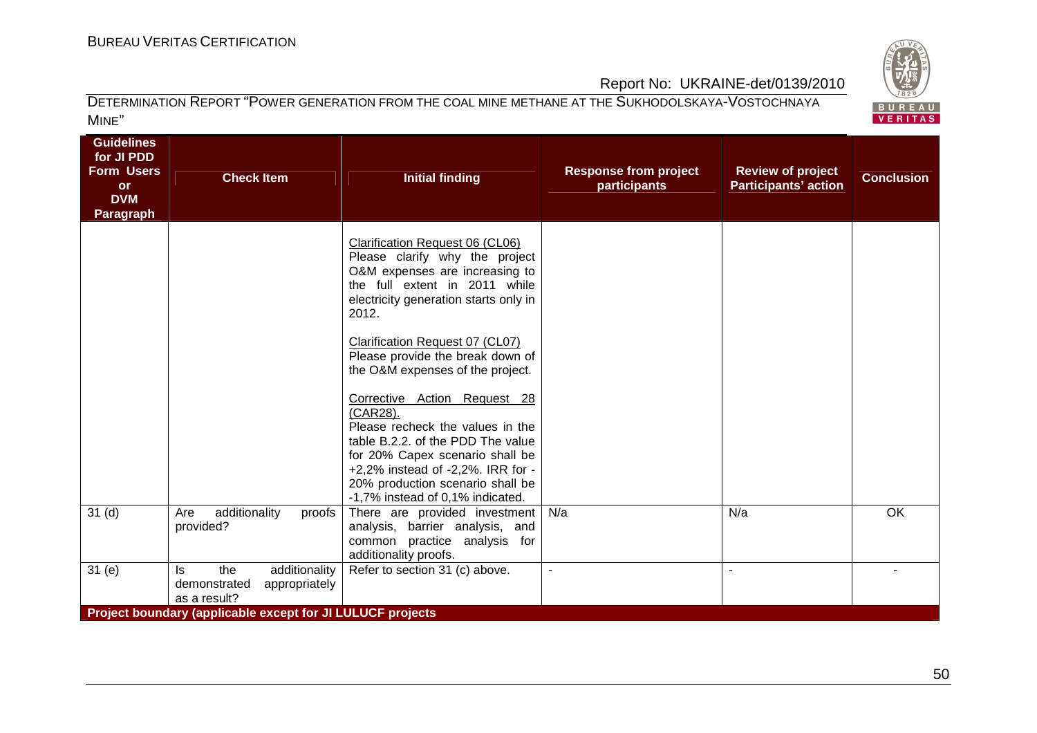| Guidelines for JI PDD Form Users or DVM Paragraph | Check Item | Initial finding | Response from project participants | Review of project Participants' action | Conclusion |
|---|---|---|---|---|---|
| | | Clarification Request 06 (CL06) Please clarify why the project O&M expenses are increasing to the full extent in 2011 while electricity generation starts only in 2012.<br><br>Clarification Request 07 (CL07) Please provide the break down of the O&M expenses of the project.<br><br>Corrective Action Request 28 (CAR28). Please recheck the values in the table B.2.2. of the PDD The value for 20% Capex scenario shall be +2,2% instead of -2,2%. IRR for -20% production scenario shall be -1,7% instead of 0,1% indicated. | | | |
| 31 (d) | Are additionality proofs provided? | There are provided investment analysis, barrier analysis, and common practice analysis for additionality proofs. | N/a | N/a | OK |
| 31 (e) | Is the additionality demonstrated appropriately as a result? | Refer to section 31 (c) above. | - | - | - |
| **Project boundary (applicable except for JI LULUCF projects** | | | | | |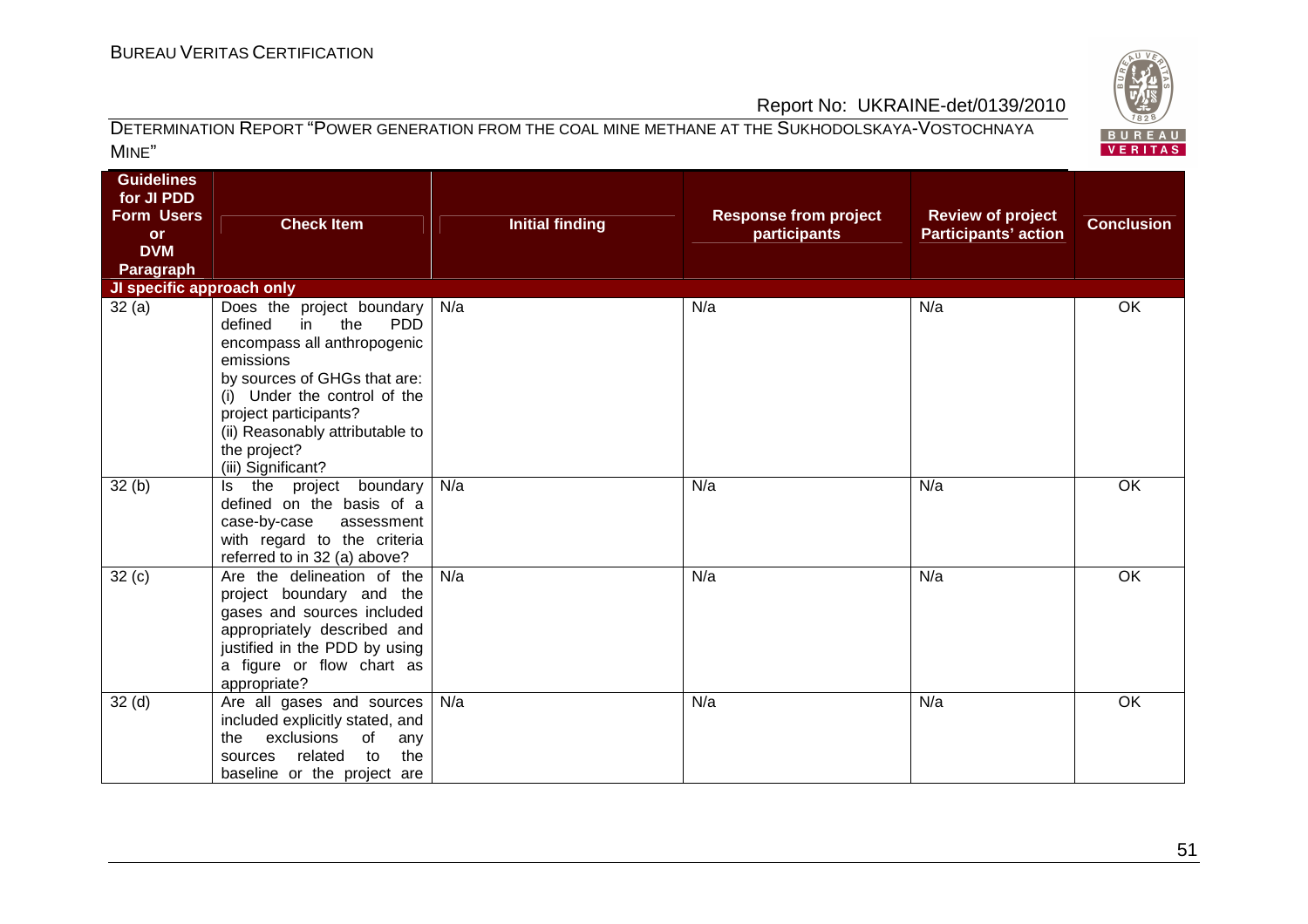| Guidelines for JI PDD Form Users or DVM Paragraph | Check Item | Initial finding | Response from project participants | Review of project Participants' action | Conclusion |
|---|---|---|---|---|---|
| **JI specific approach only** | | | | | |
| 32 (a) | Does the project boundary defined in the PDD encompass all anthropogenic emissions by sources of GHGs that are: (i) Under the control of the project participants? (ii) Reasonably attributable to the project? (iii) Significant? | N/a | N/a | N/a | OK |
| 32 (b) | Is the project boundary defined on the basis of a case-by-case assessment with regard to the criteria referred to in 32 (a) above? | N/a | N/a | N/a | OK |
| 32 (c) | Are the delineation of the project boundary and the gases and sources included appropriately described and justified in the PDD by using a figure or flow chart as appropriate? | N/a | N/a | N/a | OK |
| 32 (d) | Are all gases and sources included explicitly stated, and the exclusions of any sources related to the baseline or the project are | N/a | N/a | N/a | OK |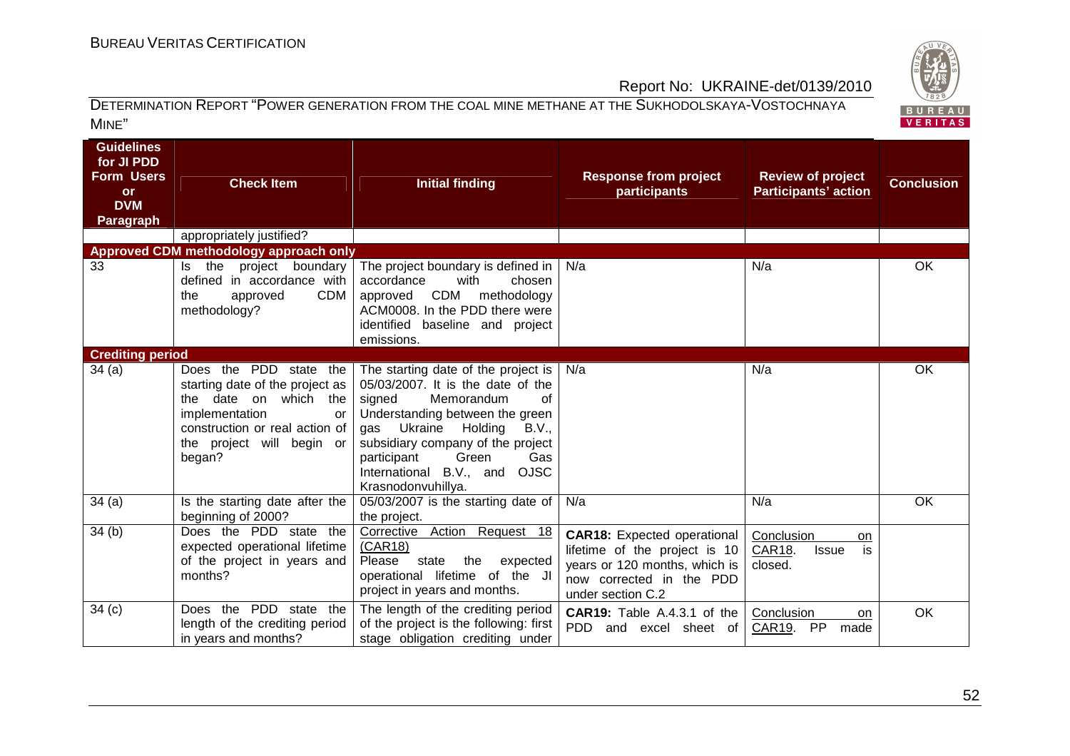| Guidelines for JI PDD Form Users or DVM Paragraph | Check Item | Initial finding | Response from project participants | Review of project Participants' action | Conclusion |
|---|---|---|---|---|---|
| | appropriately justified? | | | | |
| **Approved CDM methodology approach only** | | | | | |
| 33 | Is the project boundary defined in accordance with the approved CDM methodology? | The project boundary is defined in accordance with chosen approved CDM methodology ACM0008. In the PDD there were identified baseline and project emissions. | N/a | N/a | OK |
| **Crediting period** | | | | | |
| 34 (a) | Does the PDD state the starting date of the project as the date on which the implementation or construction or real action of the project will begin or began? | The starting date of the project is 05/03/2007. It is the date of the signed Memorandum of Understanding between the green gas Ukraine Holding B.V., subsidiary company of the project participant Green Gas International B.V., and OJSC Krasnodonvuhillya. | N/a | N/a | OK |
| 34 (a) | Is the starting date after the beginning of 2000? | 05/03/2007 is the starting date of the project. | N/a | N/a | OK |
| 34 (b) | Does the PDD state the expected operational lifetime of the project in years and months? | Corrective Action Request 18 (CAR18) Please state the expected operational lifetime of the JI project in years and months. | **CAR18:** Expected operational lifetime of the project is 10 years or 120 months, which is now corrected in the PDD under section C.2 | Conclusion on CAR18. Issue is closed. | |
| 34 (c) | Does the PDD state the length of the crediting period in years and months? | The length of the crediting period of the project is the following: first stage obligation crediting under | **CAR19:** Table A.4.3.1 of the PDD and excel sheet of | Conclusion on CAR19. PP made | OK |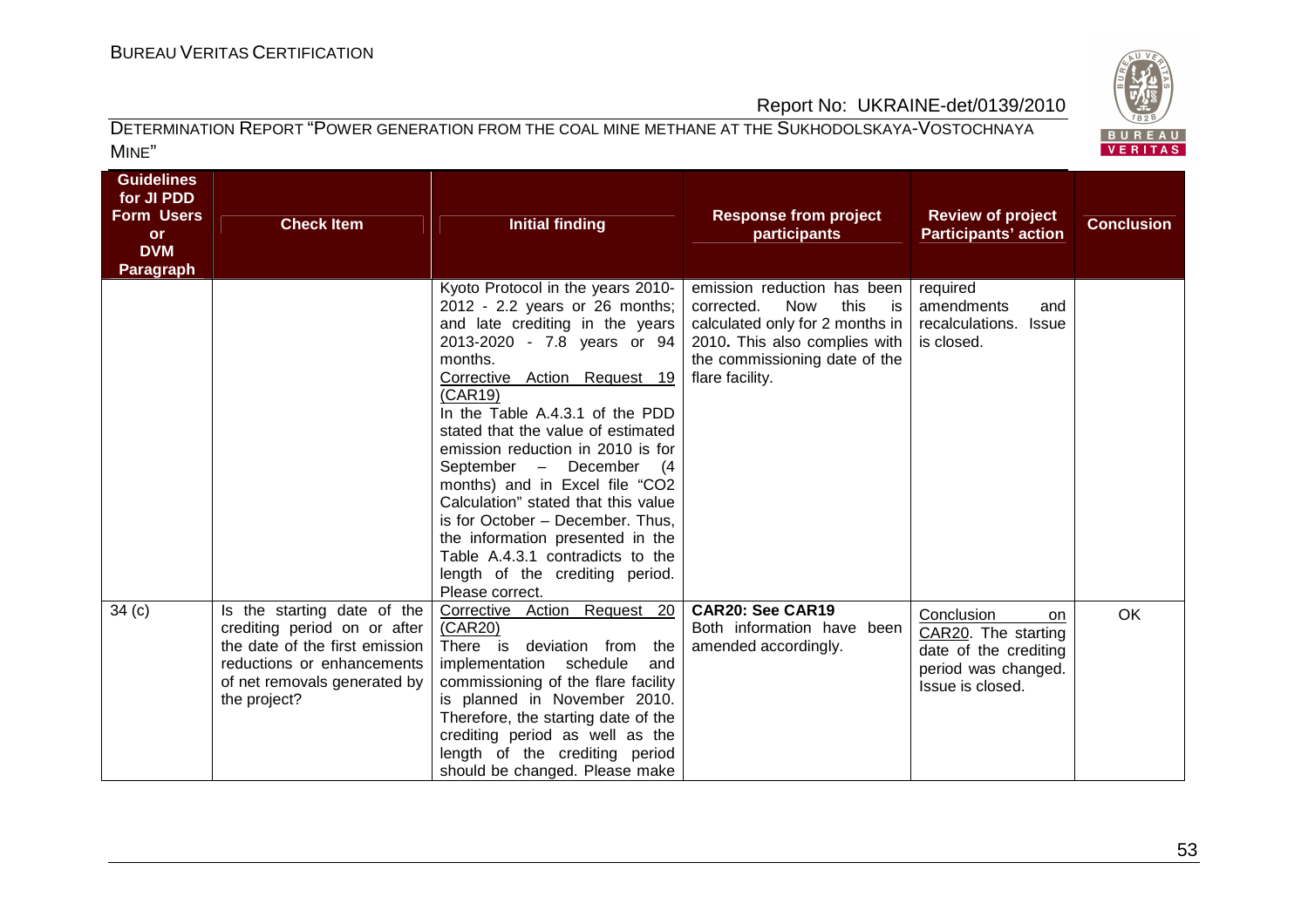| Guidelines for JI PDD Form Users or DVM Paragraph | Check Item | Initial finding | Response from project participants | Review of project Participants' action | Conclusion |
|---|---|---|---|---|---|
| | | Kyoto Protocol in the years 2010-2012 - 2.2 years or 26 months; and late crediting in the years 2013-2020 - 7.8 years or 94 months.<br>Corrective Action Request 19 (CAR19)<br>In the Table A.4.3.1 of the PDD stated that the value of estimated emission reduction in 2010 is for September – December (4 months) and in Excel file "CO2 Calculation" stated that this value is for October – December. Thus, the information presented in the Table A.4.3.1 contradicts to the length of the crediting period. Please correct. | emission reduction has been corrected. Now this is calculated only for 2 months in 2010. This also complies with the commissioning date of the flare facility. | required amendments and recalculations. Issue is closed. | |
| 34 (c) | Is the starting date of the crediting period on or after the date of the first emission reductions or enhancements of net removals generated by the project? | Corrective Action Request 20 (CAR20)<br>There is deviation from the implementation schedule and commissioning of the flare facility is planned in November 2010. Therefore, the starting date of the crediting period as well as the length of the crediting period should be changed. Please make | **CAR20: See CAR19**<br>Both information have been amended accordingly. | Conclusion on CAR20. The starting date of the crediting period was changed. Issue is closed. | OK |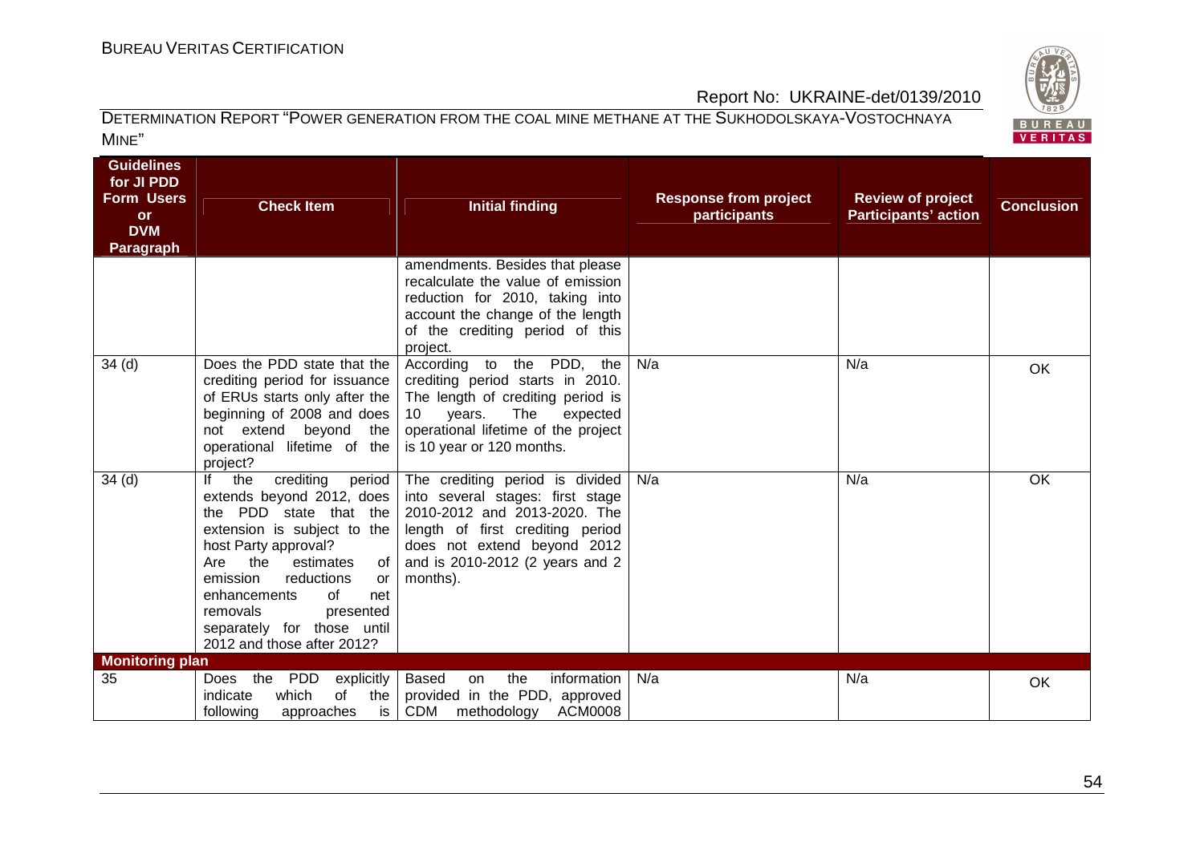| Guidelines for JI PDD Form Users or DVM Paragraph | Check Item | Initial finding | Response from project participants | Review of project Participants' action | Conclusion |
|---|---|---|---|---|---|
| | | amendments. Besides that please recalculate the value of emission reduction for 2010, taking into account the change of the length of the crediting period of this project. | | | |
| 34 (d) | Does the PDD state that the crediting period for issuance of ERUs starts only after the beginning of 2008 and does not extend beyond the operational lifetime of the project? | According to the PDD, the crediting period starts in 2010. The length of crediting period is 10 years. The expected operational lifetime of the project is 10 year or 120 months. | N/a | N/a | OK |
| 34 (d) | If the crediting period extends beyond 2012, does the PDD state that the extension is subject to the host Party approval? Are the estimates of emission reductions or enhancements of net removals presented separately for those until 2012 and those after 2012? | The crediting period is divided into several stages: first stage 2010-2012 and 2013-2020. The length of first crediting period does not extend beyond 2012 and is 2010-2012 (2 years and 2 months). | N/a | N/a | OK |
| **Monitoring plan** | | | | | |
| 35 | Does the PDD explicitly indicate which of the following approaches is | Based on the information provided in the PDD, approved CDM methodology ACM0008 | N/a | N/a | OK |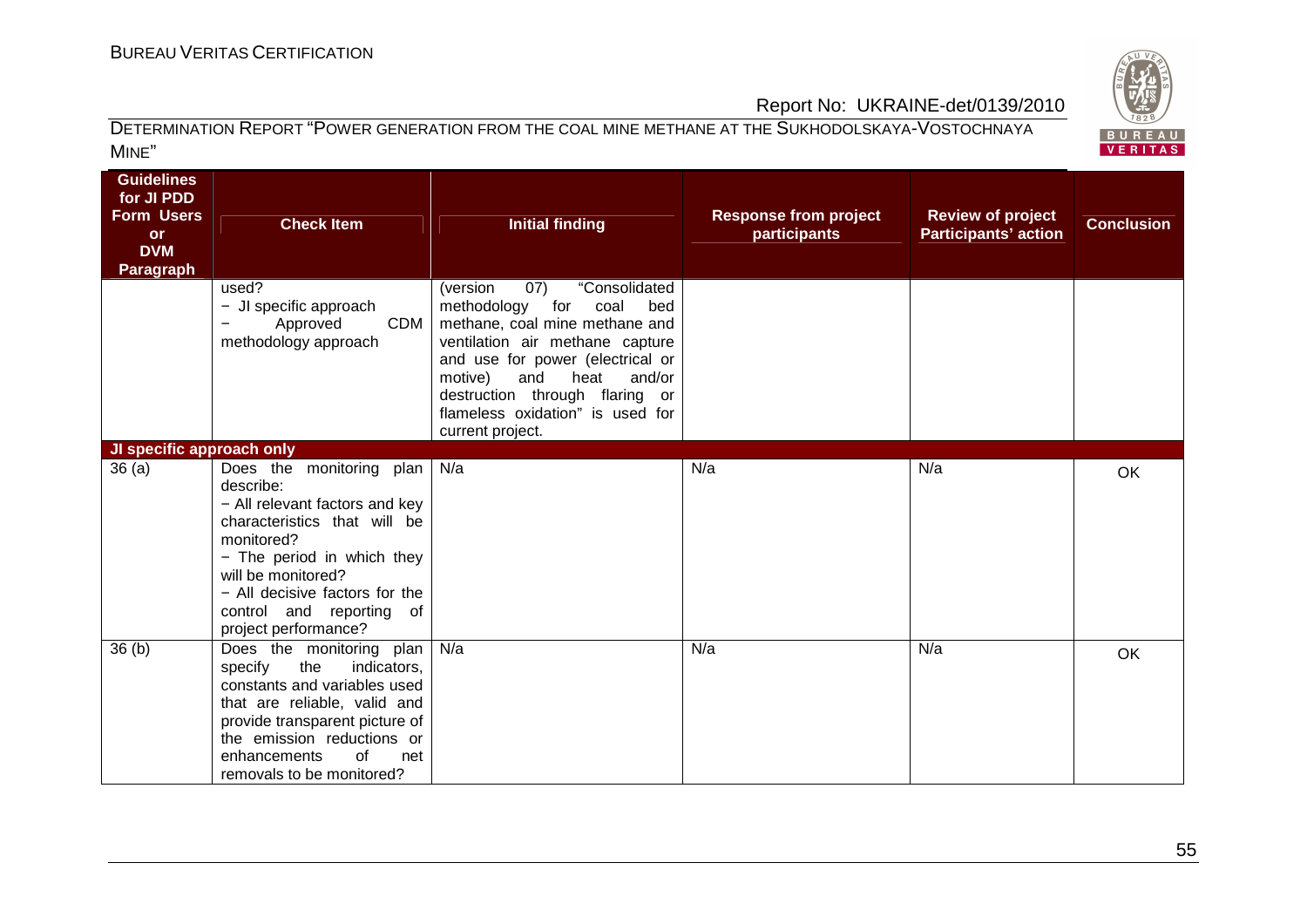| Guidelines for JI PDD Form Users or DVM Paragraph | Check Item | Initial finding | Response from project participants | Review of project Participants' action | Conclusion |
|---|---|---|---|---|---|
| | used?<br>− JI specific approach<br>− Approved CDM methodology approach | (version 07) "Consolidated methodology for coal bed methane, coal mine methane and ventilation air methane capture and use for power (electrical or motive) and heat and/or destruction through flaring or flameless oxidation" is used for current project. | | | |
| **JI specific approach only** | | | | | |
| 36 (a) | Does the monitoring plan describe:<br>− All relevant factors and key characteristics that will be monitored?<br>− The period in which they will be monitored?<br>− All decisive factors for the control and reporting of project performance? | N/a | N/a | N/a | OK |
| 36 (b) | Does the monitoring plan specify the indicators, constants and variables used that are reliable, valid and provide transparent picture of the emission reductions or enhancements of net removals to be monitored? | N/a | N/a | N/a | OK |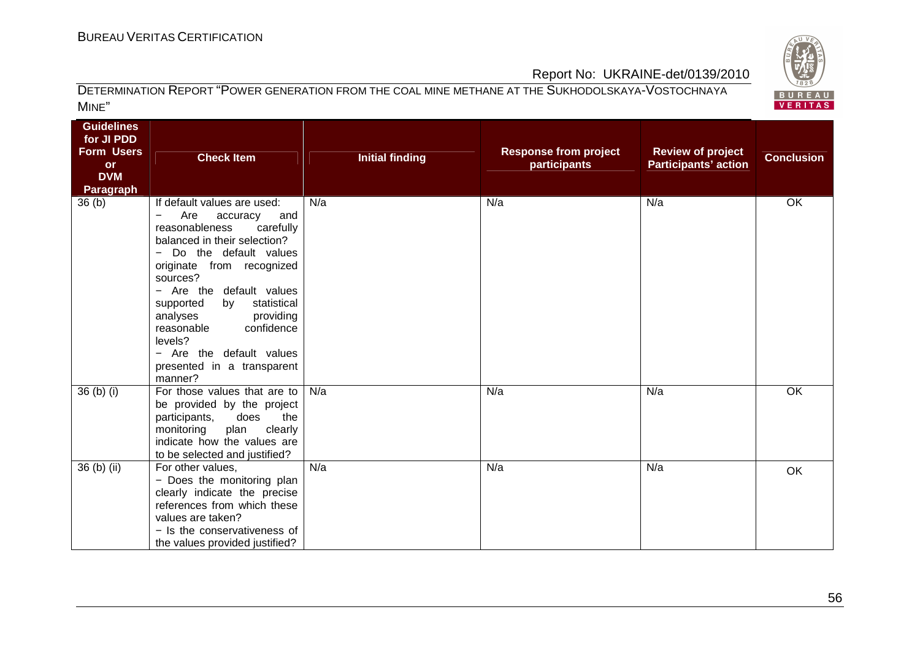| Guidelines for JI PDD Form Users or DVM Paragraph | Check Item | Initial finding | Response from project participants | Review of project Participants' action | Conclusion |
|---|---|---|---|---|---|
| 36 (b) | If default values are used:<br>− Are accuracy and reasonableness carefully balanced in their selection?<br>− Do the default values originate from recognized sources?<br>− Are the default values supported by statistical analyses providing reasonable confidence levels?<br>− Are the default values presented in a transparent manner? | N/a | N/a | N/a | OK |
| 36 (b) (i) | For those values that are to be provided by the project participants, does the monitoring plan clearly indicate how the values are to be selected and justified? | N/a | N/a | N/a | OK |
| 36 (b) (ii) | For other values,<br>− Does the monitoring plan clearly indicate the precise references from which these values are taken?<br>− Is the conservativeness of the values provided justified? | N/a | N/a | N/a | OK |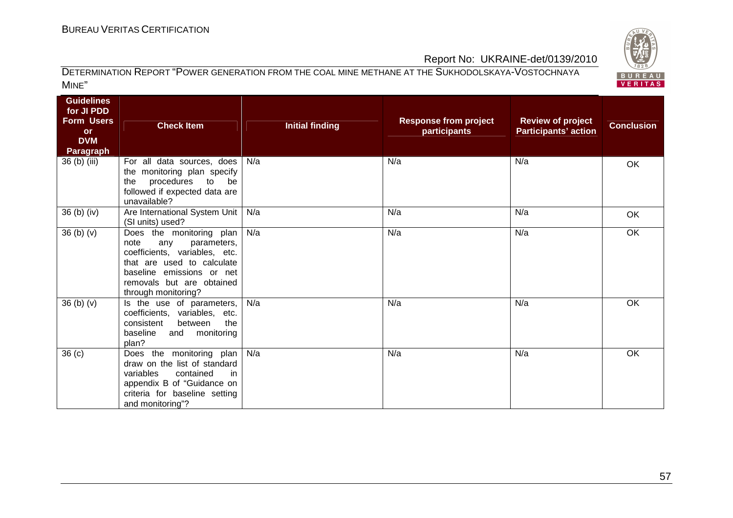| Guidelines for JI PDD Form Users or DVM Paragraph | Check Item | Initial finding | Response from project participants | Review of project Participants' action | Conclusion |
|---|---|---|---|---|---|
| 36 (b) (iii) | For all data sources, does the monitoring plan specify the procedures to be followed if expected data are unavailable? | N/a | N/a | N/a | OK |
| 36 (b) (iv) | Are International System Unit (SI units) used? | N/a | N/a | N/a | OK |
| 36 (b) (v) | Does the monitoring plan note any parameters, coefficients, variables, etc. that are used to calculate baseline emissions or net removals but are obtained through monitoring? | N/a | N/a | N/a | OK |
| 36 (b) (v) | Is the use of parameters, coefficients, variables, etc. consistent between the baseline and monitoring plan? | N/a | N/a | N/a | OK |
| 36 (c) | Does the monitoring plan draw on the list of standard variables contained in appendix B of "Guidance on criteria for baseline setting and monitoring"? | N/a | N/a | N/a | OK |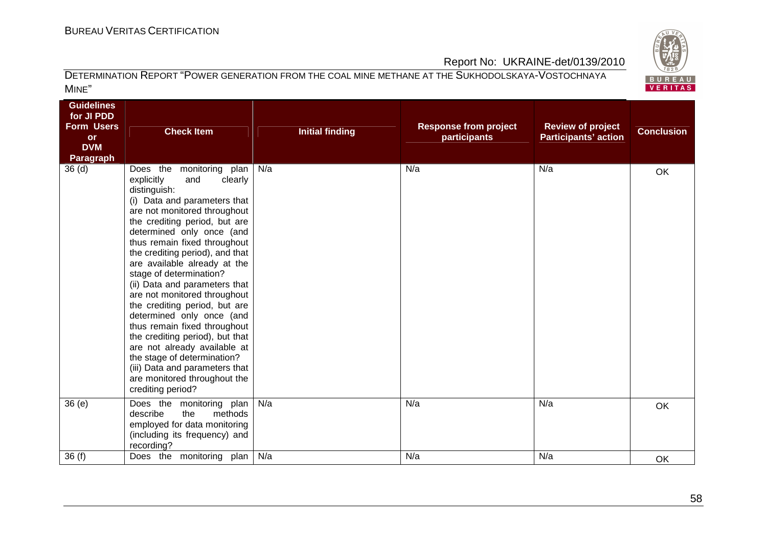| Guidelines for JI PDD Form Users or DVM Paragraph | Check Item | Initial finding | Response from project participants | Review of project Participants' action | Conclusion |
|---|---|---|---|---|---|
| 36 (d) | Does the monitoring plan explicitly and clearly distinguish: (i) Data and parameters that are not monitored throughout the crediting period, but are determined only once (and thus remain fixed throughout the crediting period), and that are available already at the stage of determination? (ii) Data and parameters that are not monitored throughout the crediting period, but are determined only once (and thus remain fixed throughout the crediting period), but that are not already available at the stage of determination? (iii) Data and parameters that are monitored throughout the crediting period? | N/a | N/a | N/a | OK |
| 36 (e) | Does the monitoring plan describe the methods employed for data monitoring (including its frequency) and recording? | N/a | N/a | N/a | OK |
| 36 (f) | Does the monitoring plan | N/a | N/a | N/a | OK |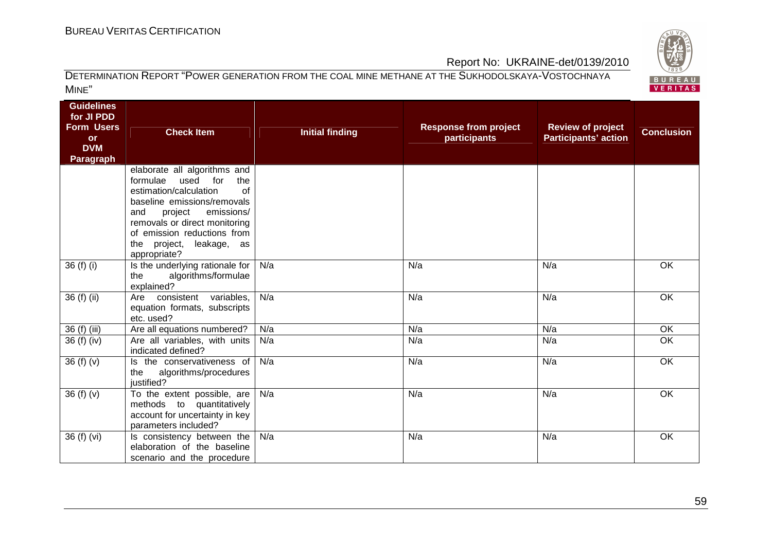| Guidelines for JI PDD Form Users or DVM Paragraph | Check Item | Initial finding | Response from project participants | Review of project Participants' action | Conclusion |
|---|---|---|---|---|---|
| | elaborate all algorithms and formulae used for the estimation/calculation of baseline emissions/removals and project emissions/ removals or direct monitoring of emission reductions from the project, leakage, as appropriate? | | | | |
| 36 (f) (i) | Is the underlying rationale for the algorithms/formulae explained? | N/a | N/a | N/a | OK |
| 36 (f) (ii) | Are consistent variables, equation formats, subscripts etc. used? | N/a | N/a | N/a | OK |
| 36 (f) (iii) | Are all equations numbered? | N/a | N/a | N/a | OK |
| 36 (f) (iv) | Are all variables, with units indicated defined? | N/a | N/a | N/a | OK |
| 36 (f) (v) | Is the conservativeness of the algorithms/procedures justified? | N/a | N/a | N/a | OK |
| 36 (f) (v) | To the extent possible, are methods to quantitatively account for uncertainty in key parameters included? | N/a | N/a | N/a | OK |
| 36 (f) (vi) | Is consistency between the elaboration of the baseline scenario and the procedure | N/a | N/a | N/a | OK |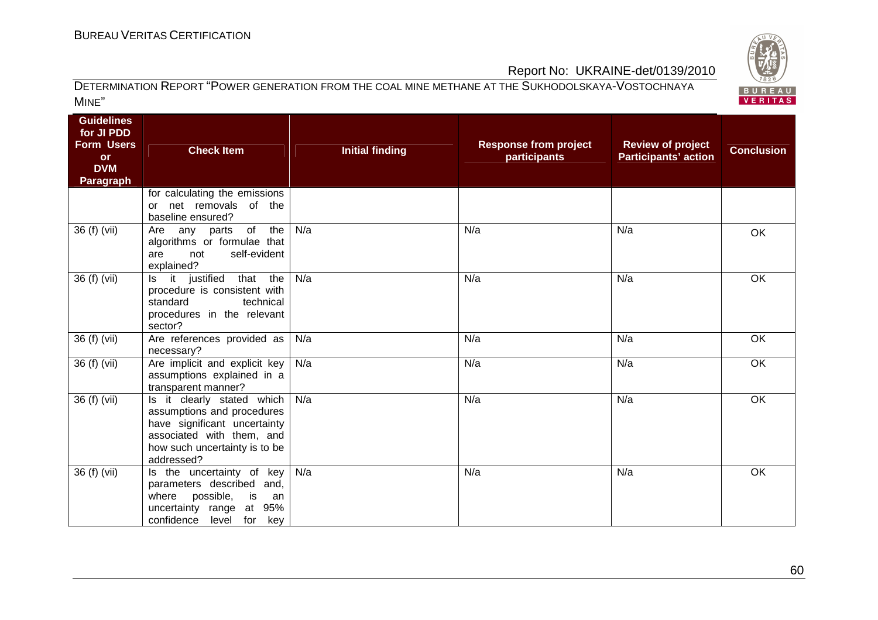| Guidelines for JI PDD Form Users or DVM Paragraph | Check Item | Initial finding | Response from project participants | Review of project Participants' action | Conclusion |
|---|---|---|---|---|---|
| | for calculating the emissions or net removals of the baseline ensured? | | | | |
| 36 (f) (vii) | Are any parts of the algorithms or formulae that are not self-evident explained? | N/a | N/a | N/a | OK |
| 36 (f) (vii) | Is it justified that the procedure is consistent with standard technical procedures in the relevant sector? | N/a | N/a | N/a | OK |
| 36 (f) (vii) | Are references provided as necessary? | N/a | N/a | N/a | OK |
| 36 (f) (vii) | Are implicit and explicit key assumptions explained in a transparent manner? | N/a | N/a | N/a | OK |
| 36 (f) (vii) | Is it clearly stated which assumptions and procedures have significant uncertainty associated with them, and how such uncertainty is to be addressed? | N/a | N/a | N/a | OK |
| 36 (f) (vii) | Is the uncertainty of key parameters described and, where possible, is an uncertainty range at 95% confidence level for key | N/a | N/a | N/a | OK |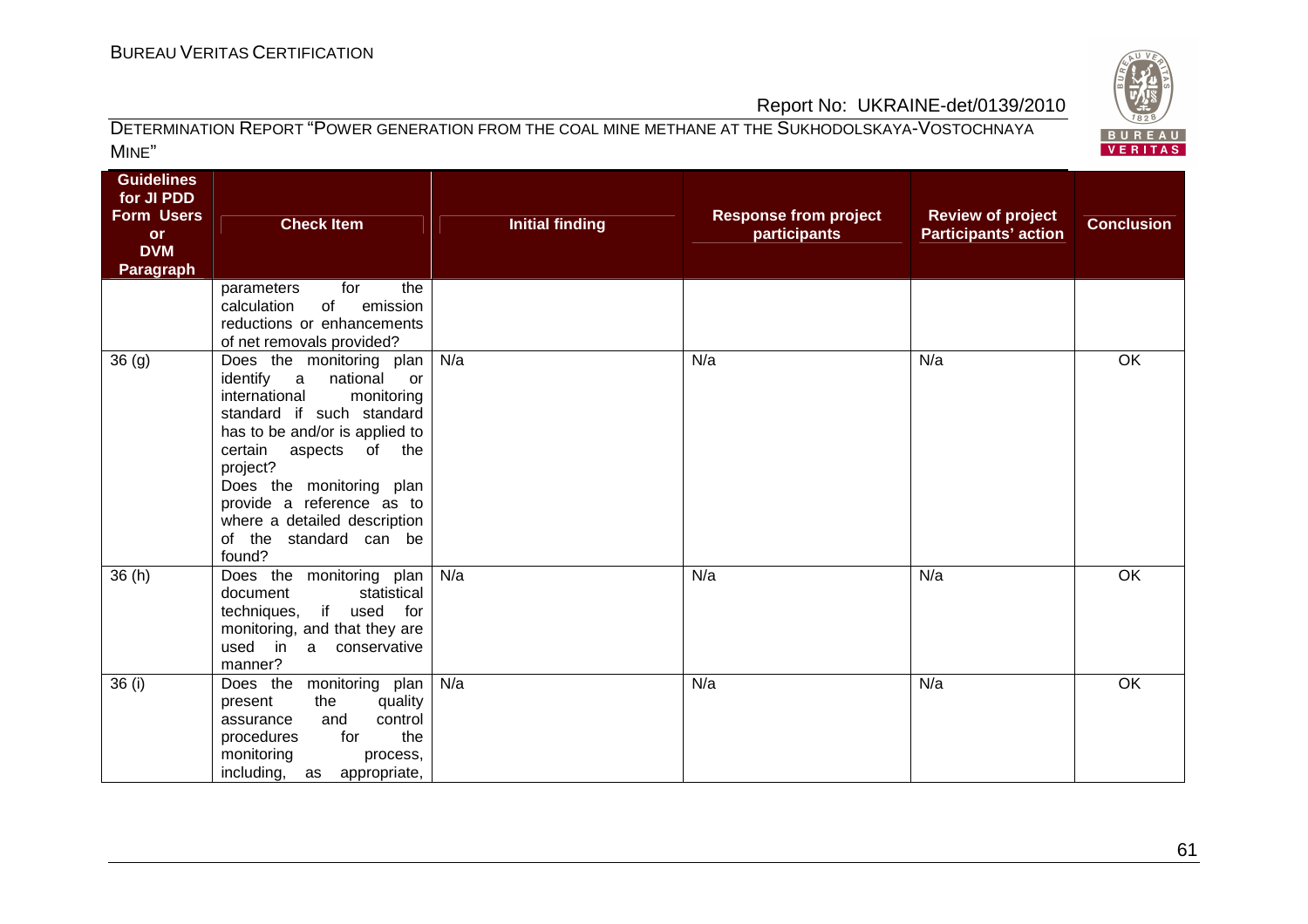| Guidelines for JI PDD Form Users or DVM Paragraph | Check Item | Initial finding | Response from project participants | Review of project Participants' action | Conclusion |
|---|---|---|---|---|---|
| | parameters for the calculation of emission reductions or enhancements of net removals provided? | | | | |
| 36 (g) | Does the monitoring plan identify a national or international monitoring standard if such standard has to be and/or is applied to certain aspects of the project? Does the monitoring plan provide a reference as to where a detailed description of the standard can be found? | N/a | N/a | N/a | OK |
| 36 (h) | Does the monitoring plan document statistical techniques, if used for monitoring, and that they are used in a conservative manner? | N/a | N/a | N/a | OK |
| 36 (i) | Does the monitoring plan present the quality assurance and control procedures for the monitoring process, including, as appropriate, | N/a | N/a | N/a | OK |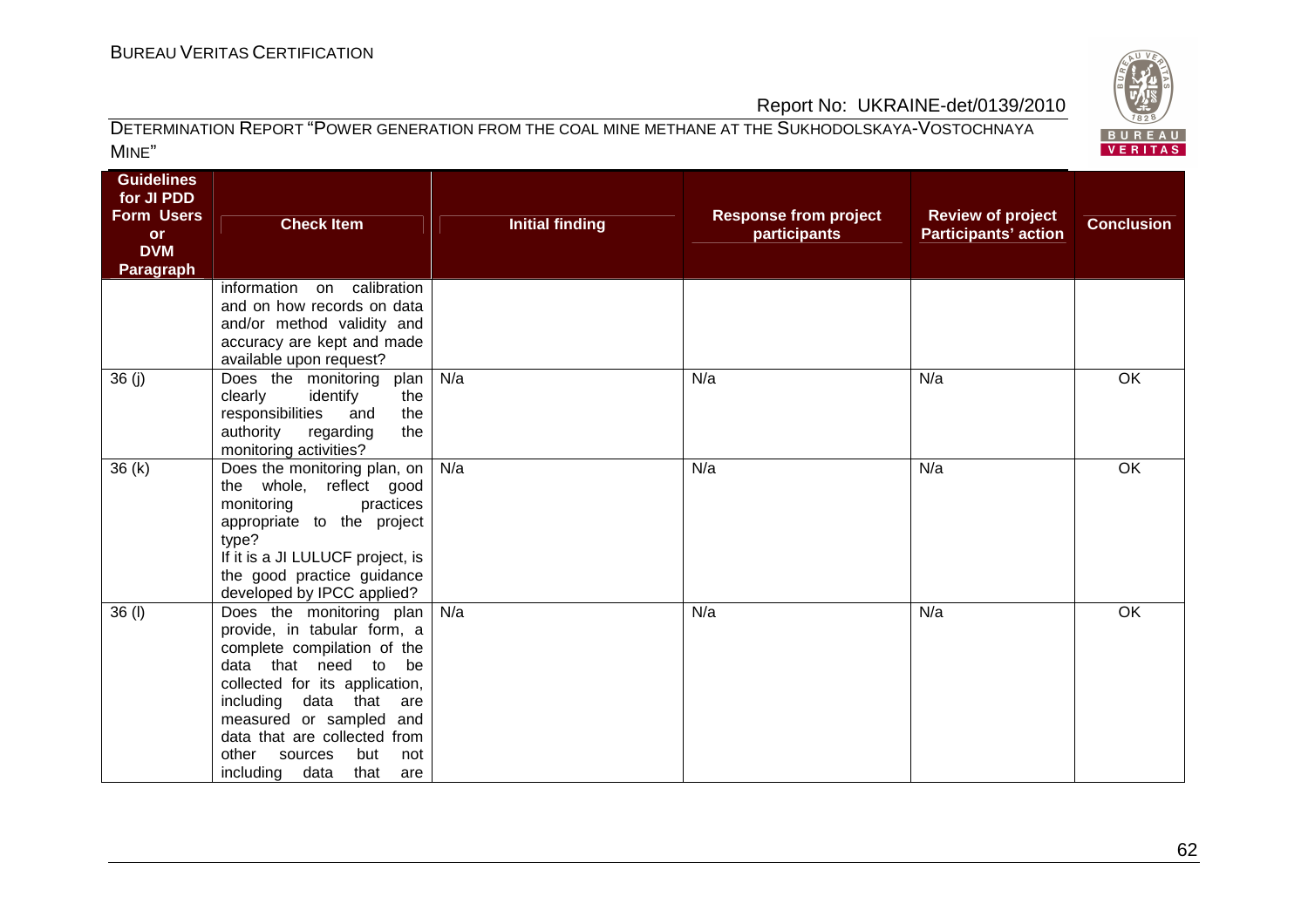| Guidelines for JI PDD Form Users or DVM Paragraph | Check Item | Initial finding | Response from project participants | Review of project Participants' action | Conclusion |
|---|---|---|---|---|---|
| | information on calibration and on how records on data and/or method validity and accuracy are kept and made available upon request? | | | | |
| 36 (j) | Does the monitoring plan clearly identify the responsibilities and the authority regarding the monitoring activities? | N/a | N/a | N/a | OK |
| 36 (k) | Does the monitoring plan, on the whole, reflect good monitoring practices appropriate to the project type? If it is a JI LULUCF project, is the good practice guidance developed by IPCC applied? | N/a | N/a | N/a | OK |
| 36 (l) | Does the monitoring plan provide, in tabular form, a complete compilation of the data that need to be collected for its application, including data that are measured or sampled and data that are collected from other sources but not including data that are | N/a | N/a | N/a | OK |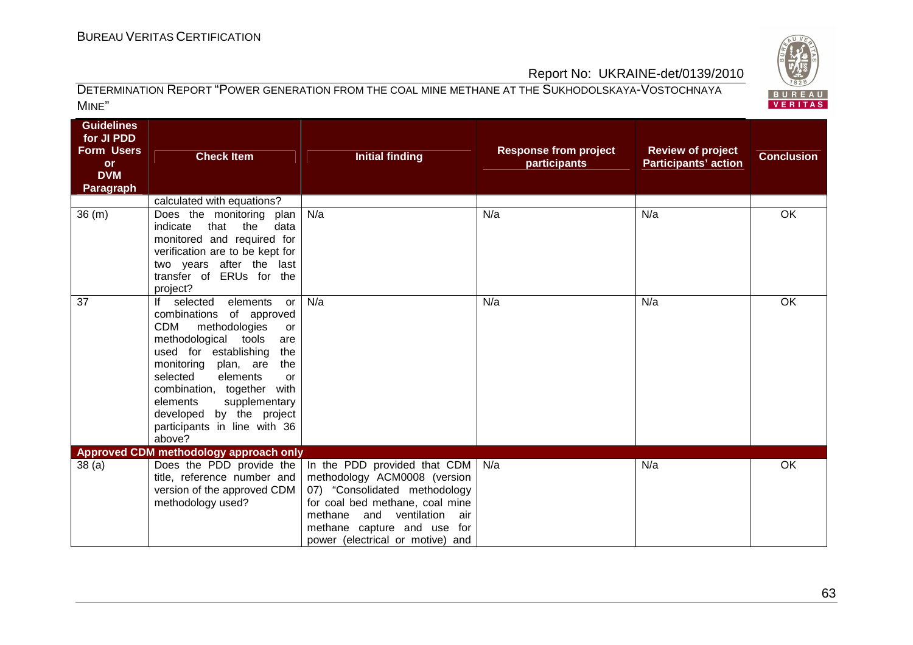| Guidelines for JI PDD Form Users or DVM Paragraph | Check Item | Initial finding | Response from project participants | Review of project Participants' action | Conclusion |
|---|---|---|---|---|---|
| | calculated with equations? | | | | |
| 36 (m) | Does the monitoring plan indicate that the data monitored and required for verification are to be kept for two years after the last transfer of ERUs for the project? | N/a | N/a | N/a | OK |
| 37 | If selected elements or combinations of approved CDM methodologies or methodological tools are used for establishing the monitoring plan, are the selected elements or combination, together with elements supplementary developed by the project participants in line with 36 above? | N/a | N/a | N/a | OK |
| **Approved CDM methodology approach only** | | | | | |
| 38 (a) | Does the PDD provide the title, reference number and version of the approved CDM methodology used? | In the PDD provided that CDM methodology ACM0008 (version 07) "Consolidated methodology for coal bed methane, coal mine methane and ventilation air methane capture and use for power (electrical or motive) and | N/a | N/a | OK |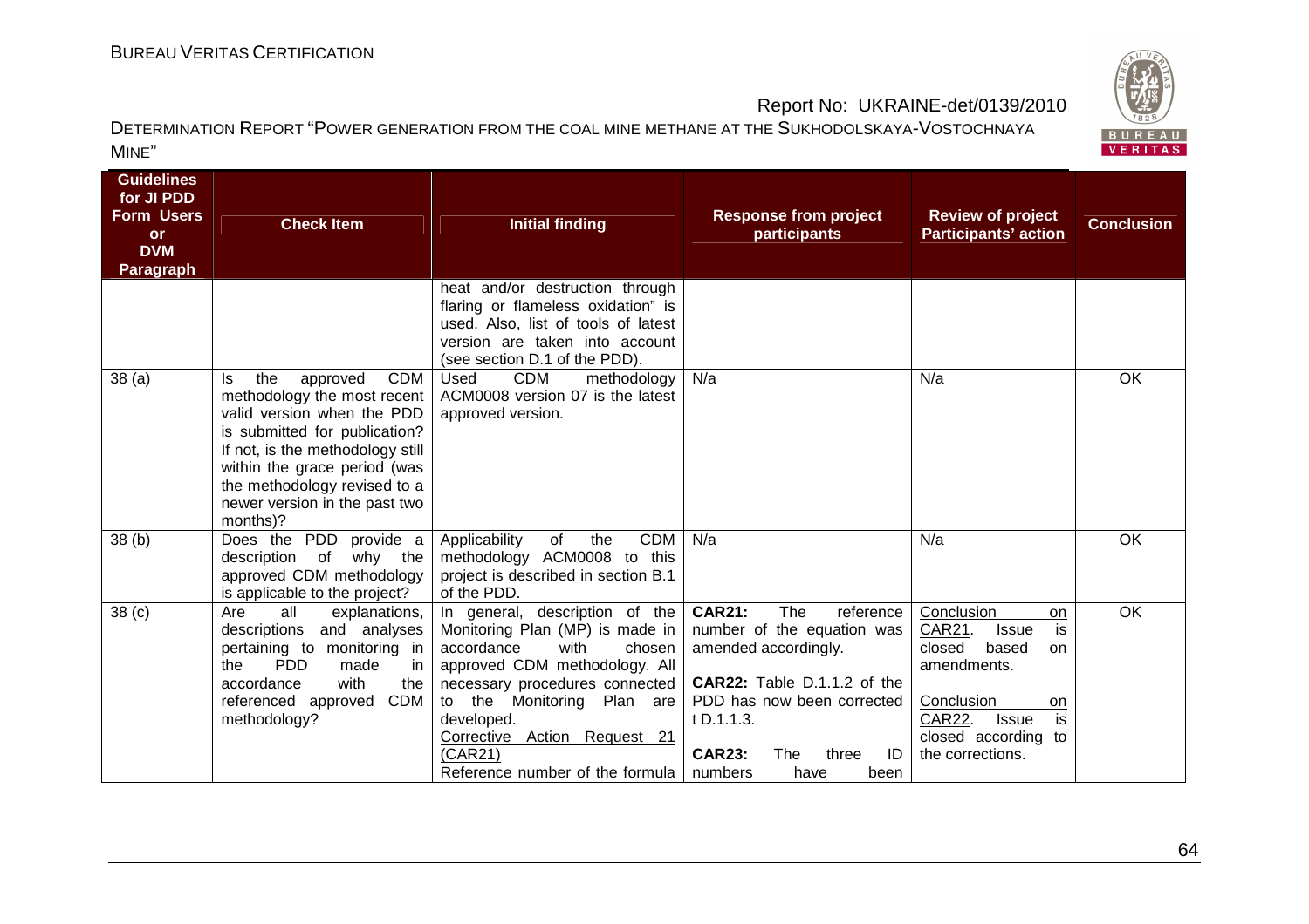| Guidelines for JI PDD Form Users or DVM Paragraph | Check Item | Initial finding | Response from project participants | Review of project Participants' action | Conclusion |
|---|---|---|---|---|---|
| | | heat and/or destruction through flaring or flameless oxidation" is used. Also, list of tools of latest version are taken into account (see section D.1 of the PDD). | | | |
| 38 (a) | Is the approved CDM methodology the most recent valid version when the PDD is submitted for publication? If not, is the methodology still within the grace period (was the methodology revised to a newer version in the past two months)? | Used CDM methodology ACM0008 version 07 is the latest approved version. | N/a | N/a | OK |
| 38 (b) | Does the PDD provide a description of why the approved CDM methodology is applicable to the project? | Applicability of the CDM methodology ACM0008 to this project is described in section B.1 of the PDD. | N/a | N/a | OK |
| 38 (c) | Are all explanations, descriptions and analyses pertaining to monitoring in the PDD made in accordance with the referenced approved CDM methodology? | In general, description of the Monitoring Plan (MP) is made in accordance with chosen approved CDM methodology. All necessary procedures connected to the Monitoring Plan are developed.<br>Corrective Action Request 21 (CAR21)<br>Reference number of the formula | **CAR21:** The reference number of the equation was amended accordingly.<br><br>**CAR22:** Table D.1.1.2 of the PDD has now been corrected t D.1.1.3.<br><br>**CAR23:** The three ID numbers have been | Conclusion on CAR21. Issue is closed based on amendments.<br><br>Conclusion on CAR22. Issue is closed according to the corrections. | OK |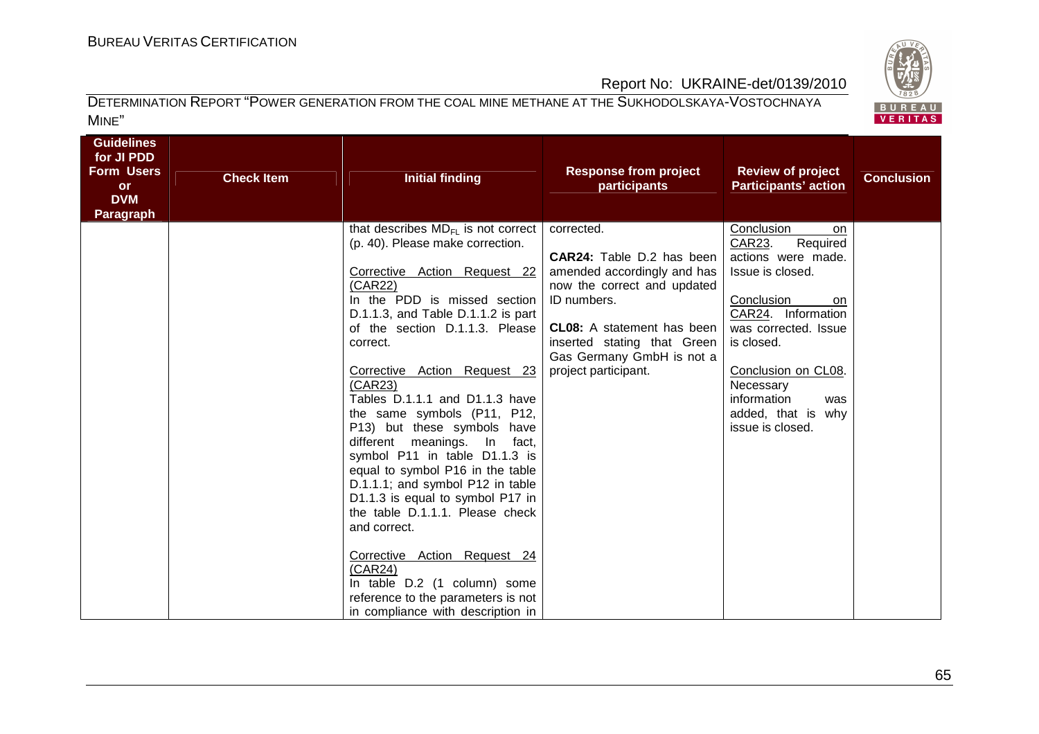| Guidelines for JI PDD Form Users or DVM Paragraph | Check Item | Initial finding | Response from project participants | Review of project Participants' action | Conclusion |
|---|---|---|---|---|---|
| | | that describes $MD_{FL}$ is not correct (p. 40). Please make correction.<br><br>Corrective Action Request 22 (CAR22)<br>In the PDD is missed section D.1.1.3, and Table D.1.1.2 is part of the section D.1.1.3. Please correct.<br><br>Corrective Action Request 23 (CAR23)<br>Tables D.1.1.1 and D1.1.3 have the same symbols (P11, P12, P13) but these symbols have different meanings. In fact, symbol P11 in table D1.1.3 is equal to symbol P16 in the table D.1.1.1; and symbol P12 in table D1.1.3 is equal to symbol P17 in the table D.1.1.1. Please check and correct.<br><br>Corrective Action Request 24 (CAR24)<br>In table D.2 (1 column) some reference to the parameters is not in compliance with description in | corrected.<br><br>**CAR24:** Table D.2 has been amended accordingly and has now the correct and updated ID numbers.<br><br>**CL08:** A statement has been inserted stating that Green Gas Germany GmbH is not a project participant. | Conclusion on CAR23. Required actions were made. Issue is closed.<br><br>Conclusion on CAR24. Information was corrected. Issue is closed.<br><br>Conclusion on CL08. Necessary information was added, that is why issue is closed. | |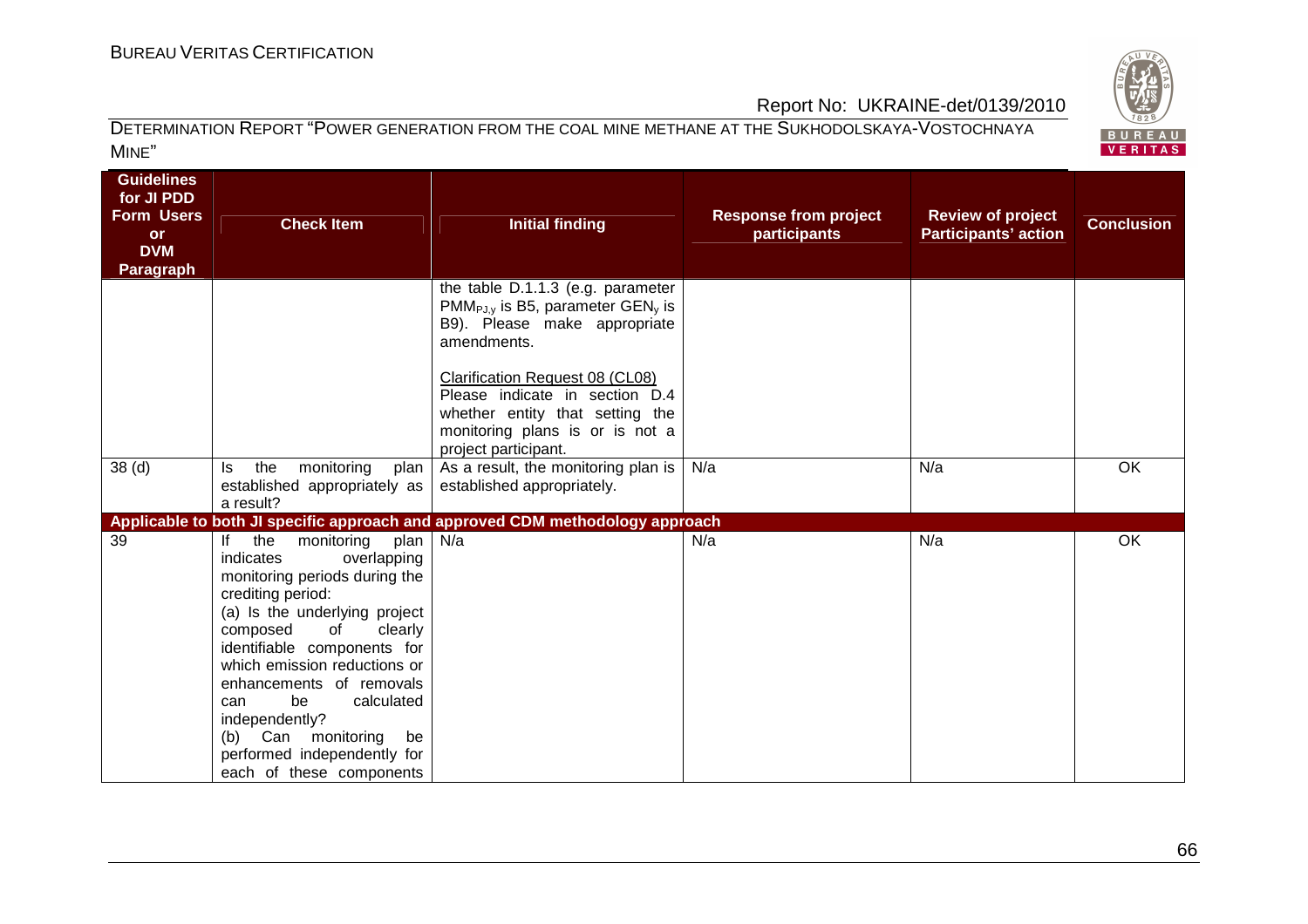| Guidelines for JI PDD Form Users or DVM Paragraph | Check Item | Initial finding | Response from project participants | Review of project Participants' action | Conclusion |
|---|---|---|---|---|---|
| | | the table D.1.1.3 (e.g. parameter $PMM_{PJ,y}$ is B5, parameter $GEN_y$ is B9). Please make appropriate amendments.<br><br><u>Clarification Request 08 (CL08)</u><br>Please indicate in section D.4 whether entity that setting the monitoring plans is or is not a project participant. | | | |
| 38 (d) | Is the monitoring plan established appropriately as a result? | As a result, the monitoring plan is established appropriately. | N/a | N/a | OK |
| **Applicable to both JI specific approach and approved CDM methodology approach** | | | | | |
| 39 | If the monitoring plan indicates overlapping monitoring periods during the crediting period:<br>(a) Is the underlying project composed of clearly identifiable components for which emission reductions or enhancements of removals can be calculated independently?<br>(b) Can monitoring be performed independently for each of these components | N/a | N/a | N/a | OK |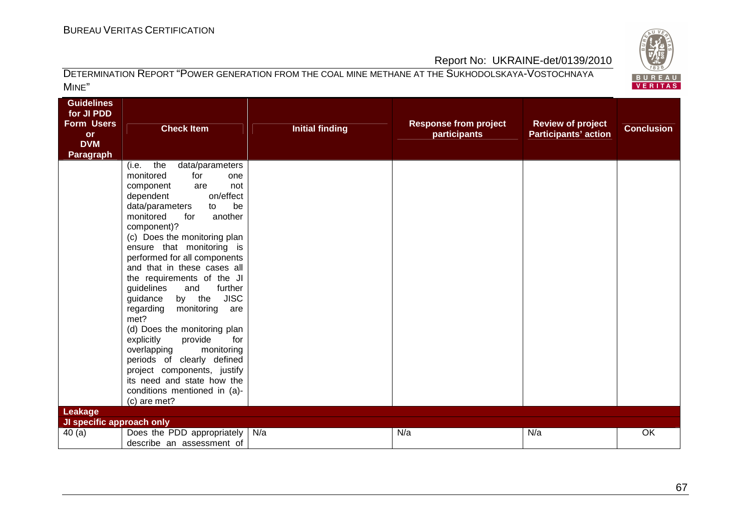| Guidelines for JI PDD Form Users or DVM Paragraph | Check Item | Initial finding | Response from project participants | Review of project Participants' action | Conclusion |
|---|---|---|---|---|---|
| | (i.e. the data/parameters monitored for one component are not dependent on/effect data/parameters to be monitored for another component)?<br>(c) Does the monitoring plan ensure that monitoring is performed for all components and that in these cases all the requirements of the JI guidelines and further guidance by the JISC regarding monitoring are met?<br>(d) Does the monitoring plan explicitly provide for overlapping monitoring periods of clearly defined project components, justify its need and state how the conditions mentioned in (a)-(c) are met? | | | | |
| **Leakage** | | | | | |
| **JI specific approach only** | | | | | |
| 40 (a) | Does the PDD appropriately describe an assessment of | N/a | N/a | N/a | OK |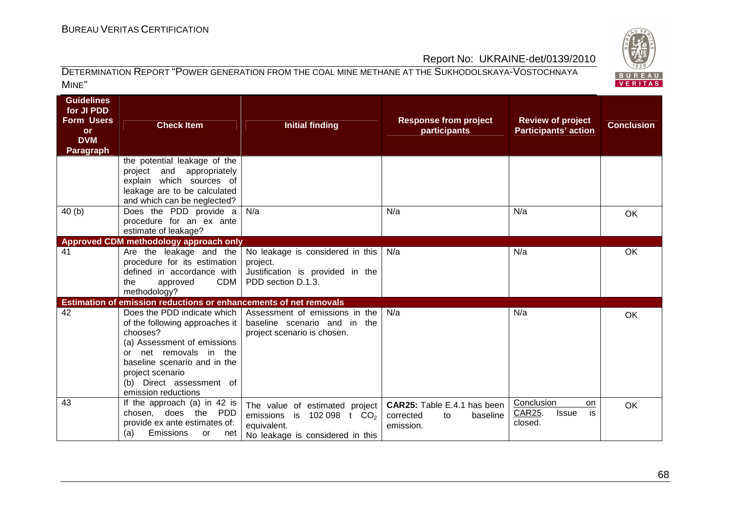| Guidelines for JI PDD Form Users or DVM Paragraph | Check Item | Initial finding | Response from project participants | Review of project Participants' action | Conclusion |
|---|---|---|---|---|---|
| | the potential leakage of the project and appropriately explain which sources of leakage are to be calculated and which can be neglected? | | | | |
| 40 (b) | Does the PDD provide a procedure for an ex ante estimate of leakage? | N/a | N/a | N/a | OK |
| **Approved CDM methodology approach only** | | | | | |
| 41 | Are the leakage and the procedure for its estimation defined in accordance with the approved CDM methodology? | No leakage is considered in this project. Justification is provided in the PDD section D.1.3. | N/a | N/a | OK |
| **Estimation of emission reductions or enhancements of net removals** | | | | | |
| 42 | Does the PDD indicate which of the following approaches it chooses?<br>(a) Assessment of emissions or net removals in the baseline scenario and in the project scenario<br>(b) Direct assessment of emission reductions | Assessment of emissions in the baseline scenario and in the project scenario is chosen. | N/a | N/a | OK |
| 43 | If the approach (a) in 42 is chosen, does the PDD provide ex ante estimates of:<br>(a) Emissions or net | The value of estimated project emissions is 102 098 t $CO_2$ equivalent.<br>No leakage is considered in this | **CAR25:** Table E.4.1 has been corrected to baseline emission. | Conclusion on CAR25. Issue is closed. | OK |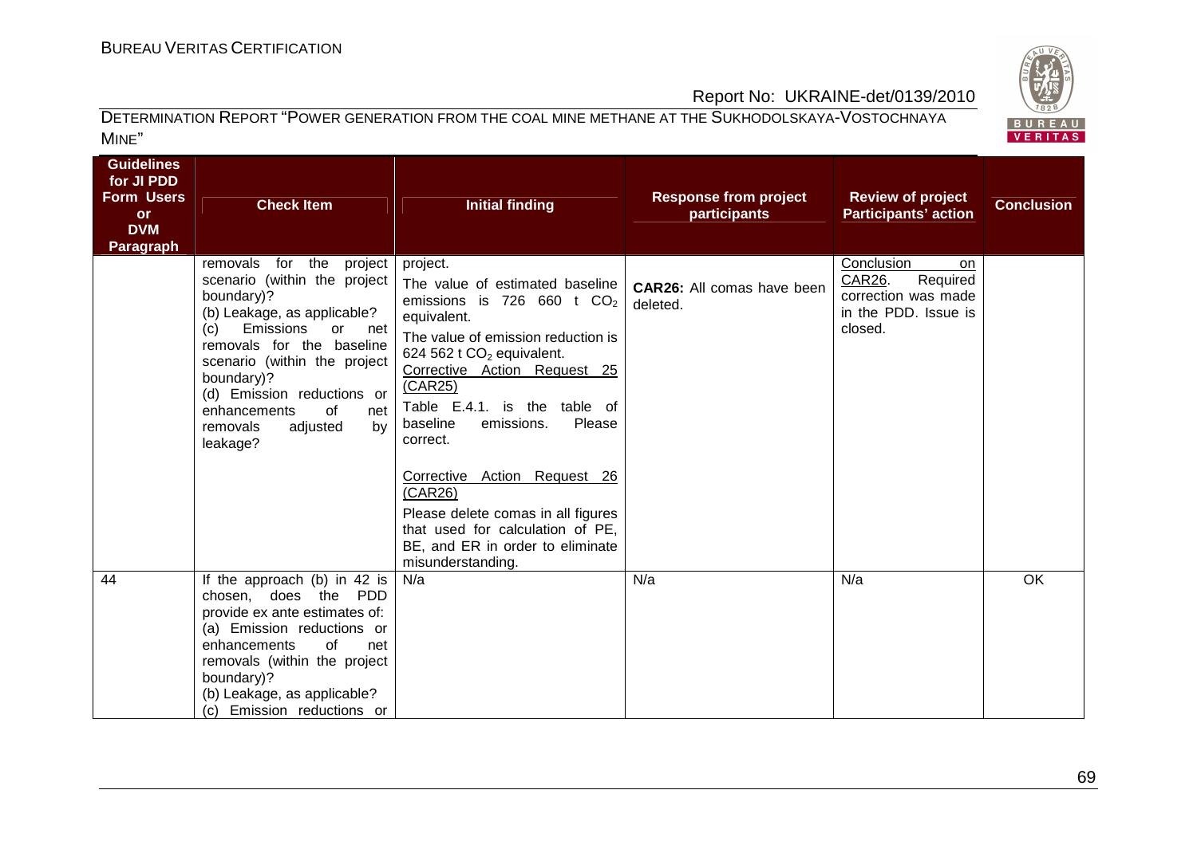| Guidelines for JI PDD Form Users or DVM Paragraph | Check Item | Initial finding | Response from project participants | Review of project Participants' action | Conclusion |
|---|---|---|---|---|---|
| | removals for the project scenario (within the project boundary)?<br>(b) Leakage, as applicable?<br>(c) Emissions or net removals for the baseline scenario (within the project boundary)?<br>(d) Emission reductions or enhancements of net removals adjusted by leakage? | project.<br>The value of estimated baseline emissions is 726 660 t $CO_2$ equivalent.<br>The value of emission reduction is 624 562 t $CO_2$ equivalent.<br>Corrective Action Request 25 (CAR25)<br>Table E.4.1. is the table of baseline emissions. Please correct.<br><br>Corrective Action Request 26 (CAR26)<br>Please delete comas in all figures that used for calculation of PE, BE, and ER in order to eliminate misunderstanding. | **CAR26:** All comas have been deleted. | Conclusion on CAR26. Required correction was made in the PDD. Issue is closed. | |
| 44 | If the approach (b) in 42 is chosen, does the PDD provide ex ante estimates of:<br>(a) Emission reductions or enhancements of net removals (within the project boundary)?<br>(b) Leakage, as applicable?<br>(c) Emission reductions or | N/a | N/a | N/a | OK |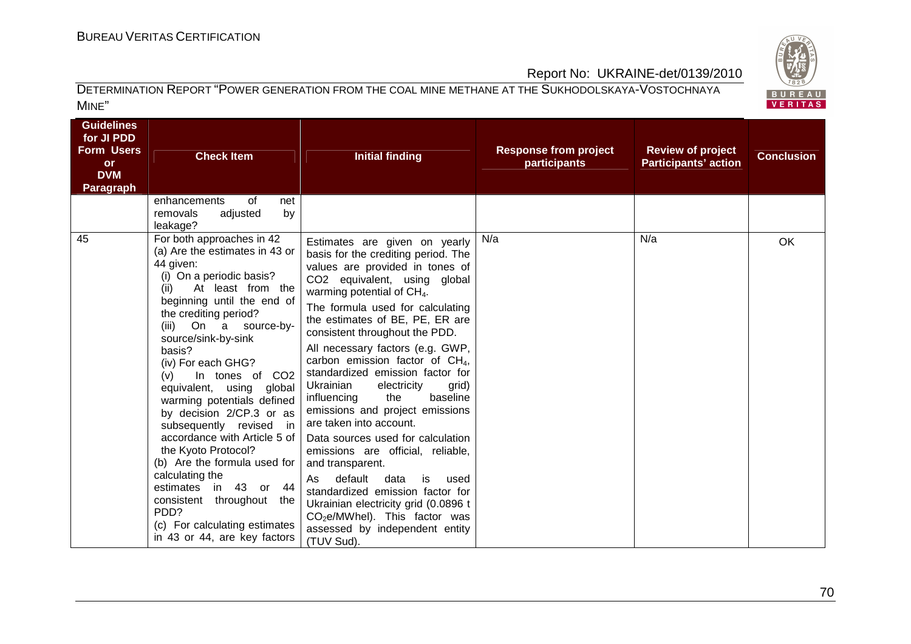| Guidelines for JI PDD Form Users or DVM Paragraph | Check Item | Initial finding | Response from project participants | Review of project Participants' action | Conclusion |
|---|---|---|---|---|---|
| | enhancements of net removals adjusted by leakage? | | | | |
| 45 | For both approaches in 42 (a) Are the estimates in 43 or 44 given: (i) On a periodic basis? (ii) At least from the beginning until the end of the crediting period? (iii) On a source-by-source/sink-by-sink basis? (iv) For each GHG? (v) In tones of $CO_2$ equivalent, using global warming potentials defined by decision 2/CP.3 or as subsequently revised in accordance with Article 5 of the Kyoto Protocol? (b) Are the formula used for calculating the estimates in 43 or 44 consistent throughout the PDD? (c) For calculating estimates in 43 or 44, are key factors | Estimates are given on yearly basis for the crediting period. The values are provided in tones of $CO_2$ equivalent, using global warming potential of $CH_4$. The formula used for calculating the estimates of BE, PE, ER are consistent throughout the PDD. All necessary factors (e.g. GWP, carbon emission factor of $CH_4$, standardized emission factor for Ukrainian electricity grid) influencing the baseline emissions and project emissions are taken into account. Data sources used for calculation emissions are official, reliable, and transparent. As default data is used standardized emission factor for Ukrainian electricity grid (0.0896 t $CO_2$e/MWhel). This factor was assessed by independent entity (TUV Sud). | N/a | N/a | OK |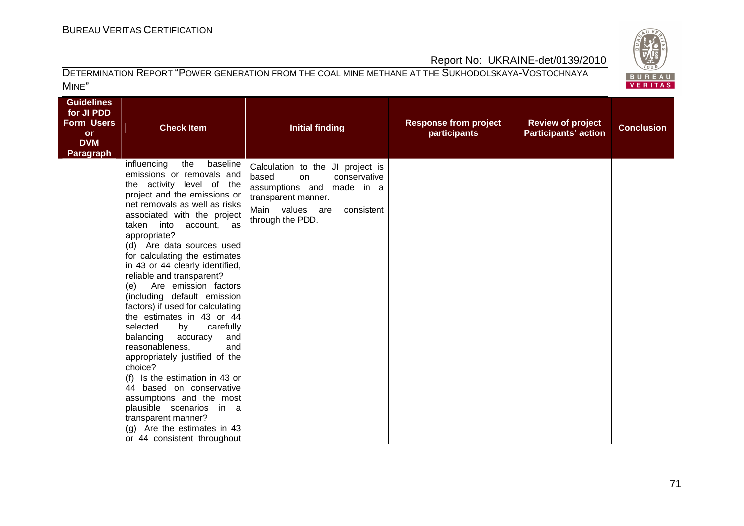| Guidelines for JI PDD Form Users or DVM Paragraph | Check Item | Initial finding | Response from project participants | Review of project Participants' action | Conclusion |
|---|---|---|---|---|---|
| | influencing the baseline emissions or removals and the activity level of the project and the emissions or net removals as well as risks associated with the project taken into account, as appropriate?<br>(d) Are data sources used for calculating the estimates in 43 or 44 clearly identified, reliable and transparent?<br>(e) Are emission factors (including default emission factors) if used for calculating the estimates in 43 or 44 selected by carefully balancing accuracy and reasonableness, and appropriately justified of the choice?<br>(f) Is the estimation in 43 or 44 based on conservative assumptions and the most plausible scenarios in a transparent manner?<br>(g) Are the estimates in 43 or 44 consistent throughout | Calculation to the JI project is based on conservative assumptions and made in a transparent manner.<br>Main values are consistent through the PDD. | | | |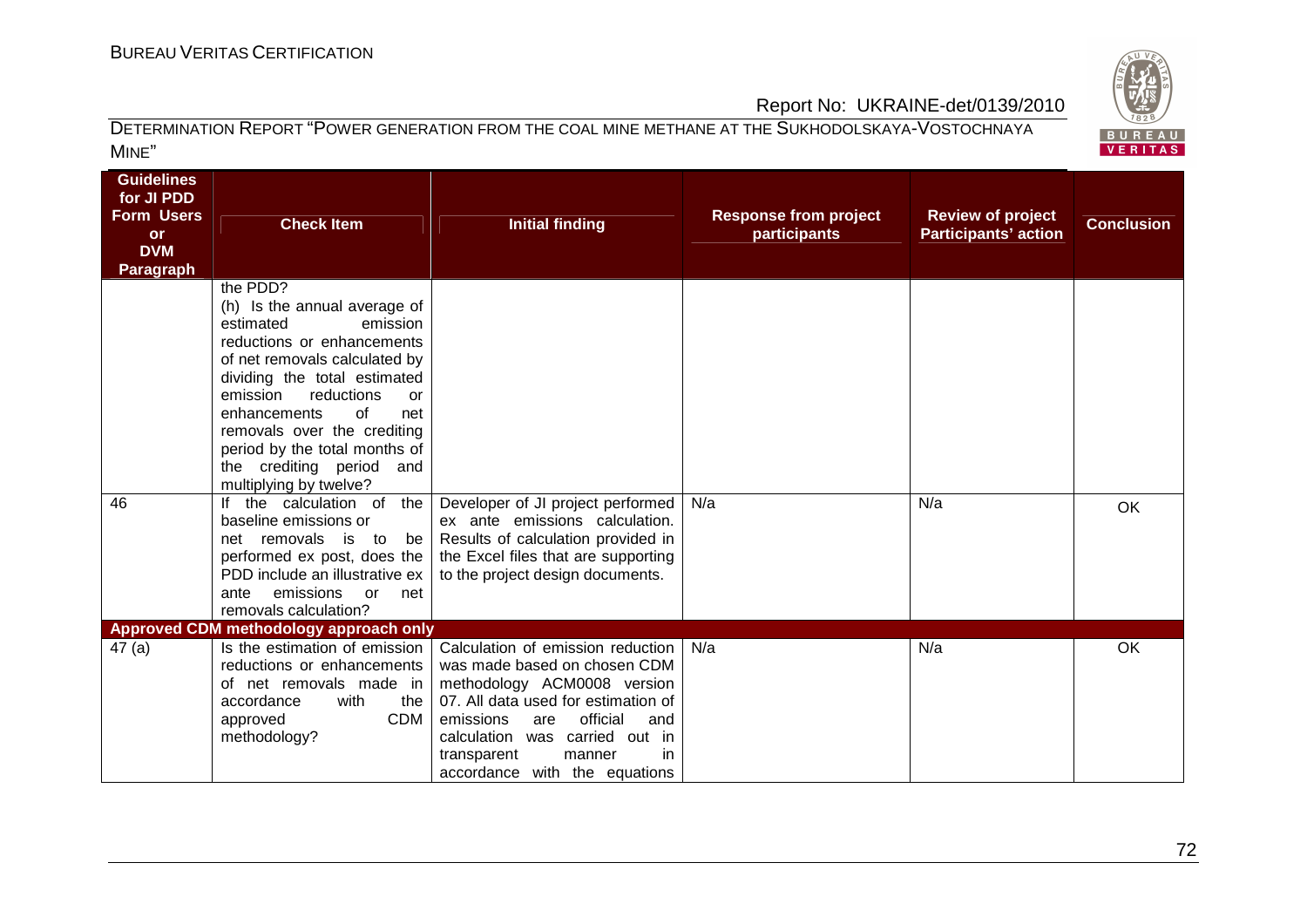| Guidelines for JI PDD Form Users or DVM Paragraph | Check Item | Initial finding | Response from project participants | Review of project Participants' action | Conclusion |
|---|---|---|---|---|---|
| | the PDD?<br>(h) Is the annual average of estimated emission reductions or enhancements of net removals calculated by dividing the total estimated emission reductions or enhancements of net removals over the crediting period by the total months of the crediting period and multiplying by twelve? | | | | |
| 46 | If the calculation of the baseline emissions or net removals is to be performed ex post, does the PDD include an illustrative ex ante emissions or net removals calculation? | Developer of JI project performed ex ante emissions calculation. Results of calculation provided in the Excel files that are supporting to the project design documents. | N/a | N/a | OK |
| **Approved CDM methodology approach only** | | | | | |
| 47 (a) | Is the estimation of emission reductions or enhancements of net removals made in accordance with the CDM approved methodology? | Calculation of emission reduction was made based on chosen CDM methodology ACM0008 version 07. All data used for estimation of emissions are official and calculation was carried out in transparent manner in accordance with the equations | N/a | N/a | OK |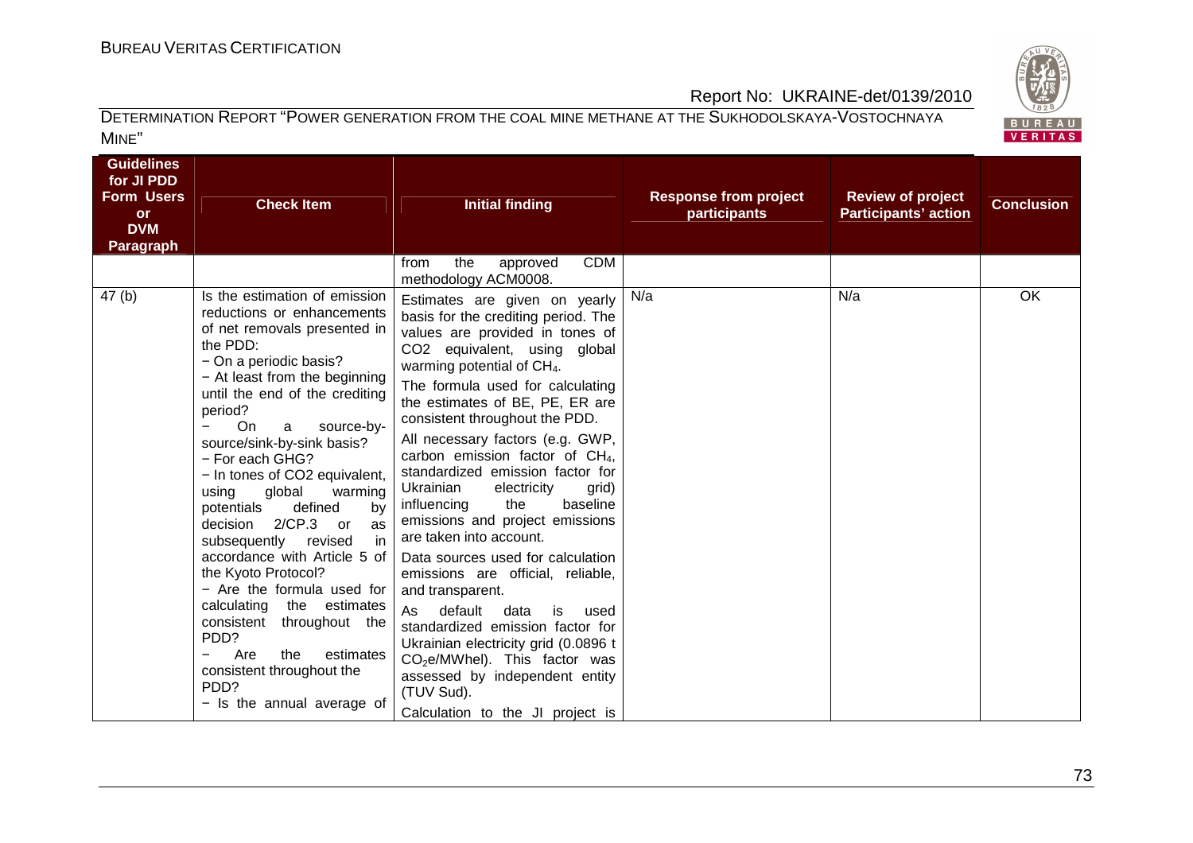| Guidelines for JI PDD Form Users or DVM Paragraph | Check Item | Initial finding | Response from project participants | Review of project Participants' action | Conclusion |
|---|---|---|---|---|---|
| | | from the approved CDM methodology ACM0008. | | | |
| 47 (b) | Is the estimation of emission reductions or enhancements of net removals presented in the PDD:<br>− On a periodic basis?<br>− At least from the beginning until the end of the crediting period?<br>− On a source-by-source/sink-by-sink basis?<br>− For each GHG?<br>− In tones of CO2 equivalent, using global warming potentials defined by decision 2/CP.3 or as subsequently revised in accordance with Article 5 of the Kyoto Protocol?<br>− Are the formula used for calculating the estimates consistent throughout the PDD?<br>− Are the estimates consistent throughout the PDD?<br>− Is the annual average of | Estimates are given on yearly basis for the crediting period. The values are provided in tones of CO2 equivalent, using global warming potential of $CH_4$.<br>The formula used for calculating the estimates of BE, PE, ER are consistent throughout the PDD.<br>All necessary factors (e.g. GWP, carbon emission factor of $CH_4$, standardized emission factor for Ukrainian electricity grid) influencing the baseline emissions and project emissions are taken into account.<br>Data sources used for calculation emissions are official, reliable, and transparent.<br>As default data is used standardized emission factor for Ukrainian electricity grid (0.0896 t $CO_2e$/MWhel). This factor was assessed by independent entity (TUV Sud).<br>Calculation to the JI project is | N/a | N/a | OK |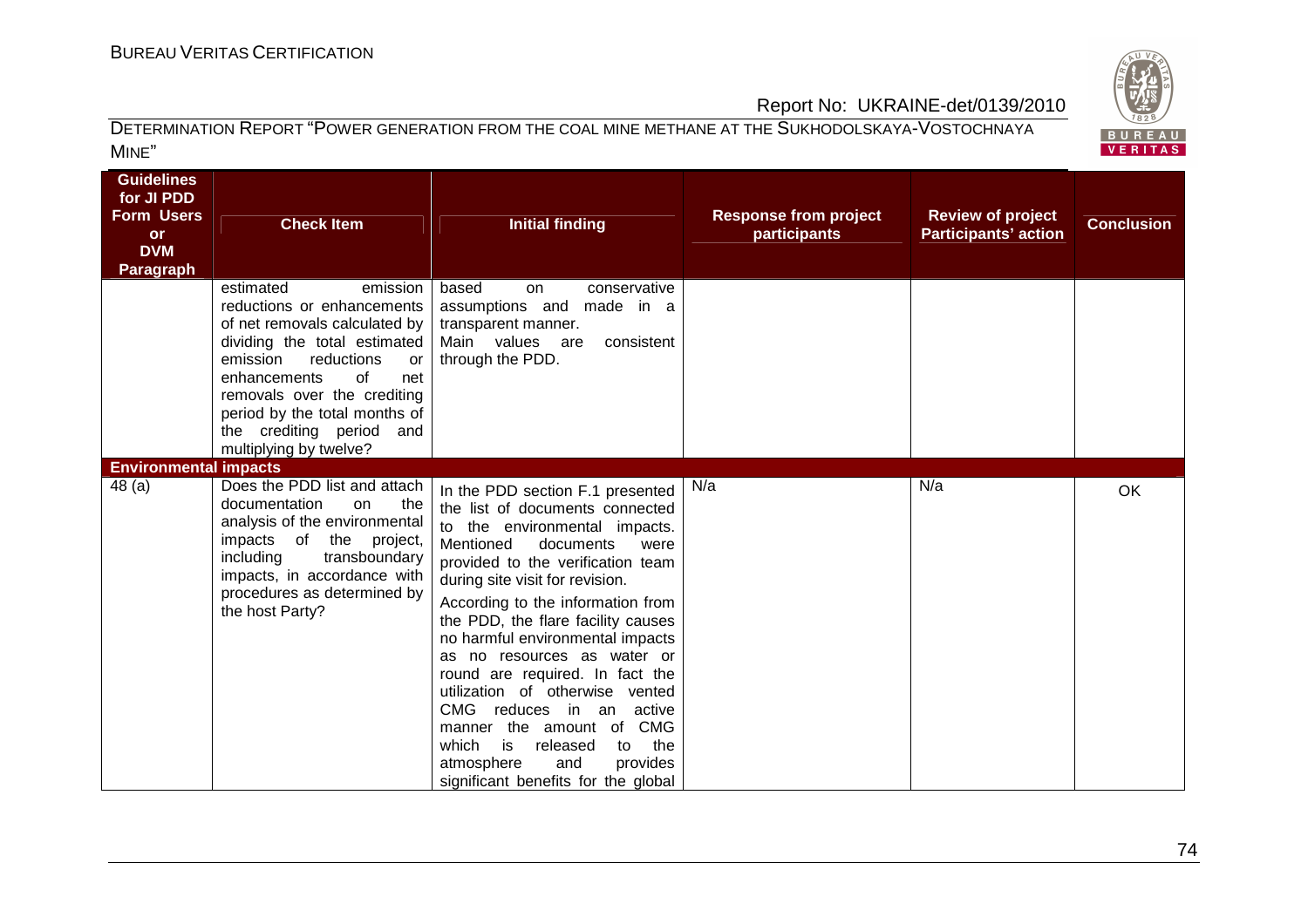| Guidelines for JI PDD Form Users or DVM Paragraph | Check Item | Initial finding | Response from project participants | Review of project Participants' action | Conclusion |
|---|---|---|---|---|---|
| | estimated emission reductions or enhancements of net removals calculated by dividing the total estimated emission reductions or enhancements of net removals over the crediting period by the total months of the crediting period and multiplying by twelve? | based on conservative assumptions and made in a transparent manner. Main values are consistent through the PDD. | | | |
| **Environmental impacts** | | | | | |
| 48 (a) | Does the PDD list and attach documentation on the analysis of the environmental impacts of the project, including transboundary impacts, in accordance with procedures as determined by the host Party? | In the PDD section F.1 presented the list of documents connected to the environmental impacts. Mentioned documents were provided to the verification team during site visit for revision. According to the information from the PDD, the flare facility causes no harmful environmental impacts as no resources as water or round are required. In fact the utilization of otherwise vented CMG reduces in an active manner the amount of CMG which is released to the atmosphere and provides significant benefits for the global | N/a | N/a | OK |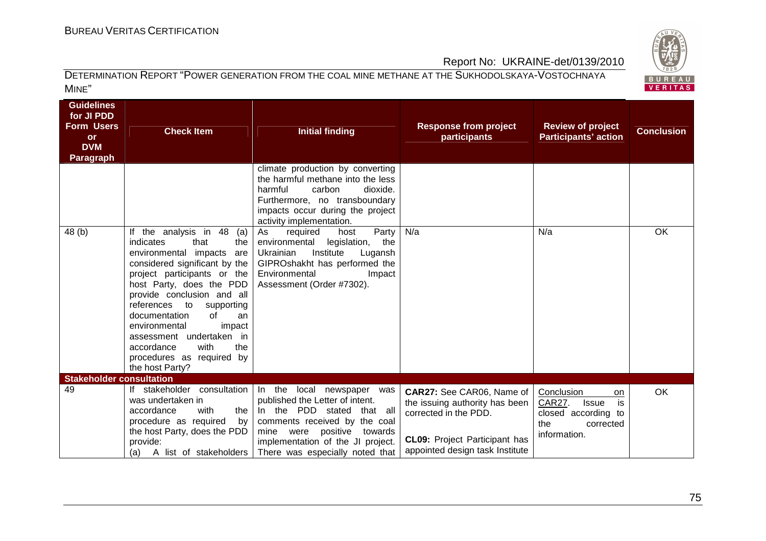| Guidelines for JI PDD Form Users or DVM Paragraph | Check Item | Initial finding | Response from project participants | Review of project Participants' action | Conclusion |
|---|---|---|---|---|---|
| | | climate production by converting the harmful methane into the less harmful carbon dioxide. Furthermore, no transboundary impacts occur during the project activity implementation. | | | |
| 48 (b) | If the analysis in 48 (a) indicates that the environmental impacts are considered significant by the project participants or the host Party, does the PDD provide conclusion and all references to supporting documentation of an environmental impact assessment undertaken in accordance with the procedures as required by the host Party? | As required host Party environmental legislation, the Ukrainian Institute Lugansh GIPROshakht has performed the Environmental Impact Assessment (Order #7302). | N/a | N/a | OK |
| **Stakeholder consultation** | | | | | |
| 49 | If stakeholder consultation was undertaken in accordance with the procedure as required by the host Party, does the PDD provide:<br>(a) A list of stakeholders | In the local newspaper was published the Letter of intent.<br>In the PDD stated that all comments received by the coal mine were positive towards implementation of the JI project. There was especially noted that | **CAR27:** See CAR06, Name of the issuing authority has been corrected in the PDD.<br><br>**CL09:** Project Participant has appointed design task Institute | Conclusion on CAR27. Issue is closed according to the corrected information. | OK |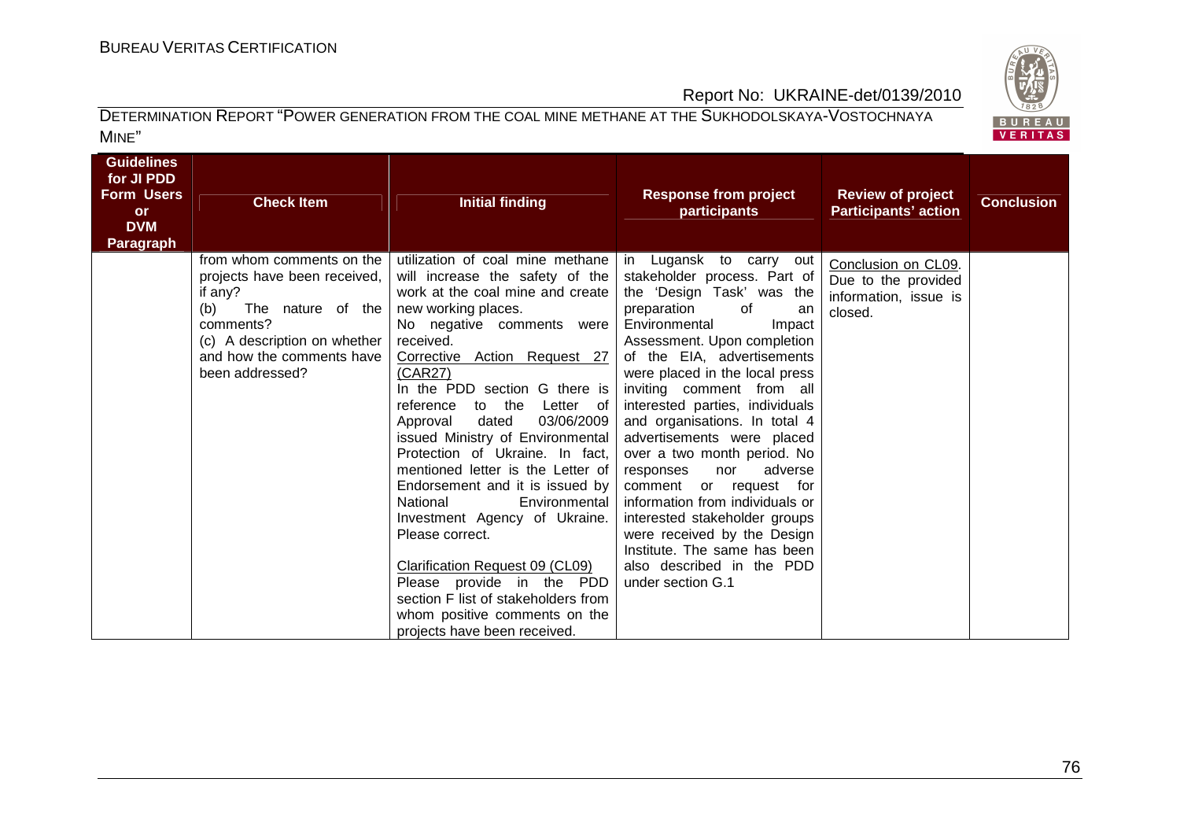| Guidelines for JI PDD Form Users or DVM Paragraph | Check Item | Initial finding | Response from project participants | Review of project Participants' action | Conclusion |
|---|---|---|---|---|---|
| | from whom comments on the projects have been received, if any?<br>(b) The nature of the comments?<br>(c) A description on whether and how the comments have been addressed? | utilization of coal mine methane will increase the safety of the work at the coal mine and create new working places.<br>No negative comments were received.<br>Corrective Action Request 27 (CAR27)<br>In the PDD section G there is reference to the Letter of Approval dated 03/06/2009 issued Ministry of Environmental Protection of Ukraine. In fact, mentioned letter is the Letter of Endorsement and it is issued by National Environmental Investment Agency of Ukraine. Please correct.<br><br>Clarification Request 09 (CL09)<br>Please provide in the PDD section F list of stakeholders from whom positive comments on the projects have been received. | in Lugansk to carry out stakeholder process. Part of the 'Design Task' was the preparation of an Environmental Impact Assessment. Upon completion of the EIA, advertisements were placed in the local press inviting comment from all interested parties, individuals and organisations. In total 4 advertisements were placed over a two month period. No responses nor adverse comment or request for information from individuals or interested stakeholder groups were received by the Design Institute. The same has been also described in the PDD under section G.1 | Conclusion on CL09.<br>Due to the provided information, issue is closed. | |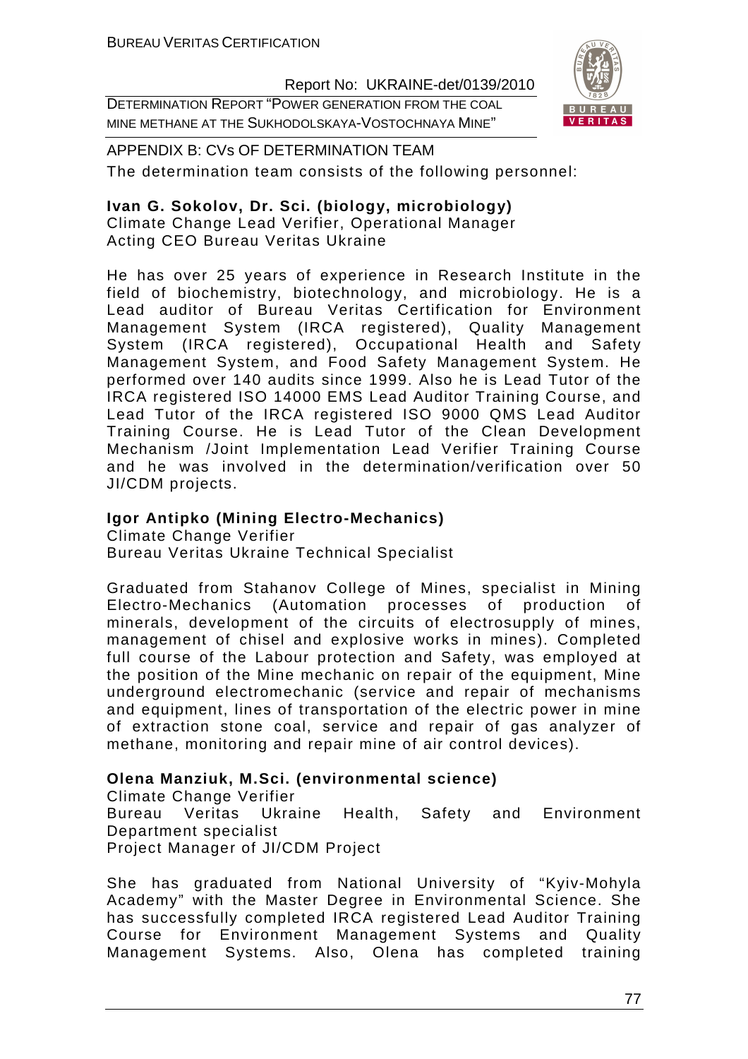APPENDIX B: CVs OF DETERMINATION TEAM

The determination team consists of the following personnel:

**Ivan G. Sokolov, Dr. Sci. (biology, microbiology)**
Climate Change Lead Verifier, Operational Manager
Acting CEO Bureau Veritas Ukraine

He has over 25 years of experience in Research Institute in the field of biochemistry, biotechnology, and microbiology. He is a Lead auditor of Bureau Veritas Certification for Environment Management System (IRCA registered), Quality Management System (IRCA registered), Occupational Health and Safety Management System, and Food Safety Management System. He performed over 140 audits since 1999. Also he is Lead Tutor of the IRCA registered ISO 14000 EMS Lead Auditor Training Course, and Lead Tutor of the IRCA registered ISO 9000 QMS Lead Auditor Training Course. He is Lead Tutor of the Clean Development Mechanism /Joint Implementation Lead Verifier Training Course and he was involved in the determination/verification over 50 JI/CDM projects.

**Igor Antipko (Mining Electro-Mechanics)**
Climate Change Verifier
Bureau Veritas Ukraine Technical Specialist

Graduated from Stahanov College of Mines, specialist in Mining Electro-Mechanics (Automation processes of production of minerals, development of the circuits of electrosupply of mines, management of chisel and explosive works in mines). Completed full course of the Labour protection and Safety, was employed at the position of the Mine mechanic on repair of the equipment, Mine underground electromechanic (service and repair of mechanisms and equipment, lines of transportation of the electric power in mine of extraction stone coal, service and repair of gas analyzer of methane, monitoring and repair mine of air control devices).

**Olena Manziuk, M.Sci. (environmental science)**
Climate Change Verifier
Bureau Veritas Ukraine Health, Safety and Environment Department specialist
Project Manager of JI/CDM Project

She has graduated from National University of "Kyiv-Mohyla Academy" with the Master Degree in Environmental Science. She has successfully completed IRCA registered Lead Auditor Training Course for Environment Management Systems and Quality Management Systems. Also, Olena has completed training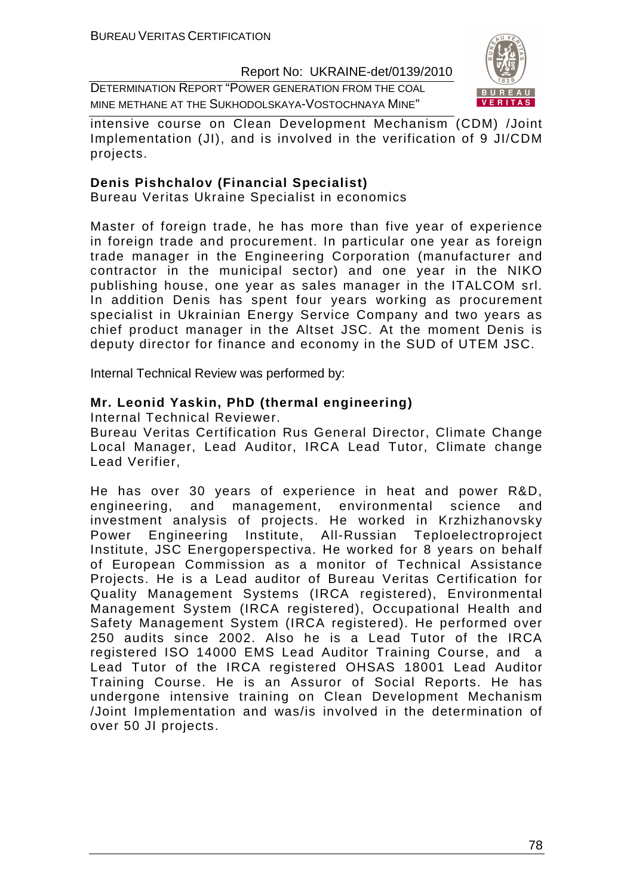intensive course on Clean Development Mechanism (CDM) /Joint Implementation (JI), and is involved in the verification of 9 JI/CDM projects.

**Denis Pishchalov (Financial Specialist)**
Bureau Veritas Ukraine Specialist in economics

Master of foreign trade, he has more than five year of experience in foreign trade and procurement. In particular one year as foreign trade manager in the Engineering Corporation (manufacturer and contractor in the municipal sector) and one year in the NIKO publishing house, one year as sales manager in the ITALCOM srl. In addition Denis has spent four years working as procurement specialist in Ukrainian Energy Service Company and two years as chief product manager in the Altset JSC. At the moment Denis is deputy director for finance and economy in the SUD of UTEM JSC.

Internal Technical Review was performed by:

**Mr. Leonid Yaskin, PhD (thermal engineering)**
Internal Technical Reviewer.
Bureau Veritas Certification Rus General Director, Climate Change Local Manager, Lead Auditor, IRCA Lead Tutor, Climate change Lead Verifier,

He has over 30 years of experience in heat and power R&D, engineering, and management, environmental science and investment analysis of projects. He worked in Krzhizhanovsky Power Engineering Institute, All-Russian Teploelectroproject Institute, JSC Energoperspectiva. He worked for 8 years on behalf of European Commission as a monitor of Technical Assistance Projects. He is a Lead auditor of Bureau Veritas Certification for Quality Management Systems (IRCA registered), Environmental Management System (IRCA registered), Occupational Health and Safety Management System (IRCA registered). He performed over 250 audits since 2002. Also he is a Lead Tutor of the IRCA registered ISO 14000 EMS Lead Auditor Training Course, and a Lead Tutor of the IRCA registered OHSAS 18001 Lead Auditor Training Course. He is an Assuror of Social Reports. He has undergone intensive training on Clean Development Mechanism /Joint Implementation and was/is involved in the determination of over 50 JI projects.